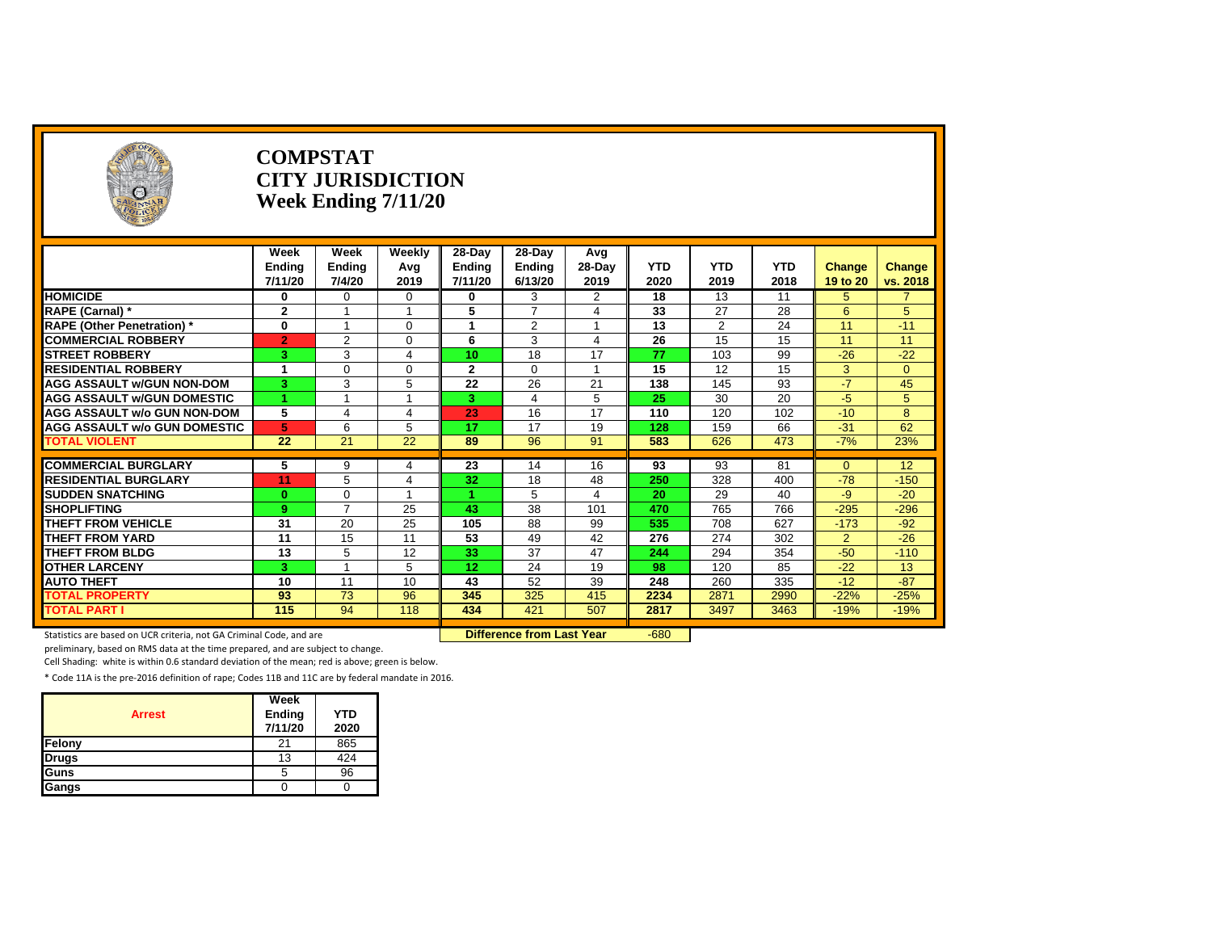# COMPSTAT
# CITY JURISDICTION
# Week Ending 7/11/20

| | Week Ending 7/11/20 | Week Ending 7/4/20 | Weekly Avg 2019 | 28-Day Ending 7/11/20 | 28-Day Ending 6/13/20 | Avg 28-Day 2019 | YTD 2020 | YTD 2019 | YTD 2018 | Change 19 to 20 | Change vs. 2018 |
|---|---|---|---|---|---|---|---|---|---|---|---|
| **HOMICIDE** | 0 | 0 | 0 | 0 | 3 | 2 | 18 | 13 | 11 | 5 | 7 |
| **RAPE (Carnal) *** | 2 | 1 | 1 | 5 | 7 | 4 | 33 | 27 | 28 | 6 | 5 |
| **RAPE (Other Penetration) *** | 0 | 1 | 0 | 1 | 2 | 1 | 13 | 2 | 24 | 11 | -11 |
| **COMMERCIAL ROBBERY** | 2 | 2 | 0 | 6 | 3 | 4 | 26 | 15 | 15 | 11 | 11 |
| **STREET ROBBERY** | 3 | 3 | 4 | 10 | 18 | 17 | 77 | 103 | 99 | -26 | -22 |
| **RESIDENTIAL ROBBERY** | 1 | 0 | 0 | 2 | 0 | 1 | 15 | 12 | 15 | 3 | 0 |
| **AGG ASSAULT w/GUN NON-DOM** | 3 | 3 | 5 | 22 | 26 | 21 | 138 | 145 | 93 | -7 | 45 |
| **AGG ASSAULT w/GUN DOMESTIC** | 1 | 1 | 1 | 3 | 4 | 5 | 25 | 30 | 20 | -5 | 5 |
| **AGG ASSAULT w/o GUN NON-DOM** | 5 | 4 | 4 | 23 | 16 | 17 | 110 | 120 | 102 | -10 | 8 |
| **AGG ASSAULT w/o GUN DOMESTIC** | 5 | 6 | 5 | 17 | 17 | 19 | 128 | 159 | 66 | -31 | 62 |
| **TOTAL VIOLENT** | 22 | 21 | 22 | 89 | 96 | 91 | 583 | 626 | 473 | -7% | 23% |
| **COMMERCIAL BURGLARY** | 5 | 9 | 4 | 23 | 14 | 16 | 93 | 93 | 81 | 0 | 12 |
| **RESIDENTIAL BURGLARY** | 11 | 5 | 4 | 32 | 18 | 48 | 250 | 328 | 400 | -78 | -150 |
| **SUDDEN SNATCHING** | 0 | 0 | 1 | 1 | 5 | 4 | 20 | 29 | 40 | -9 | -20 |
| **SHOPLIFTING** | 9 | 7 | 25 | 43 | 38 | 101 | 470 | 765 | 766 | -295 | -296 |
| **THEFT FROM VEHICLE** | 31 | 20 | 25 | 105 | 88 | 99 | 535 | 708 | 627 | -173 | -92 |
| **THEFT FROM YARD** | 11 | 15 | 11 | 53 | 49 | 42 | 276 | 274 | 302 | 2 | -26 |
| **THEFT FROM BLDG** | 13 | 5 | 12 | 33 | 37 | 47 | 244 | 294 | 354 | -50 | -110 |
| **OTHER LARCENY** | 3 | 1 | 5 | 12 | 24 | 19 | 98 | 120 | 85 | -22 | 13 |
| **AUTO THEFT** | 10 | 11 | 10 | 43 | 52 | 39 | 248 | 260 | 335 | -12 | -87 |
| **TOTAL PROPERTY** | 93 | 73 | 96 | 345 | 325 | 415 | 2234 | 2871 | 2990 | -22% | -25% |
| **TOTAL PART I** | 115 | 94 | 118 | 434 | 421 | 507 | 2817 | 3497 | 3463 | -19% | -19% |

**Difference from Last Year** -680

Statistics are based on UCR criteria, not GA Criminal Code, and are preliminary, based on RMS data at the time prepared, and are subject to change.

Cell Shading: white is within 0.6 standard deviation of the mean; red is above; green is below.

* Code 11A is the pre-2016 definition of rape; Codes 11B and 11C are by federal mandate in 2016.

| Arrest | Week Ending 7/11/20 | YTD 2020 |
|---|---|---|
| **Felony** | 21 | 865 |
| **Drugs** | 13 | 424 |
| **Guns** | 5 | 96 |
| **Gangs** | 0 | 0 |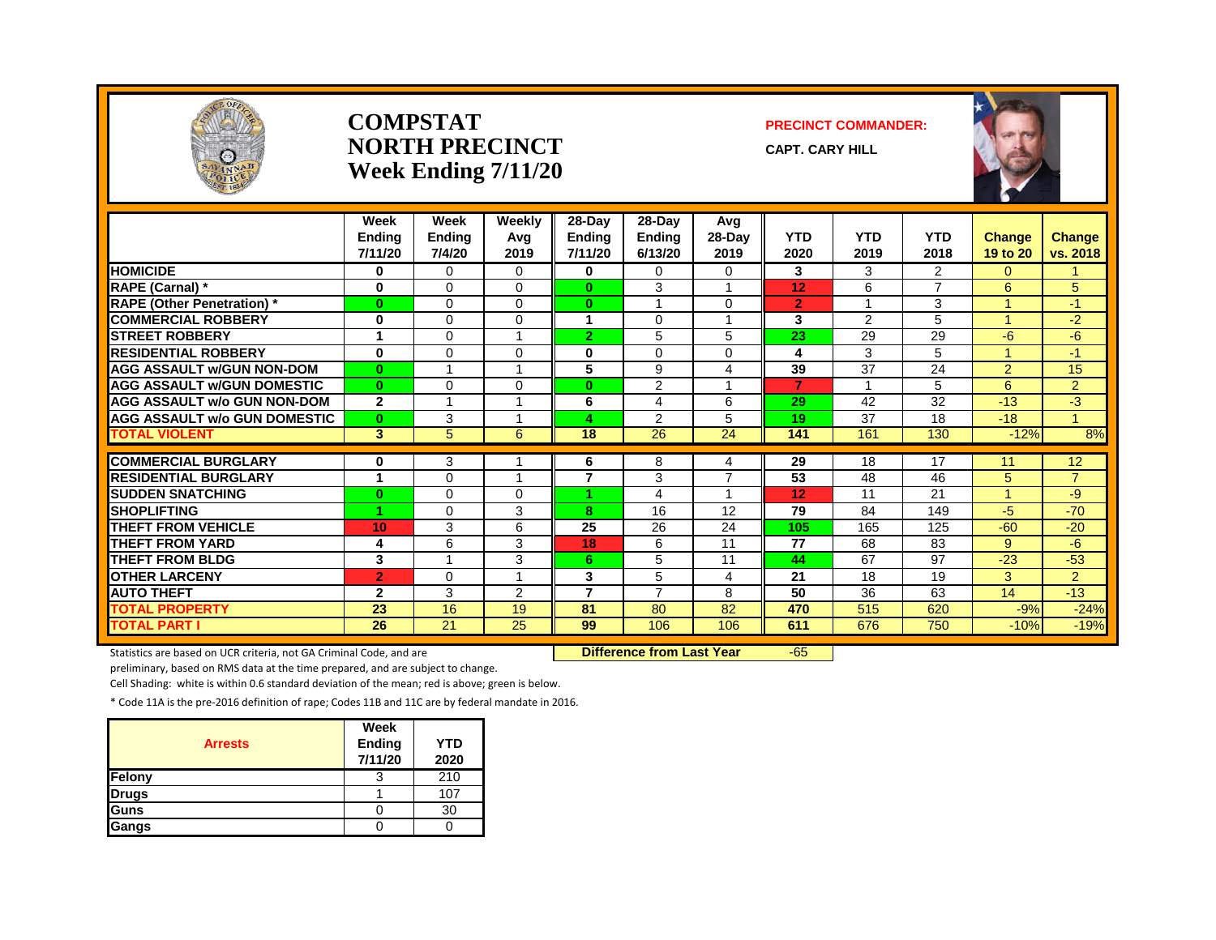# COMPSTAT
# NORTH PRECINCT
# Week Ending 7/11/20

**PRECINCT COMMANDER:**

**CAPT. CARY HILL**

| | Week Ending 7/11/20 | Week Ending 7/4/20 | Weekly Avg 2019 | 28-Day Ending 7/11/20 | 28-Day Ending 6/13/20 | Avg 28-Day 2019 | YTD 2020 | YTD 2019 | YTD 2018 | Change 19 to 20 | Change vs. 2018 |
|---|---|---|---|---|---|---|---|---|---|---|---|
| HOMICIDE | 0 | 0 | 0 | 0 | 0 | 0 | 3 | 3 | 2 | 0 | 1 |
| RAPE (Carnal) * | 0 | 0 | 0 | 0 | 3 | 1 | 12 | 6 | 7 | 6 | 5 |
| RAPE (Other Penetration) * | 0 | 0 | 0 | 0 | 1 | 0 | 2 | 1 | 3 | 1 | -1 |
| COMMERCIAL ROBBERY | 0 | 0 | 0 | 1 | 0 | 1 | 3 | 2 | 5 | 1 | -2 |
| STREET ROBBERY | 1 | 0 | 1 | 2 | 5 | 5 | 23 | 29 | 29 | -6 | -6 |
| RESIDENTIAL ROBBERY | 0 | 0 | 0 | 0 | 0 | 0 | 4 | 3 | 5 | 1 | -1 |
| AGG ASSAULT w/GUN NON-DOM | 0 | 1 | 1 | 5 | 9 | 4 | 39 | 37 | 24 | 2 | 15 |
| AGG ASSAULT w/GUN DOMESTIC | 0 | 0 | 0 | 0 | 2 | 1 | 7 | 1 | 5 | 6 | 2 |
| AGG ASSAULT w/o GUN NON-DOM | 2 | 1 | 1 | 6 | 4 | 6 | 29 | 42 | 32 | -13 | -3 |
| AGG ASSAULT w/o GUN DOMESTIC | 0 | 3 | 1 | 4 | 2 | 5 | 19 | 37 | 18 | -18 | 1 |
| TOTAL VIOLENT | 3 | 5 | 6 | 18 | 26 | 24 | 141 | 161 | 130 | -12% | 8% |
| COMMERCIAL BURGLARY | 0 | 3 | 1 | 6 | 8 | 4 | 29 | 18 | 17 | 11 | 12 |
| RESIDENTIAL BURGLARY | 1 | 0 | 1 | 7 | 3 | 7 | 53 | 48 | 46 | 5 | 7 |
| SUDDEN SNATCHING | 0 | 0 | 0 | 1 | 4 | 1 | 12 | 11 | 21 | 1 | -9 |
| SHOPLIFTING | 1 | 0 | 3 | 8 | 16 | 12 | 79 | 84 | 149 | -5 | -70 |
| THEFT FROM VEHICLE | 10 | 3 | 6 | 25 | 26 | 24 | 105 | 165 | 125 | -60 | -20 |
| THEFT FROM YARD | 4 | 6 | 3 | 18 | 6 | 11 | 77 | 68 | 83 | 9 | -6 |
| THEFT FROM BLDG | 3 | 1 | 3 | 6 | 5 | 11 | 44 | 67 | 97 | -23 | -53 |
| OTHER LARCENY | 2 | 0 | 1 | 3 | 5 | 4 | 21 | 18 | 19 | 3 | 2 |
| AUTO THEFT | 2 | 3 | 2 | 7 | 7 | 8 | 50 | 36 | 63 | 14 | -13 |
| TOTAL PROPERTY | 23 | 16 | 19 | 81 | 80 | 82 | 470 | 515 | 620 | -9% | -24% |
| TOTAL PART I | 26 | 21 | 25 | 99 | 106 | 106 | 611 | 676 | 750 | -10% | -19% |

Statistics are based on UCR criteria, not GA Criminal Code, and are preliminary, based on RMS data at the time prepared, and are subject to change.

**Difference from Last Year** -65

Cell Shading: white is within 0.6 standard deviation of the mean; red is above; green is below.

* Code 11A is the pre-2016 definition of rape; Codes 11B and 11C are by federal mandate in 2016.

| Arrests | Week Ending 7/11/20 | YTD 2020 |
|---|---|---|
| Felony | 3 | 210 |
| Drugs | 1 | 107 |
| Guns | 0 | 30 |
| Gangs | 0 | 0 |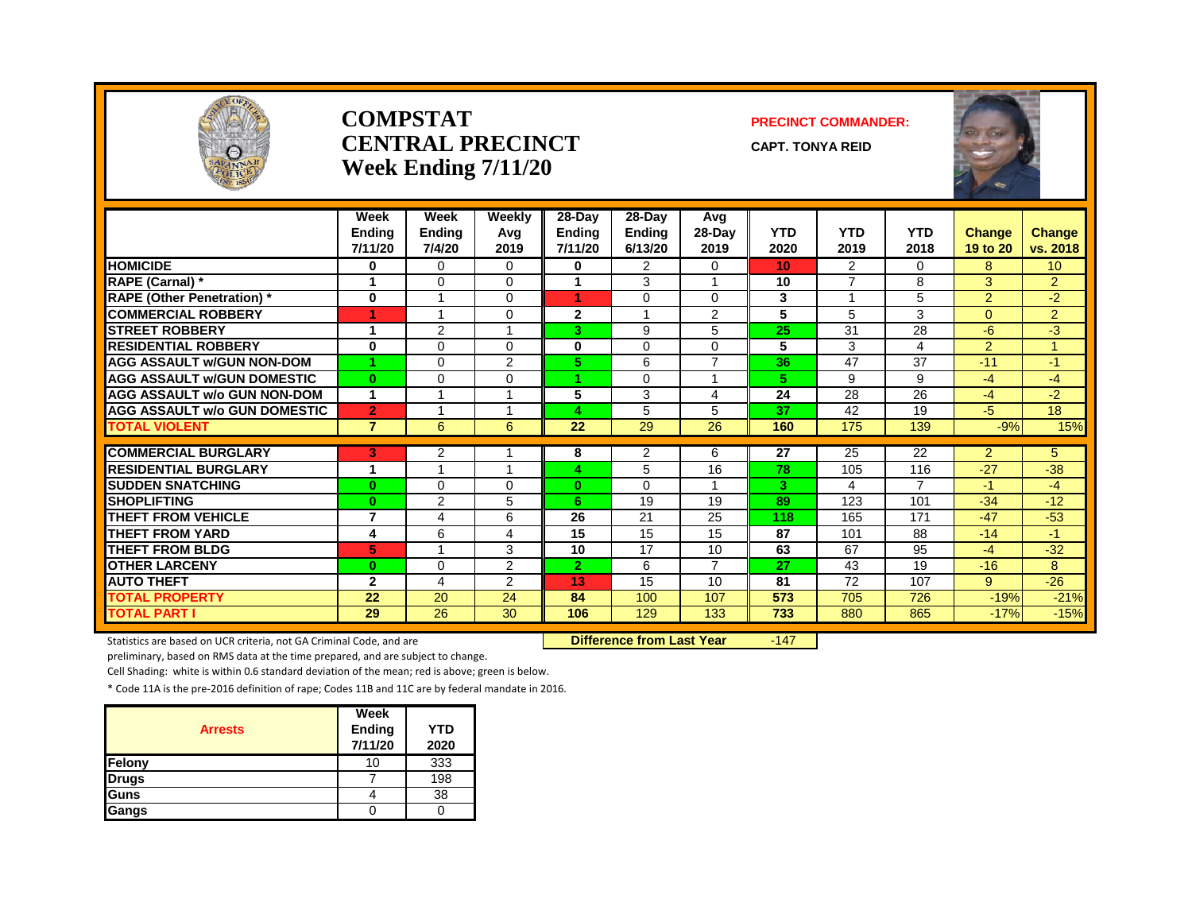# COMPSTAT CENTRAL PRECINCT Week Ending 7/11/20

**PRECINCT COMMANDER:**

**CAPT. TONYA REID**

| | Week Ending 7/11/20 | Week Ending 7/4/20 | Weekly Avg 2019 | 28-Day Ending 7/11/20 | 28-Day Ending 6/13/20 | Avg 28-Day 2019 | YTD 2020 | YTD 2019 | YTD 2018 | Change 19 to 20 | Change vs. 2018 |
|---|---|---|---|---|---|---|---|---|---|---|---|
| HOMICIDE | 0 | 0 | 0 | 0 | 2 | 0 | 10 | 2 | 0 | 8 | 10 |
| RAPE (Carnal) * | 1 | 0 | 0 | 1 | 3 | 1 | 10 | 7 | 8 | 3 | 2 |
| RAPE (Other Penetration) * | 0 | 1 | 0 | 1 | 0 | 0 | 3 | 1 | 5 | 2 | -2 |
| COMMERCIAL ROBBERY | 1 | 1 | 0 | 2 | 1 | 2 | 5 | 5 | 3 | 0 | 2 |
| STREET ROBBERY | 1 | 2 | 1 | 3 | 9 | 5 | 25 | 31 | 28 | -6 | -3 |
| RESIDENTIAL ROBBERY | 0 | 0 | 0 | 0 | 0 | 0 | 5 | 3 | 4 | 2 | 1 |
| AGG ASSAULT w/GUN NON-DOM | 1 | 0 | 2 | 5 | 6 | 7 | 36 | 47 | 37 | -11 | -1 |
| AGG ASSAULT w/GUN DOMESTIC | 0 | 0 | 0 | 1 | 0 | 1 | 5 | 9 | 9 | -4 | -4 |
| AGG ASSAULT w/o GUN NON-DOM | 1 | 1 | 1 | 5 | 3 | 4 | 24 | 28 | 26 | -4 | -2 |
| AGG ASSAULT w/o GUN DOMESTIC | 2 | 1 | 1 | 4 | 5 | 5 | 37 | 42 | 19 | -5 | 18 |
| TOTAL VIOLENT | 7 | 6 | 6 | 22 | 29 | 26 | 160 | 175 | 139 | -9% | 15% |
| COMMERCIAL BURGLARY | 3 | 2 | 1 | 8 | 2 | 6 | 27 | 25 | 22 | 2 | 5 |
| RESIDENTIAL BURGLARY | 1 | 1 | 1 | 4 | 5 | 16 | 78 | 105 | 116 | -27 | -38 |
| SUDDEN SNATCHING | 0 | 0 | 0 | 0 | 0 | 1 | 3 | 4 | 7 | -1 | -4 |
| SHOPLIFTING | 0 | 2 | 5 | 6 | 19 | 19 | 89 | 123 | 101 | -34 | -12 |
| THEFT FROM VEHICLE | 7 | 4 | 6 | 26 | 21 | 25 | 118 | 165 | 171 | -47 | -53 |
| THEFT FROM YARD | 4 | 6 | 4 | 15 | 15 | 15 | 87 | 101 | 88 | -14 | -1 |
| THEFT FROM BLDG | 5 | 1 | 3 | 10 | 17 | 10 | 63 | 67 | 95 | -4 | -32 |
| OTHER LARCENY | 0 | 0 | 2 | 2 | 6 | 7 | 27 | 43 | 19 | -16 | 8 |
| AUTO THEFT | 2 | 4 | 2 | 13 | 15 | 10 | 81 | 72 | 107 | 9 | -26 |
| TOTAL PROPERTY | 22 | 20 | 24 | 84 | 100 | 107 | 573 | 705 | 726 | -19% | -21% |
| TOTAL PART I | 29 | 26 | 30 | 106 | 129 | 133 | 733 | 880 | 865 | -17% | -15% |

**Difference from Last Year** -147

Statistics are based on UCR criteria, not GA Criminal Code, and are preliminary, based on RMS data at the time prepared, and are subject to change.

Cell Shading: white is within 0.6 standard deviation of the mean; red is above; green is below.

* Code 11A is the pre-2016 definition of rape; Codes 11B and 11C are by federal mandate in 2016.

| Arrests | Week Ending 7/11/20 | YTD 2020 |
|---|---|---|
| Felony | 10 | 333 |
| Drugs | 7 | 198 |
| Guns | 4 | 38 |
| Gangs | 0 | 0 |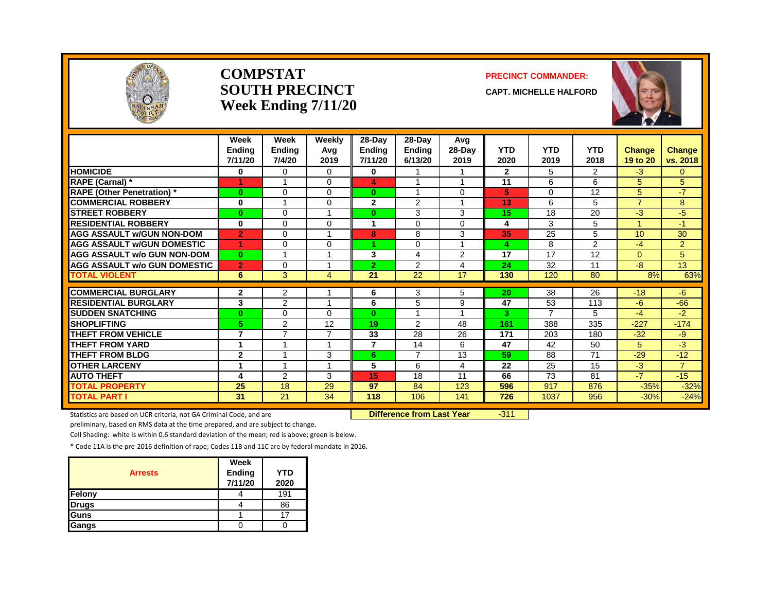# COMPSTAT
# SOUTH PRECINCT
# Week Ending 7/11/20

**PRECINCT COMMANDER:**

**CAPT. MICHELLE HALFORD**

| | Week Ending 7/11/20 | Week Ending 7/4/20 | Weekly Avg 2019 | 28-Day Ending 7/11/20 | 28-Day Ending 6/13/20 | Avg 28-Day 2019 | YTD 2020 | YTD 2019 | YTD 2018 | Change 19 to 20 | Change vs. 2018 |
|---|---|---|---|---|---|---|---|---|---|---|---|
| **HOMICIDE** | 0 | 0 | 0 | 0 | 1 | 1 | 2 | 5 | 2 | -3 | 0 |
| **RAPE (Carnal) *** | 1 | 1 | 0 | 4 | 1 | 1 | 11 | 6 | 6 | 5 | 5 |
| **RAPE (Other Penetration) *** | 0 | 0 | 0 | 0 | 1 | 0 | 5 | 0 | 12 | 5 | -7 |
| **COMMERCIAL ROBBERY** | 0 | 1 | 0 | 2 | 2 | 1 | 13 | 6 | 5 | 7 | 8 |
| **STREET ROBBERY** | 0 | 0 | 1 | 0 | 3 | 3 | 15 | 18 | 20 | -3 | -5 |
| **RESIDENTIAL ROBBERY** | 0 | 0 | 0 | 1 | 0 | 0 | 4 | 3 | 5 | 1 | -1 |
| **AGG ASSAULT w/GUN NON-DOM** | 2 | 0 | 1 | 8 | 8 | 3 | 35 | 25 | 5 | 10 | 30 |
| **AGG ASSAULT w/GUN DOMESTIC** | 1 | 0 | 0 | 1 | 0 | 1 | 4 | 8 | 2 | -4 | 2 |
| **AGG ASSAULT w/o GUN NON-DOM** | 0 | 1 | 1 | 3 | 4 | 2 | 17 | 17 | 12 | 0 | 5 |
| **AGG ASSAULT w/o GUN DOMESTIC** | 2 | 0 | 1 | 2 | 2 | 4 | 24 | 32 | 11 | -8 | 13 |
| **TOTAL VIOLENT** | 6 | 3 | 4 | 21 | 22 | 17 | 130 | 120 | 80 | 8% | 63% |
| **COMMERCIAL BURGLARY** | 2 | 2 | 1 | 6 | 3 | 5 | 20 | 38 | 26 | -18 | -6 |
| **RESIDENTIAL BURGLARY** | 3 | 2 | 1 | 6 | 5 | 9 | 47 | 53 | 113 | -6 | -66 |
| **SUDDEN SNATCHING** | 0 | 0 | 0 | 0 | 1 | 1 | 3 | 7 | 5 | -4 | -2 |
| **SHOPLIFTING** | 5 | 2 | 12 | 19 | 2 | 48 | 161 | 388 | 335 | -227 | -174 |
| **THEFT FROM VEHICLE** | 7 | 7 | 7 | 33 | 28 | 26 | 171 | 203 | 180 | -32 | -9 |
| **THEFT FROM YARD** | 1 | 1 | 1 | 7 | 14 | 6 | 47 | 42 | 50 | 5 | -3 |
| **THEFT FROM BLDG** | 2 | 1 | 3 | 6 | 7 | 13 | 59 | 88 | 71 | -29 | -12 |
| **OTHER LARCENY** | 1 | 1 | 1 | 5 | 6 | 4 | 22 | 25 | 15 | -3 | 7 |
| **AUTO THEFT** | 4 | 2 | 3 | 15 | 18 | 11 | 66 | 73 | 81 | -7 | -15 |
| **TOTAL PROPERTY** | 25 | 18 | 29 | 97 | 84 | 123 | 596 | 917 | 876 | -35% | -32% |
| **TOTAL PART I** | 31 | 21 | 34 | 118 | 106 | 141 | 726 | 1037 | 956 | -30% | -24% |

**Difference from Last Year** -311

Statistics are based on UCR criteria, not GA Criminal Code, and are preliminary, based on RMS data at the time prepared, and are subject to change.

Cell Shading: white is within 0.6 standard deviation of the mean; red is above; green is below.

* Code 11A is the pre-2016 definition of rape; Codes 11B and 11C are by federal mandate in 2016.

| Arrests | Week Ending 7/11/20 | YTD 2020 |
|---|---|---|
| **Felony** | 4 | 191 |
| **Drugs** | 4 | 86 |
| **Guns** | 1 | 17 |
| **Gangs** | 0 | 0 |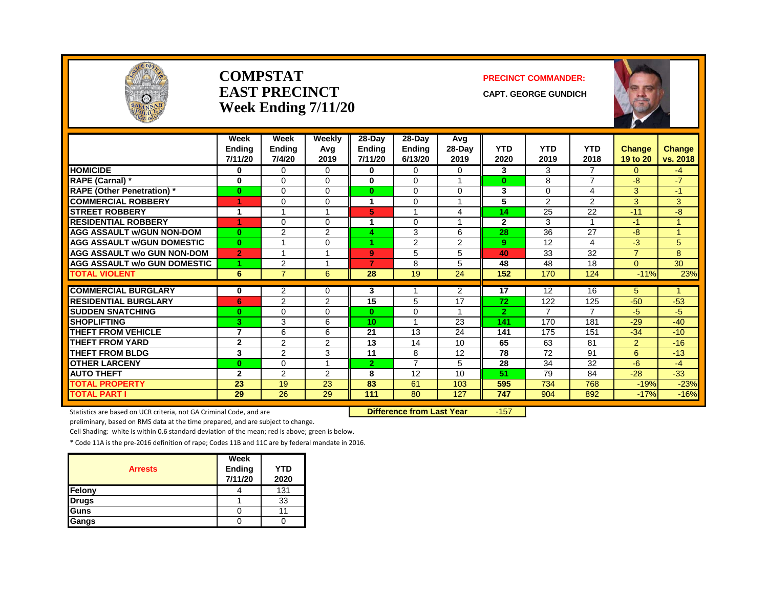# COMPSTAT
# EAST PRECINCT
## Week Ending 7/11/20

**PRECINCT COMMANDER:**

**CAPT. GEORGE GUNDICH**

| | Week Ending 7/11/20 | Week Ending 7/4/20 | Weekly Avg 2019 | 28-Day Ending 7/11/20 | 28-Day Ending 6/13/20 | Avg 28-Day 2019 | YTD 2020 | YTD 2019 | YTD 2018 | Change 19 to 20 | Change vs. 2018 |
|---|---|---|---|---|---|---|---|---|---|---|---|
| HOMICIDE | 0 | 0 | 0 | 0 | 0 | 0 | 3 | 3 | 7 | 0 | -4 |
| RAPE (Carnal) * | 0 | 0 | 0 | 0 | 0 | 1 | 0 | 8 | 7 | -8 | -7 |
| RAPE (Other Penetration) * | 0 | 0 | 0 | 0 | 0 | 0 | 3 | 0 | 4 | 3 | -1 |
| COMMERCIAL ROBBERY | 1 | 0 | 0 | 1 | 0 | 1 | 5 | 2 | 2 | 3 | 3 |
| STREET ROBBERY | 1 | 1 | 1 | 5 | 1 | 4 | 14 | 25 | 22 | -11 | -8 |
| RESIDENTIAL ROBBERY | 1 | 0 | 0 | 1 | 0 | 1 | 2 | 3 | 1 | -1 | 1 |
| AGG ASSAULT w/GUN NON-DOM | 0 | 2 | 2 | 4 | 3 | 6 | 28 | 36 | 27 | -8 | 1 |
| AGG ASSAULT w/GUN DOMESTIC | 0 | 1 | 0 | 1 | 2 | 2 | 9 | 12 | 4 | -3 | 5 |
| AGG ASSAULT w/o GUN NON-DOM | 2 | 1 | 1 | 9 | 5 | 5 | 40 | 33 | 32 | 7 | 8 |
| AGG ASSAULT w/o GUN DOMESTIC | 1 | 2 | 1 | 7 | 8 | 5 | 48 | 48 | 18 | 0 | 30 |
| TOTAL VIOLENT | 6 | 7 | 6 | 28 | 19 | 24 | 152 | 170 | 124 | -11% | 23% |
| COMMERCIAL BURGLARY | 0 | 2 | 0 | 3 | 1 | 2 | 17 | 12 | 16 | 5 | 1 |
| RESIDENTIAL BURGLARY | 6 | 2 | 2 | 15 | 5 | 17 | 72 | 122 | 125 | -50 | -53 |
| SUDDEN SNATCHING | 0 | 0 | 0 | 0 | 0 | 1 | 2 | 7 | 7 | -5 | -5 |
| SHOPLIFTING | 3 | 3 | 6 | 10 | 1 | 23 | 141 | 170 | 181 | -29 | -40 |
| THEFT FROM VEHICLE | 7 | 6 | 6 | 21 | 13 | 24 | 141 | 175 | 151 | -34 | -10 |
| THEFT FROM YARD | 2 | 2 | 2 | 13 | 14 | 10 | 65 | 63 | 81 | 2 | -16 |
| THEFT FROM BLDG | 3 | 2 | 3 | 11 | 8 | 12 | 78 | 72 | 91 | 6 | -13 |
| OTHER LARCENY | 0 | 0 | 1 | 2 | 7 | 5 | 28 | 34 | 32 | -6 | -4 |
| AUTO THEFT | 2 | 2 | 2 | 8 | 12 | 10 | 51 | 79 | 84 | -28 | -33 |
| TOTAL PROPERTY | 23 | 19 | 23 | 83 | 61 | 103 | 595 | 734 | 768 | -19% | -23% |
| TOTAL PART I | 29 | 26 | 29 | 111 | 80 | 127 | 747 | 904 | 892 | -17% | -16% |

**Difference from Last Year** -157

Statistics are based on UCR criteria, not GA Criminal Code, and are preliminary, based on RMS data at the time prepared, and are subject to change.

Cell Shading: white is within 0.6 standard deviation of the mean; red is above; green is below.

* Code 11A is the pre-2016 definition of rape; Codes 11B and 11C are by federal mandate in 2016.

| Arrests | Week Ending 7/11/20 | YTD 2020 |
|---|---|---|
| Felony | 4 | 131 |
| Drugs | 1 | 33 |
| Guns | 0 | 11 |
| Gangs | 0 | 0 |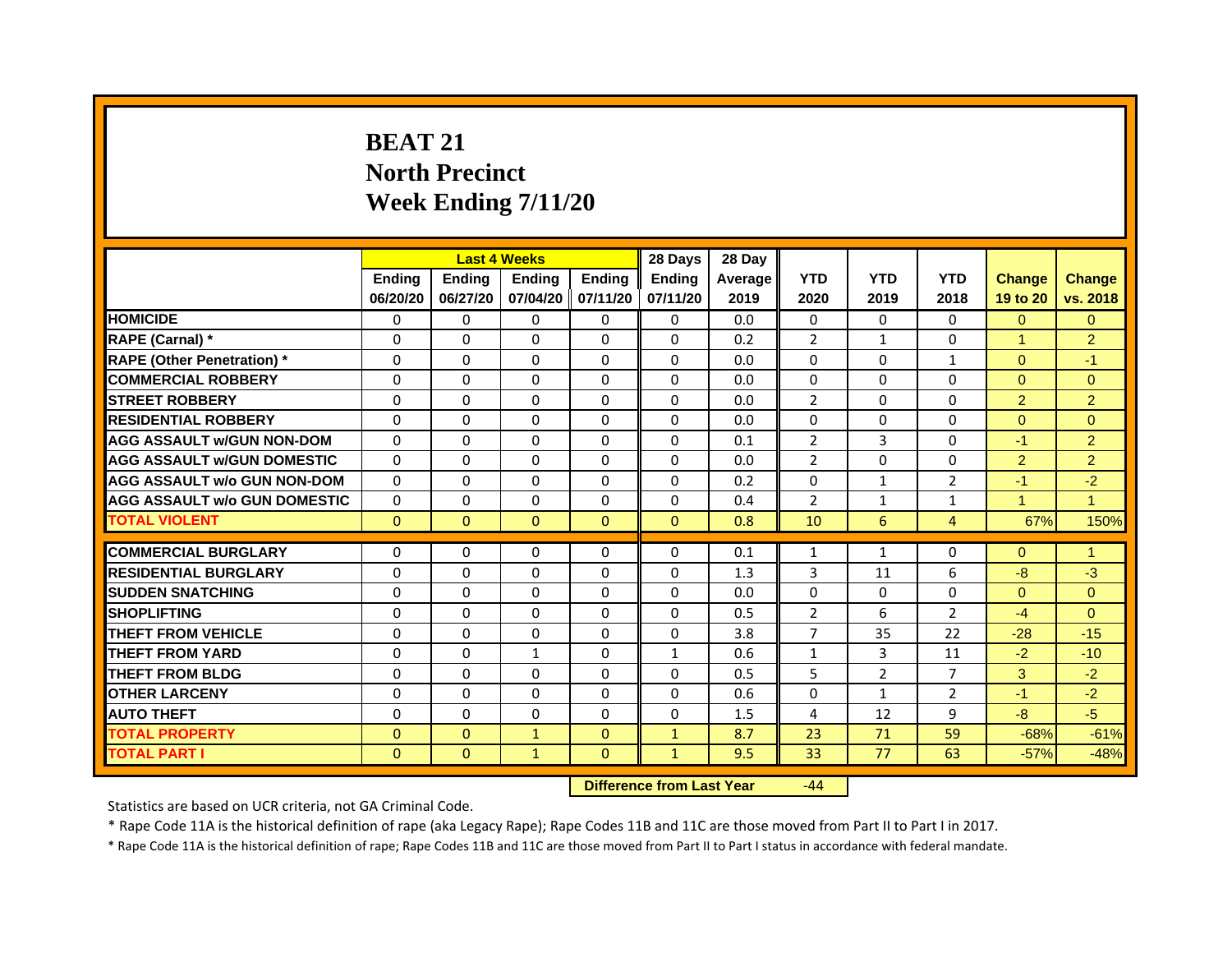# BEAT 21
## North Precinct
## Week Ending 7/11/20

| | Last 4 Weeks | | | | 28 Days | 28 Day | | | | | |
|---|---|---|---|---|---|---|---|---|---|---|---|
| | Ending 06/20/20 | Ending 06/27/20 | Ending 07/04/20 | Ending 07/11/20 | Ending 07/11/20 | Average 2019 | YTD 2020 | YTD 2019 | YTD 2018 | Change 19 to 20 | Change vs. 2018 |
| HOMICIDE | 0 | 0 | 0 | 0 | 0 | 0.0 | 0 | 0 | 0 | 0 | 0 |
| RAPE (Carnal) * | 0 | 0 | 0 | 0 | 0 | 0.2 | 2 | 1 | 0 | 1 | 2 |
| RAPE (Other Penetration) * | 0 | 0 | 0 | 0 | 0 | 0.0 | 0 | 0 | 1 | 0 | -1 |
| COMMERCIAL ROBBERY | 0 | 0 | 0 | 0 | 0 | 0.0 | 0 | 0 | 0 | 0 | 0 |
| STREET ROBBERY | 0 | 0 | 0 | 0 | 0 | 0.0 | 2 | 0 | 0 | 2 | 2 |
| RESIDENTIAL ROBBERY | 0 | 0 | 0 | 0 | 0 | 0.0 | 0 | 0 | 0 | 0 | 0 |
| AGG ASSAULT w/GUN NON-DOM | 0 | 0 | 0 | 0 | 0 | 0.1 | 2 | 3 | 0 | -1 | 2 |
| AGG ASSAULT w/GUN DOMESTIC | 0 | 0 | 0 | 0 | 0 | 0.0 | 2 | 0 | 0 | 2 | 2 |
| AGG ASSAULT w/o GUN NON-DOM | 0 | 0 | 0 | 0 | 0 | 0.2 | 0 | 1 | 2 | -1 | -2 |
| AGG ASSAULT w/o GUN DOMESTIC | 0 | 0 | 0 | 0 | 0 | 0.4 | 2 | 1 | 1 | 1 | 1 |
| TOTAL VIOLENT | 0 | 0 | 0 | 0 | 0 | 0.8 | 10 | 6 | 4 | 67% | 150% |
| COMMERCIAL BURGLARY | 0 | 0 | 0 | 0 | 0 | 0.1 | 1 | 1 | 0 | 0 | 1 |
| RESIDENTIAL BURGLARY | 0 | 0 | 0 | 0 | 0 | 1.3 | 3 | 11 | 6 | -8 | -3 |
| SUDDEN SNATCHING | 0 | 0 | 0 | 0 | 0 | 0.0 | 0 | 0 | 0 | 0 | 0 |
| SHOPLIFTING | 0 | 0 | 0 | 0 | 0 | 0.5 | 2 | 6 | 2 | -4 | 0 |
| THEFT FROM VEHICLE | 0 | 0 | 0 | 0 | 0 | 3.8 | 7 | 35 | 22 | -28 | -15 |
| THEFT FROM YARD | 0 | 0 | 1 | 0 | 1 | 0.6 | 1 | 3 | 11 | -2 | -10 |
| THEFT FROM BLDG | 0 | 0 | 0 | 0 | 0 | 0.5 | 5 | 2 | 7 | 3 | -2 |
| OTHER LARCENY | 0 | 0 | 0 | 0 | 0 | 0.6 | 0 | 1 | 2 | -1 | -2 |
| AUTO THEFT | 0 | 0 | 0 | 0 | 0 | 1.5 | 4 | 12 | 9 | -8 | -5 |
| TOTAL PROPERTY | 0 | 0 | 1 | 0 | 1 | 8.7 | 23 | 71 | 59 | -68% | -61% |
| TOTAL PART I | 0 | 0 | 1 | 0 | 1 | 9.5 | 33 | 77 | 63 | -57% | -48% |

| Difference from Last Year | -44 |
|---|---|

Statistics are based on UCR criteria, not GA Criminal Code.

* Rape Code 11A is the historical definition of rape (aka Legacy Rape); Rape Codes 11B and 11C are those moved from Part II to Part I in 2017.

* Rape Code 11A is the historical definition of rape; Rape Codes 11B and 11C are those moved from Part II to Part I status in accordance with federal mandate.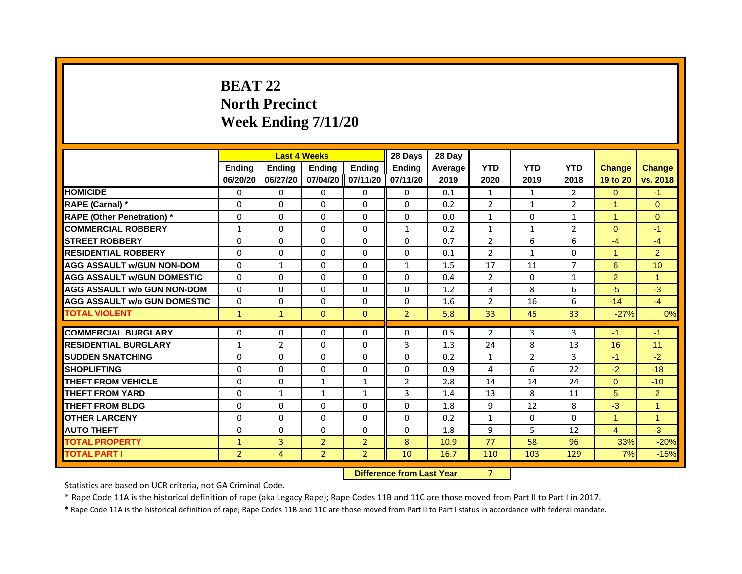# BEAT 22
# North Precinct
# Week Ending 7/11/20

| | Last 4 Weeks | | | | 28 Days | 28 Day | | | | | |
|---|---|---|---|---|---|---|---|---|---|---|---|
| | Ending 06/20/20 | Ending 06/27/20 | Ending 07/04/20 | Ending 07/11/20 | Ending 07/11/20 | Average 2019 | YTD 2020 | YTD 2019 | YTD 2018 | Change 19 to 20 | Change vs. 2018 |
| HOMICIDE | 0 | 0 | 0 | 0 | 0 | 0.1 | 1 | 1 | 2 | 0 | -1 |
| RAPE (Carnal) * | 0 | 0 | 0 | 0 | 0 | 0.2 | 2 | 1 | 2 | 1 | 0 |
| RAPE (Other Penetration) * | 0 | 0 | 0 | 0 | 0 | 0.0 | 1 | 0 | 1 | 1 | 0 |
| COMMERCIAL ROBBERY | 1 | 0 | 0 | 0 | 1 | 0.2 | 1 | 1 | 2 | 0 | -1 |
| STREET ROBBERY | 0 | 0 | 0 | 0 | 0 | 0.7 | 2 | 6 | 6 | -4 | -4 |
| RESIDENTIAL ROBBERY | 0 | 0 | 0 | 0 | 0 | 0.1 | 2 | 1 | 0 | 1 | 2 |
| AGG ASSAULT w/GUN NON-DOM | 0 | 1 | 0 | 0 | 1 | 1.5 | 17 | 11 | 7 | 6 | 10 |
| AGG ASSAULT w/GUN DOMESTIC | 0 | 0 | 0 | 0 | 0 | 0.4 | 2 | 0 | 1 | 2 | 1 |
| AGG ASSAULT w/o GUN NON-DOM | 0 | 0 | 0 | 0 | 0 | 1.2 | 3 | 8 | 6 | -5 | -3 |
| AGG ASSAULT w/o GUN DOMESTIC | 0 | 0 | 0 | 0 | 0 | 1.6 | 2 | 16 | 6 | -14 | -4 |
| TOTAL VIOLENT | 1 | 1 | 0 | 0 | 2 | 5.8 | 33 | 45 | 33 | -27% | 0% |
| COMMERCIAL BURGLARY | 0 | 0 | 0 | 0 | 0 | 0.5 | 2 | 3 | 3 | -1 | -1 |
| RESIDENTIAL BURGLARY | 1 | 2 | 0 | 0 | 3 | 1.3 | 24 | 8 | 13 | 16 | 11 |
| SUDDEN SNATCHING | 0 | 0 | 0 | 0 | 0 | 0.2 | 1 | 2 | 3 | -1 | -2 |
| SHOPLIFTING | 0 | 0 | 0 | 0 | 0 | 0.9 | 4 | 6 | 22 | -2 | -18 |
| THEFT FROM VEHICLE | 0 | 0 | 1 | 1 | 2 | 2.8 | 14 | 14 | 24 | 0 | -10 |
| THEFT FROM YARD | 0 | 1 | 1 | 1 | 3 | 1.4 | 13 | 8 | 11 | 5 | 2 |
| THEFT FROM BLDG | 0 | 0 | 0 | 0 | 0 | 1.8 | 9 | 12 | 8 | -3 | 1 |
| OTHER LARCENY | 0 | 0 | 0 | 0 | 0 | 0.2 | 1 | 0 | 0 | 1 | 1 |
| AUTO THEFT | 0 | 0 | 0 | 0 | 0 | 1.8 | 9 | 5 | 12 | 4 | -3 |
| TOTAL PROPERTY | 1 | 3 | 2 | 2 | 8 | 10.9 | 77 | 58 | 96 | 33% | -20% |
| TOTAL PART I | 2 | 4 | 2 | 2 | 10 | 16.7 | 110 | 103 | 129 | 7% | -15% |

**Difference from Last Year** 7

Statistics are based on UCR criteria, not GA Criminal Code.

* Rape Code 11A is the historical definition of rape (aka Legacy Rape); Rape Codes 11B and 11C are those moved from Part II to Part I in 2017.

* Rape Code 11A is the historical definition of rape; Rape Codes 11B and 11C are those moved from Part II to Part I status in accordance with federal mandate.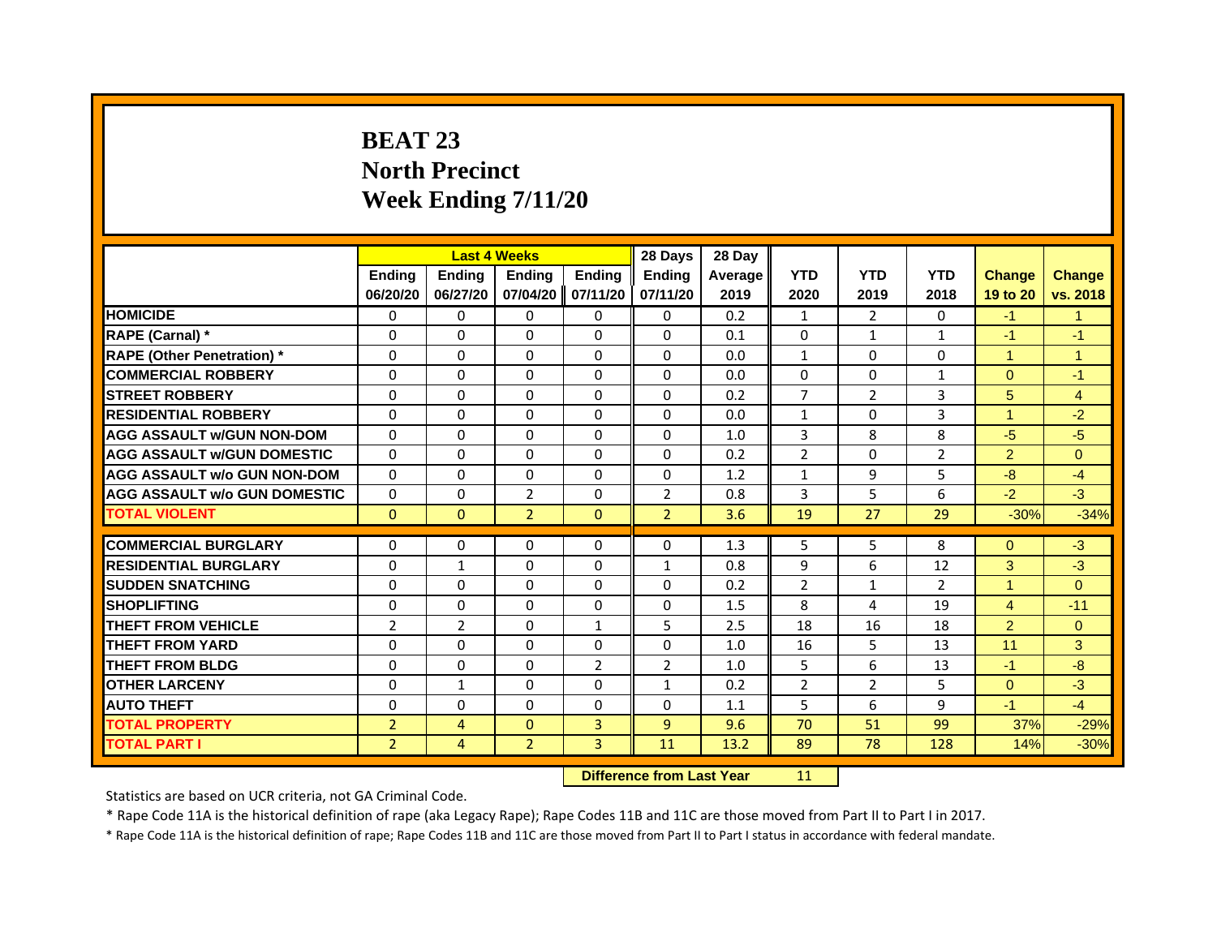# BEAT 23
# North Precinct
# Week Ending 7/11/20

| | Last 4 Weeks | | | | 28 Days | 28 Day | | | | | |
|---|---|---|---|---|---|---|---|---|---|---|---|
| | Ending 06/20/20 | Ending 06/27/20 | Ending 07/04/20 | Ending 07/11/20 | Ending 07/11/20 | Average 2019 | YTD 2020 | YTD 2019 | YTD 2018 | Change 19 to 20 | Change vs. 2018 |
| HOMICIDE | 0 | 0 | 0 | 0 | 0 | 0.2 | 1 | 2 | 0 | -1 | 1 |
| RAPE (Carnal) * | 0 | 0 | 0 | 0 | 0 | 0.1 | 0 | 1 | 1 | -1 | -1 |
| RAPE (Other Penetration) * | 0 | 0 | 0 | 0 | 0 | 0.0 | 1 | 0 | 0 | 1 | 1 |
| COMMERCIAL ROBBERY | 0 | 0 | 0 | 0 | 0 | 0.0 | 0 | 0 | 1 | 0 | -1 |
| STREET ROBBERY | 0 | 0 | 0 | 0 | 0 | 0.2 | 7 | 2 | 3 | 5 | 4 |
| RESIDENTIAL ROBBERY | 0 | 0 | 0 | 0 | 0 | 0.0 | 1 | 0 | 3 | 1 | -2 |
| AGG ASSAULT w/GUN NON-DOM | 0 | 0 | 0 | 0 | 0 | 1.0 | 3 | 8 | 8 | -5 | -5 |
| AGG ASSAULT w/GUN DOMESTIC | 0 | 0 | 0 | 0 | 0 | 0.2 | 2 | 0 | 2 | 2 | 0 |
| AGG ASSAULT w/o GUN NON-DOM | 0 | 0 | 0 | 0 | 0 | 1.2 | 1 | 9 | 5 | -8 | -4 |
| AGG ASSAULT w/o GUN DOMESTIC | 0 | 0 | 2 | 0 | 2 | 0.8 | 3 | 5 | 6 | -2 | -3 |
| TOTAL VIOLENT | 0 | 0 | 2 | 0 | 2 | 3.6 | 19 | 27 | 29 | -30% | -34% |
| COMMERCIAL BURGLARY | 0 | 0 | 0 | 0 | 0 | 1.3 | 5 | 5 | 8 | 0 | -3 |
| RESIDENTIAL BURGLARY | 0 | 1 | 0 | 0 | 1 | 0.8 | 9 | 6 | 12 | 3 | -3 |
| SUDDEN SNATCHING | 0 | 0 | 0 | 0 | 0 | 0.2 | 2 | 1 | 2 | 1 | 0 |
| SHOPLIFTING | 0 | 0 | 0 | 0 | 0 | 1.5 | 8 | 4 | 19 | 4 | -11 |
| THEFT FROM VEHICLE | 2 | 2 | 0 | 1 | 5 | 2.5 | 18 | 16 | 18 | 2 | 0 |
| THEFT FROM YARD | 0 | 0 | 0 | 0 | 0 | 1.0 | 16 | 5 | 13 | 11 | 3 |
| THEFT FROM BLDG | 0 | 0 | 0 | 2 | 2 | 1.0 | 5 | 6 | 13 | -1 | -8 |
| OTHER LARCENY | 0 | 1 | 0 | 0 | 1 | 0.2 | 2 | 2 | 5 | 0 | -3 |
| AUTO THEFT | 0 | 0 | 0 | 0 | 0 | 1.1 | 5 | 6 | 9 | -1 | -4 |
| TOTAL PROPERTY | 2 | 4 | 0 | 3 | 9 | 9.6 | 70 | 51 | 99 | 37% | -29% |
| TOTAL PART I | 2 | 4 | 2 | 3 | 11 | 13.2 | 89 | 78 | 128 | 14% | -30% |

**Difference from Last Year** 11

Statistics are based on UCR criteria, not GA Criminal Code.

* Rape Code 11A is the historical definition of rape (aka Legacy Rape); Rape Codes 11B and 11C are those moved from Part II to Part I in 2017.

* Rape Code 11A is the historical definition of rape; Rape Codes 11B and 11C are those moved from Part II to Part I status in accordance with federal mandate.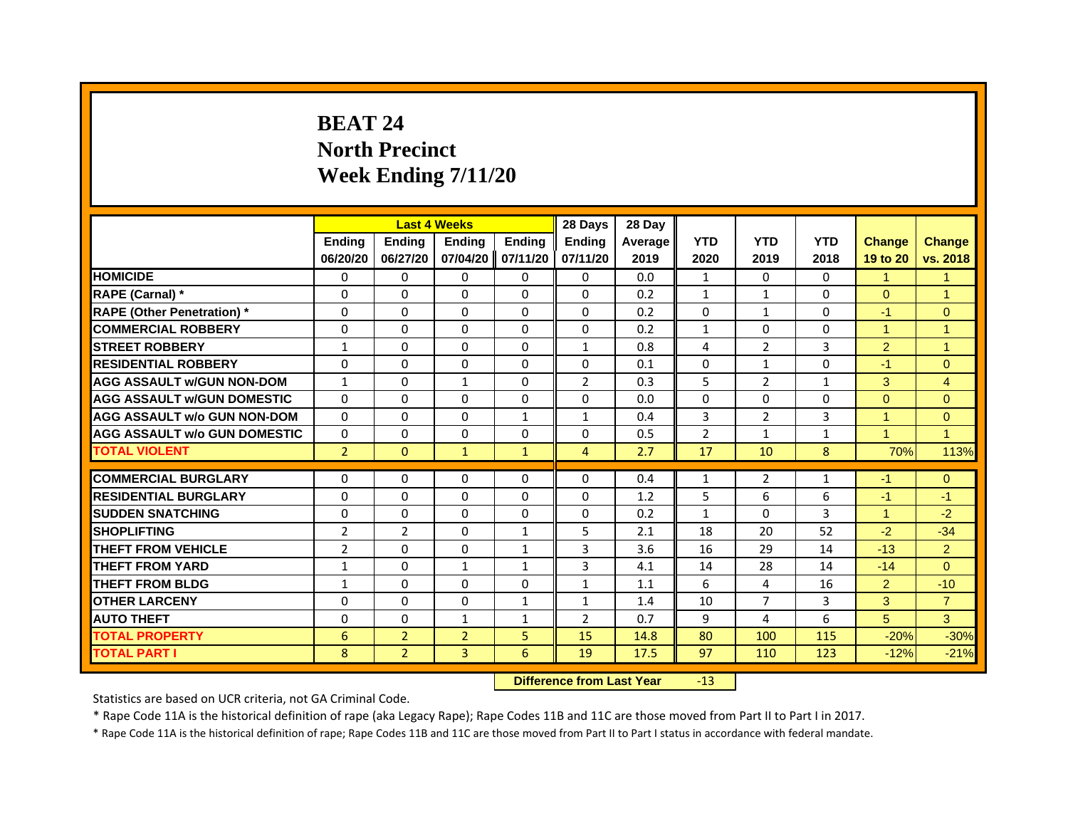# BEAT 24
# North Precinct
# Week Ending 7/11/20

| | Last 4 Weeks | | | | 28 Days | 28 Day | | | | | |
|---|---|---|---|---|---|---|---|---|---|---|---|
| | Ending 06/20/20 | Ending 06/27/20 | Ending 07/04/20 | Ending 07/11/20 | Ending 07/11/20 | Average 2019 | YTD 2020 | YTD 2019 | YTD 2018 | Change 19 to 20 | Change vs. 2018 |
| HOMICIDE | 0 | 0 | 0 | 0 | 0 | 0.0 | 1 | 0 | 0 | 1 | 1 |
| RAPE (Carnal) * | 0 | 0 | 0 | 0 | 0 | 0.2 | 1 | 1 | 0 | 0 | 1 |
| RAPE (Other Penetration) * | 0 | 0 | 0 | 0 | 0 | 0.2 | 0 | 1 | 0 | -1 | 0 |
| COMMERCIAL ROBBERY | 0 | 0 | 0 | 0 | 0 | 0.2 | 1 | 0 | 0 | 1 | 1 |
| STREET ROBBERY | 1 | 0 | 0 | 0 | 1 | 0.8 | 4 | 2 | 3 | 2 | 1 |
| RESIDENTIAL ROBBERY | 0 | 0 | 0 | 0 | 0 | 0.1 | 0 | 1 | 0 | -1 | 0 |
| AGG ASSAULT w/GUN NON-DOM | 1 | 0 | 1 | 0 | 2 | 0.3 | 5 | 2 | 1 | 3 | 4 |
| AGG ASSAULT w/GUN DOMESTIC | 0 | 0 | 0 | 0 | 0 | 0.0 | 0 | 0 | 0 | 0 | 0 |
| AGG ASSAULT w/o GUN NON-DOM | 0 | 0 | 0 | 1 | 1 | 0.4 | 3 | 2 | 3 | 1 | 0 |
| AGG ASSAULT w/o GUN DOMESTIC | 0 | 0 | 0 | 0 | 0 | 0.5 | 2 | 1 | 1 | 1 | 1 |
| TOTAL VIOLENT | 2 | 0 | 1 | 1 | 4 | 2.7 | 17 | 10 | 8 | 70% | 113% |
| COMMERCIAL BURGLARY | 0 | 0 | 0 | 0 | 0 | 0.4 | 1 | 2 | 1 | -1 | 0 |
| RESIDENTIAL BURGLARY | 0 | 0 | 0 | 0 | 0 | 1.2 | 5 | 6 | 6 | -1 | -1 |
| SUDDEN SNATCHING | 0 | 0 | 0 | 0 | 0 | 0.2 | 1 | 0 | 3 | 1 | -2 |
| SHOPLIFTING | 2 | 2 | 0 | 1 | 5 | 2.1 | 18 | 20 | 52 | -2 | -34 |
| THEFT FROM VEHICLE | 2 | 0 | 0 | 1 | 3 | 3.6 | 16 | 29 | 14 | -13 | 2 |
| THEFT FROM YARD | 1 | 0 | 1 | 1 | 3 | 4.1 | 14 | 28 | 14 | -14 | 0 |
| THEFT FROM BLDG | 1 | 0 | 0 | 0 | 1 | 1.1 | 6 | 4 | 16 | 2 | -10 |
| OTHER LARCENY | 0 | 0 | 0 | 1 | 1 | 1.4 | 10 | 7 | 3 | 3 | 7 |
| AUTO THEFT | 0 | 0 | 1 | 1 | 2 | 0.7 | 9 | 4 | 6 | 5 | 3 |
| TOTAL PROPERTY | 6 | 2 | 2 | 5 | 15 | 14.8 | 80 | 100 | 115 | -20% | -30% |
| TOTAL PART I | 8 | 2 | 3 | 6 | 19 | 17.5 | 97 | 110 | 123 | -12% | -21% |

**Difference from Last Year** -13

Statistics are based on UCR criteria, not GA Criminal Code.

* Rape Code 11A is the historical definition of rape (aka Legacy Rape); Rape Codes 11B and 11C are those moved from Part II to Part I in 2017.

* Rape Code 11A is the historical definition of rape; Rape Codes 11B and 11C are those moved from Part II to Part I status in accordance with federal mandate.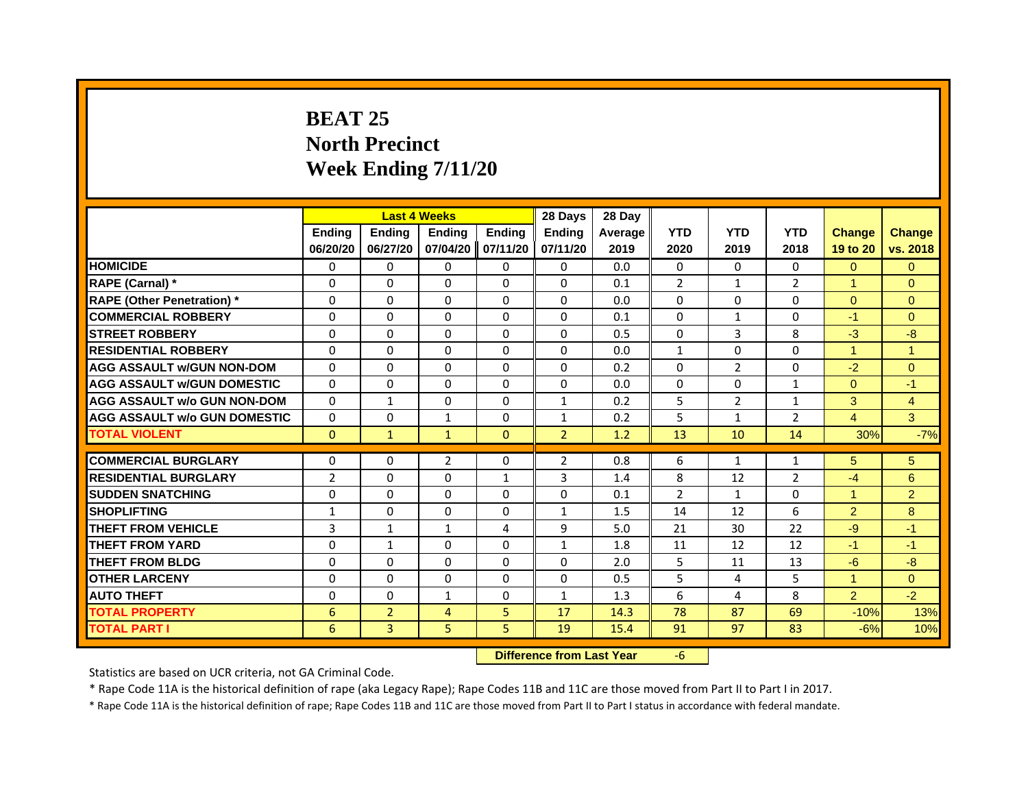# BEAT 25
# North Precinct
# Week Ending 7/11/20

| | Last 4 Weeks | | | | 28 Days | 28 Day | | | | | |
|---|---|---|---|---|---|---|---|---|---|---|---|
| | Ending 06/20/20 | Ending 06/27/20 | Ending 07/04/20 | Ending 07/11/20 | Ending 07/11/20 | Average 2019 | YTD 2020 | YTD 2019 | YTD 2018 | Change 19 to 20 | Change vs. 2018 |
| HOMICIDE | 0 | 0 | 0 | 0 | 0 | 0.0 | 0 | 0 | 0 | 0 | 0 |
| RAPE (Carnal) * | 0 | 0 | 0 | 0 | 0 | 0.1 | 2 | 1 | 2 | 1 | 0 |
| RAPE (Other Penetration) * | 0 | 0 | 0 | 0 | 0 | 0.0 | 0 | 0 | 0 | 0 | 0 |
| COMMERCIAL ROBBERY | 0 | 0 | 0 | 0 | 0 | 0.1 | 0 | 1 | 0 | -1 | 0 |
| STREET ROBBERY | 0 | 0 | 0 | 0 | 0 | 0.5 | 0 | 3 | 8 | -3 | -8 |
| RESIDENTIAL ROBBERY | 0 | 0 | 0 | 0 | 0 | 0.0 | 1 | 0 | 0 | 1 | 1 |
| AGG ASSAULT w/GUN NON-DOM | 0 | 0 | 0 | 0 | 0 | 0.2 | 0 | 2 | 0 | -2 | 0 |
| AGG ASSAULT w/GUN DOMESTIC | 0 | 0 | 0 | 0 | 0 | 0.0 | 0 | 0 | 1 | 0 | -1 |
| AGG ASSAULT w/o GUN NON-DOM | 0 | 1 | 0 | 0 | 1 | 0.2 | 5 | 2 | 1 | 3 | 4 |
| AGG ASSAULT w/o GUN DOMESTIC | 0 | 0 | 1 | 0 | 1 | 0.2 | 5 | 1 | 2 | 4 | 3 |
| TOTAL VIOLENT | 0 | 1 | 1 | 0 | 2 | 1.2 | 13 | 10 | 14 | 30% | -7% |
| COMMERCIAL BURGLARY | 0 | 0 | 2 | 0 | 2 | 0.8 | 6 | 1 | 1 | 5 | 5 |
| RESIDENTIAL BURGLARY | 2 | 0 | 0 | 1 | 3 | 1.4 | 8 | 12 | 2 | -4 | 6 |
| SUDDEN SNATCHING | 0 | 0 | 0 | 0 | 0 | 0.1 | 2 | 1 | 0 | 1 | 2 |
| SHOPLIFTING | 1 | 0 | 0 | 0 | 1 | 1.5 | 14 | 12 | 6 | 2 | 8 |
| THEFT FROM VEHICLE | 3 | 1 | 1 | 4 | 9 | 5.0 | 21 | 30 | 22 | -9 | -1 |
| THEFT FROM YARD | 0 | 1 | 0 | 0 | 1 | 1.8 | 11 | 12 | 12 | -1 | -1 |
| THEFT FROM BLDG | 0 | 0 | 0 | 0 | 0 | 2.0 | 5 | 11 | 13 | -6 | -8 |
| OTHER LARCENY | 0 | 0 | 0 | 0 | 0 | 0.5 | 5 | 4 | 5 | 1 | 0 |
| AUTO THEFT | 0 | 0 | 1 | 0 | 1 | 1.3 | 6 | 4 | 8 | 2 | -2 |
| TOTAL PROPERTY | 6 | 2 | 4 | 5 | 17 | 14.3 | 78 | 87 | 69 | -10% | 13% |
| TOTAL PART I | 6 | 3 | 5 | 5 | 19 | 15.4 | 91 | 97 | 83 | -6% | 10% |

**Difference from Last Year** -6

Statistics are based on UCR criteria, not GA Criminal Code.

* Rape Code 11A is the historical definition of rape (aka Legacy Rape); Rape Codes 11B and 11C are those moved from Part II to Part I in 2017.

* Rape Code 11A is the historical definition of rape; Rape Codes 11B and 11C are those moved from Part II to Part I status in accordance with federal mandate.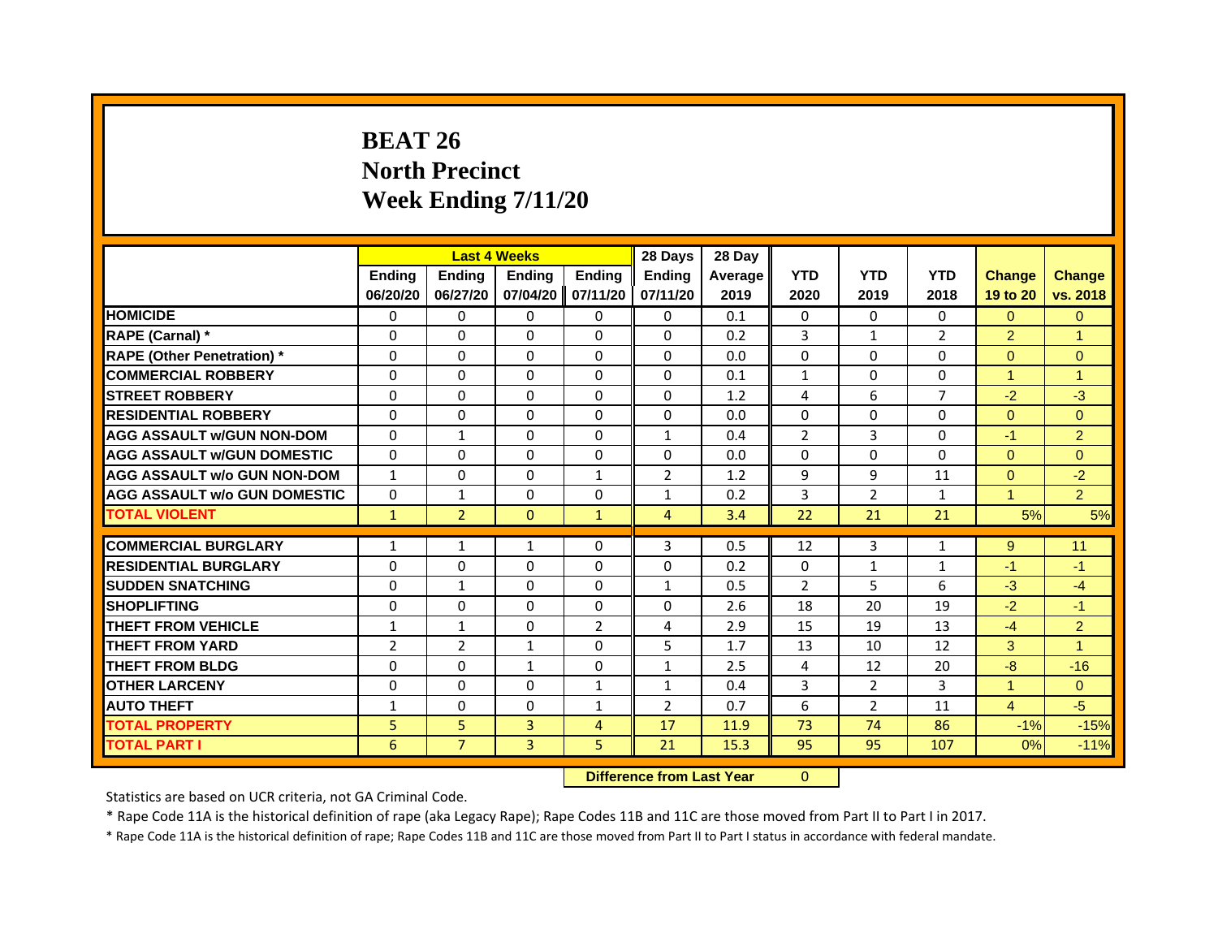# BEAT 26
# North Precinct
# Week Ending 7/11/20

| | Last 4 Weeks | | | | 28 Days | 28 Day | | | | | |
|---|---|---|---|---|---|---|---|---|---|---|---|
| | Ending 06/20/20 | Ending 06/27/20 | Ending 07/04/20 | Ending 07/11/20 | Ending 07/11/20 | Average 2019 | YTD 2020 | YTD 2019 | YTD 2018 | Change 19 to 20 | Change vs. 2018 |
| HOMICIDE | 0 | 0 | 0 | 0 | 0 | 0.1 | 0 | 0 | 0 | 0 | 0 |
| RAPE (Carnal) * | 0 | 0 | 0 | 0 | 0 | 0.2 | 3 | 1 | 2 | 2 | 1 |
| RAPE (Other Penetration) * | 0 | 0 | 0 | 0 | 0 | 0.0 | 0 | 0 | 0 | 0 | 0 |
| COMMERCIAL ROBBERY | 0 | 0 | 0 | 0 | 0 | 0.1 | 1 | 0 | 0 | 1 | 1 |
| STREET ROBBERY | 0 | 0 | 0 | 0 | 0 | 1.2 | 4 | 6 | 7 | -2 | -3 |
| RESIDENTIAL ROBBERY | 0 | 0 | 0 | 0 | 0 | 0.0 | 0 | 0 | 0 | 0 | 0 |
| AGG ASSAULT w/GUN NON-DOM | 0 | 1 | 0 | 0 | 1 | 0.4 | 2 | 3 | 0 | -1 | 2 |
| AGG ASSAULT w/GUN DOMESTIC | 0 | 0 | 0 | 0 | 0 | 0.0 | 0 | 0 | 0 | 0 | 0 |
| AGG ASSAULT w/o GUN NON-DOM | 1 | 0 | 0 | 1 | 2 | 1.2 | 9 | 9 | 11 | 0 | -2 |
| AGG ASSAULT w/o GUN DOMESTIC | 0 | 1 | 0 | 0 | 1 | 0.2 | 3 | 2 | 1 | 1 | 2 |
| TOTAL VIOLENT | 1 | 2 | 0 | 1 | 4 | 3.4 | 22 | 21 | 21 | 5% | 5% |
| COMMERCIAL BURGLARY | 1 | 1 | 1 | 0 | 3 | 0.5 | 12 | 3 | 1 | 9 | 11 |
| RESIDENTIAL BURGLARY | 0 | 0 | 0 | 0 | 0 | 0.2 | 0 | 1 | 1 | -1 | -1 |
| SUDDEN SNATCHING | 0 | 1 | 0 | 0 | 1 | 0.5 | 2 | 5 | 6 | -3 | -4 |
| SHOPLIFTING | 0 | 0 | 0 | 0 | 0 | 2.6 | 18 | 20 | 19 | -2 | -1 |
| THEFT FROM VEHICLE | 1 | 1 | 0 | 2 | 4 | 2.9 | 15 | 19 | 13 | -4 | 2 |
| THEFT FROM YARD | 2 | 2 | 1 | 0 | 5 | 1.7 | 13 | 10 | 12 | 3 | 1 |
| THEFT FROM BLDG | 0 | 0 | 1 | 0 | 1 | 2.5 | 4 | 12 | 20 | -8 | -16 |
| OTHER LARCENY | 0 | 0 | 0 | 1 | 1 | 0.4 | 3 | 2 | 3 | 1 | 0 |
| AUTO THEFT | 1 | 0 | 0 | 1 | 2 | 0.7 | 6 | 2 | 11 | 4 | -5 |
| TOTAL PROPERTY | 5 | 5 | 3 | 4 | 17 | 11.9 | 73 | 74 | 86 | -1% | -15% |
| TOTAL PART I | 6 | 7 | 3 | 5 | 21 | 15.3 | 95 | 95 | 107 | 0% | -11% |

Difference from Last Year: 0

Statistics are based on UCR criteria, not GA Criminal Code.

* Rape Code 11A is the historical definition of rape (aka Legacy Rape); Rape Codes 11B and 11C are those moved from Part II to Part I in 2017.

* Rape Code 11A is the historical definition of rape; Rape Codes 11B and 11C are those moved from Part II to Part I status in accordance with federal mandate.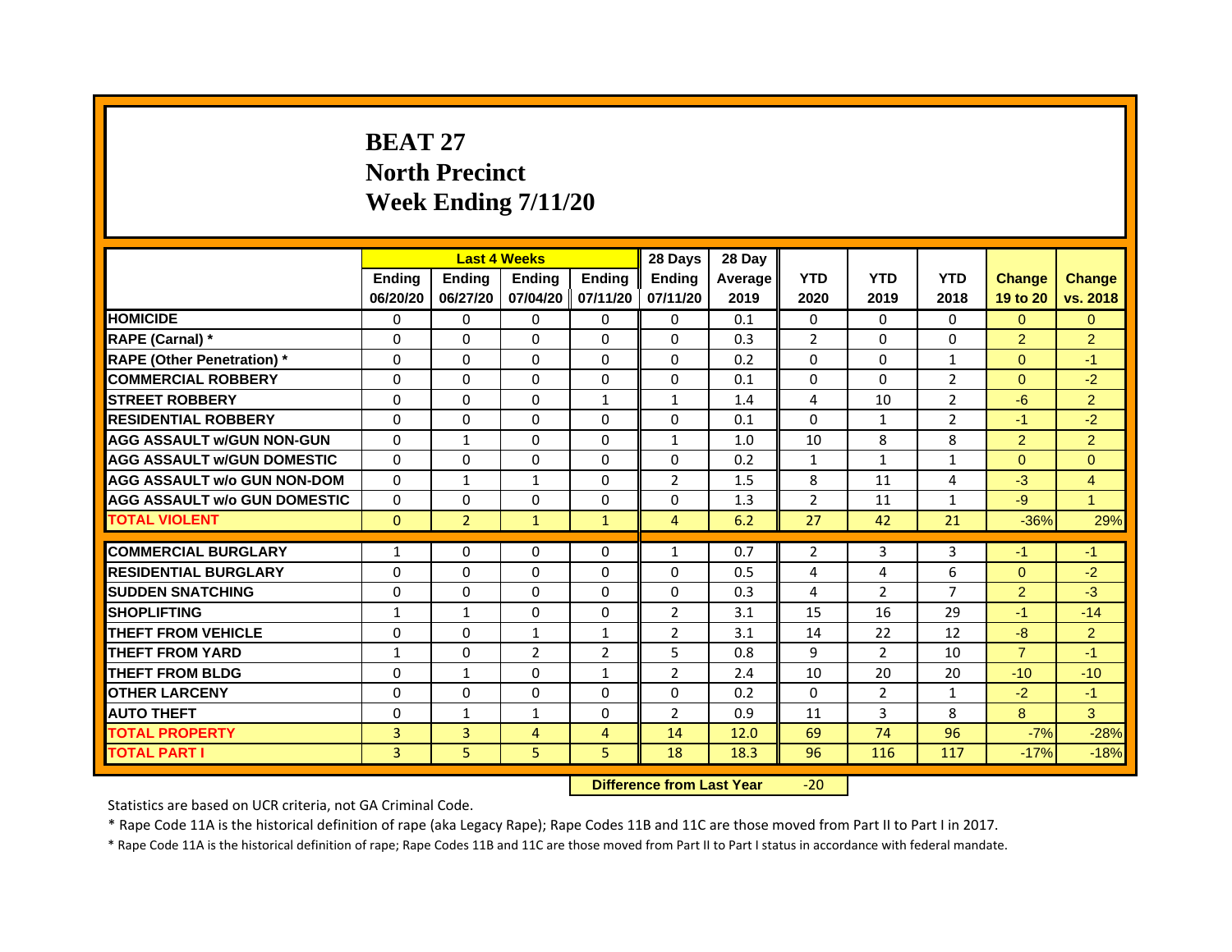# BEAT 27
## North Precinct
## Week Ending 7/11/20

| | Last 4 Weeks | | | | 28 Days | 28 Day | | | | | |
|---|---|---|---|---|---|---|---|---|---|---|---|
| | Ending 06/20/20 | Ending 06/27/20 | Ending 07/04/20 | Ending 07/11/20 | Ending 07/11/20 | Average 2019 | YTD 2020 | YTD 2019 | YTD 2018 | Change 19 to 20 | Change vs. 2018 |
| HOMICIDE | 0 | 0 | 0 | 0 | 0 | 0.1 | 0 | 0 | 0 | 0 | 0 |
| RAPE (Carnal) * | 0 | 0 | 0 | 0 | 0 | 0.3 | 2 | 0 | 0 | 2 | 2 |
| RAPE (Other Penetration) * | 0 | 0 | 0 | 0 | 0 | 0.2 | 0 | 0 | 1 | 0 | -1 |
| COMMERCIAL ROBBERY | 0 | 0 | 0 | 0 | 0 | 0.1 | 0 | 0 | 2 | 0 | -2 |
| STREET ROBBERY | 0 | 0 | 0 | 1 | 1 | 1.4 | 4 | 10 | 2 | -6 | 2 |
| RESIDENTIAL ROBBERY | 0 | 0 | 0 | 0 | 0 | 0.1 | 0 | 1 | 2 | -1 | -2 |
| AGG ASSAULT w/GUN NON-GUN | 0 | 1 | 0 | 0 | 1 | 1.0 | 10 | 8 | 8 | 2 | 2 |
| AGG ASSAULT w/GUN DOMESTIC | 0 | 0 | 0 | 0 | 0 | 0.2 | 1 | 1 | 1 | 0 | 0 |
| AGG ASSAULT w/o GUN NON-DOM | 0 | 1 | 1 | 0 | 2 | 1.5 | 8 | 11 | 4 | -3 | 4 |
| AGG ASSAULT w/o GUN DOMESTIC | 0 | 0 | 0 | 0 | 0 | 1.3 | 2 | 11 | 1 | -9 | 1 |
| TOTAL VIOLENT | 0 | 2 | 1 | 1 | 4 | 6.2 | 27 | 42 | 21 | -36% | 29% |
| COMMERCIAL BURGLARY | 1 | 0 | 0 | 0 | 1 | 0.7 | 2 | 3 | 3 | -1 | -1 |
| RESIDENTIAL BURGLARY | 0 | 0 | 0 | 0 | 0 | 0.5 | 4 | 4 | 6 | 0 | -2 |
| SUDDEN SNATCHING | 0 | 0 | 0 | 0 | 0 | 0.3 | 4 | 2 | 7 | 2 | -3 |
| SHOPLIFTING | 1 | 1 | 0 | 0 | 2 | 3.1 | 15 | 16 | 29 | -1 | -14 |
| THEFT FROM VEHICLE | 0 | 0 | 1 | 1 | 2 | 3.1 | 14 | 22 | 12 | -8 | 2 |
| THEFT FROM YARD | 1 | 0 | 2 | 2 | 5 | 0.8 | 9 | 2 | 10 | 7 | -1 |
| THEFT FROM BLDG | 0 | 1 | 0 | 1 | 2 | 2.4 | 10 | 20 | 20 | -10 | -10 |
| OTHER LARCENY | 0 | 0 | 0 | 0 | 0 | 0.2 | 0 | 2 | 1 | -2 | -1 |
| AUTO THEFT | 0 | 1 | 1 | 0 | 2 | 0.9 | 11 | 3 | 8 | 8 | 3 |
| TOTAL PROPERTY | 3 | 3 | 4 | 4 | 14 | 12.0 | 69 | 74 | 96 | -7% | -28% |
| TOTAL PART I | 3 | 5 | 5 | 5 | 18 | 18.3 | 96 | 116 | 117 | -17% | -18% |

**Difference from Last Year** -20

Statistics are based on UCR criteria, not GA Criminal Code.

* Rape Code 11A is the historical definition of rape (aka Legacy Rape); Rape Codes 11B and 11C are those moved from Part II to Part I in 2017.

* Rape Code 11A is the historical definition of rape; Rape Codes 11B and 11C are those moved from Part II to Part I status in accordance with federal mandate.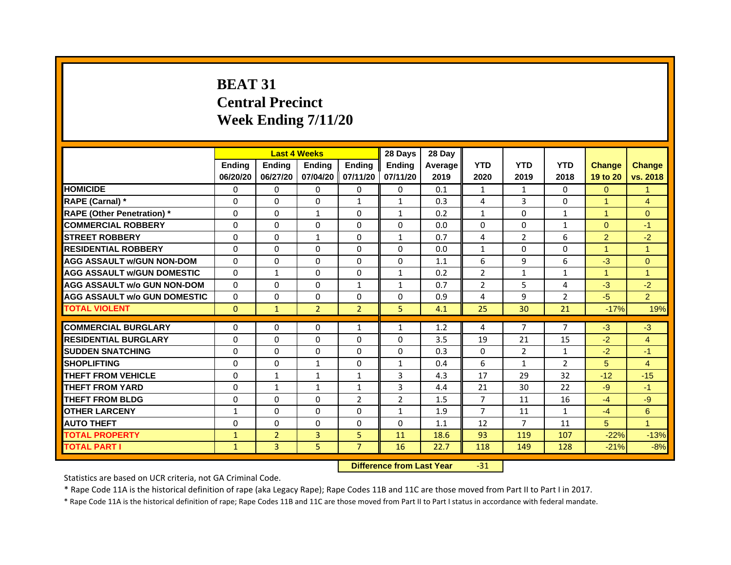# BEAT 31
# Central Precinct
# Week Ending 7/11/20

| | Last 4 Weeks | | | | 28 Days | 28 Day | | | | | |
|---|---|---|---|---|---|---|---|---|---|---|---|
| | Ending 06/20/20 | Ending 06/27/20 | Ending 07/04/20 | Ending 07/11/20 | Ending 07/11/20 | Average 2019 | YTD 2020 | YTD 2019 | YTD 2018 | Change 19 to 20 | Change vs. 2018 |
| HOMICIDE | 0 | 0 | 0 | 0 | 0 | 0.1 | 1 | 1 | 0 | 0 | 1 |
| RAPE (Carnal) * | 0 | 0 | 0 | 1 | 1 | 0.3 | 4 | 3 | 0 | 1 | 4 |
| RAPE (Other Penetration) * | 0 | 0 | 1 | 0 | 1 | 0.2 | 1 | 0 | 1 | 1 | 0 |
| COMMERCIAL ROBBERY | 0 | 0 | 0 | 0 | 0 | 0.0 | 0 | 0 | 1 | 0 | -1 |
| STREET ROBBERY | 0 | 0 | 1 | 0 | 1 | 0.7 | 4 | 2 | 6 | 2 | -2 |
| RESIDENTIAL ROBBERY | 0 | 0 | 0 | 0 | 0 | 0.0 | 1 | 0 | 0 | 1 | 1 |
| AGG ASSAULT w/GUN NON-DOM | 0 | 0 | 0 | 0 | 0 | 1.1 | 6 | 9 | 6 | -3 | 0 |
| AGG ASSAULT w/GUN DOMESTIC | 0 | 1 | 0 | 0 | 1 | 0.2 | 2 | 1 | 1 | 1 | 1 |
| AGG ASSAULT w/o GUN NON-DOM | 0 | 0 | 0 | 1 | 1 | 0.7 | 2 | 5 | 4 | -3 | -2 |
| AGG ASSAULT w/o GUN DOMESTIC | 0 | 0 | 0 | 0 | 0 | 0.9 | 4 | 9 | 2 | -5 | 2 |
| TOTAL VIOLENT | 0 | 1 | 2 | 2 | 5 | 4.1 | 25 | 30 | 21 | -17% | 19% |
| COMMERCIAL BURGLARY | 0 | 0 | 0 | 1 | 1 | 1.2 | 4 | 7 | 7 | -3 | -3 |
| RESIDENTIAL BURGLARY | 0 | 0 | 0 | 0 | 0 | 3.5 | 19 | 21 | 15 | -2 | 4 |
| SUDDEN SNATCHING | 0 | 0 | 0 | 0 | 0 | 0.3 | 0 | 2 | 1 | -2 | -1 |
| SHOPLIFTING | 0 | 0 | 1 | 0 | 1 | 0.4 | 6 | 1 | 2 | 5 | 4 |
| THEFT FROM VEHICLE | 0 | 1 | 1 | 1 | 3 | 4.3 | 17 | 29 | 32 | -12 | -15 |
| THEFT FROM YARD | 0 | 1 | 1 | 1 | 3 | 4.4 | 21 | 30 | 22 | -9 | -1 |
| THEFT FROM BLDG | 0 | 0 | 0 | 2 | 2 | 1.5 | 7 | 11 | 16 | -4 | -9 |
| OTHER LARCENY | 1 | 0 | 0 | 0 | 1 | 1.9 | 7 | 11 | 1 | -4 | 6 |
| AUTO THEFT | 0 | 0 | 0 | 0 | 0 | 1.1 | 12 | 7 | 11 | 5 | 1 |
| TOTAL PROPERTY | 1 | 2 | 3 | 5 | 11 | 18.6 | 93 | 119 | 107 | -22% | -13% |
| TOTAL PART I | 1 | 3 | 5 | 7 | 16 | 22.7 | 118 | 149 | 128 | -21% | -8% |

**Difference from Last Year** -31

Statistics are based on UCR criteria, not GA Criminal Code.

* Rape Code 11A is the historical definition of rape (aka Legacy Rape); Rape Codes 11B and 11C are those moved from Part II to Part I in 2017.

* Rape Code 11A is the historical definition of rape; Rape Codes 11B and 11C are those moved from Part II to Part I status in accordance with federal mandate.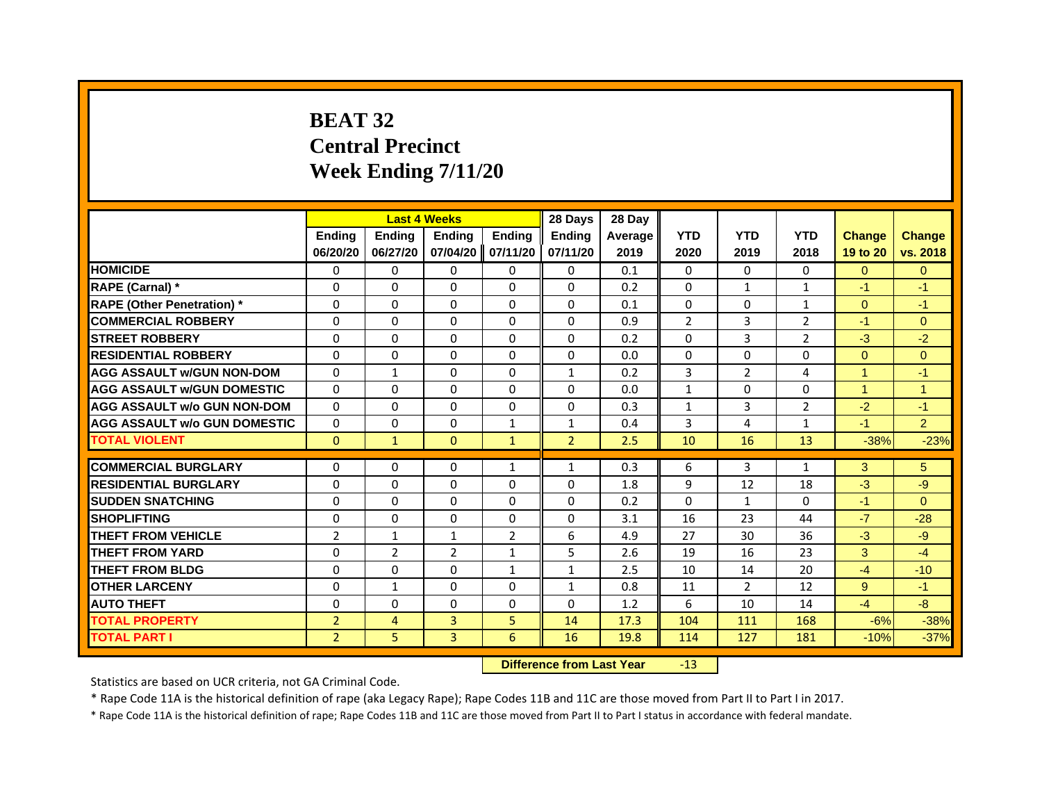# BEAT 32
# Central Precinct
# Week Ending 7/11/20

| | Last 4 Weeks | | | | 28 Days | 28 Day | | | | | |
|---|---|---|---|---|---|---|---|---|---|---|---|
| | Ending 06/20/20 | Ending 06/27/20 | Ending 07/04/20 | Ending 07/11/20 | Ending 07/11/20 | Average 2019 | YTD 2020 | YTD 2019 | YTD 2018 | Change 19 to 20 | Change vs. 2018 |
| HOMICIDE | 0 | 0 | 0 | 0 | 0 | 0.1 | 0 | 0 | 0 | 0 | 0 |
| RAPE (Carnal) * | 0 | 0 | 0 | 0 | 0 | 0.2 | 0 | 1 | 1 | -1 | -1 |
| RAPE (Other Penetration) * | 0 | 0 | 0 | 0 | 0 | 0.1 | 0 | 0 | 1 | 0 | -1 |
| COMMERCIAL ROBBERY | 0 | 0 | 0 | 0 | 0 | 0.9 | 2 | 3 | 2 | -1 | 0 |
| STREET ROBBERY | 0 | 0 | 0 | 0 | 0 | 0.2 | 0 | 3 | 2 | -3 | -2 |
| RESIDENTIAL ROBBERY | 0 | 0 | 0 | 0 | 0 | 0.0 | 0 | 0 | 0 | 0 | 0 |
| AGG ASSAULT w/GUN NON-DOM | 0 | 1 | 0 | 0 | 1 | 0.2 | 3 | 2 | 4 | 1 | -1 |
| AGG ASSAULT w/GUN DOMESTIC | 0 | 0 | 0 | 0 | 0 | 0.0 | 1 | 0 | 0 | 1 | 1 |
| AGG ASSAULT w/o GUN NON-DOM | 0 | 0 | 0 | 0 | 0 | 0.3 | 1 | 3 | 2 | -2 | -1 |
| AGG ASSAULT w/o GUN DOMESTIC | 0 | 0 | 0 | 1 | 1 | 0.4 | 3 | 4 | 1 | -1 | 2 |
| TOTAL VIOLENT | 0 | 1 | 0 | 1 | 2 | 2.5 | 10 | 16 | 13 | -38% | -23% |
| COMMERCIAL BURGLARY | 0 | 0 | 0 | 1 | 1 | 0.3 | 6 | 3 | 1 | 3 | 5 |
| RESIDENTIAL BURGLARY | 0 | 0 | 0 | 0 | 0 | 1.8 | 9 | 12 | 18 | -3 | -9 |
| SUDDEN SNATCHING | 0 | 0 | 0 | 0 | 0 | 0.2 | 0 | 1 | 0 | -1 | 0 |
| SHOPLIFTING | 0 | 0 | 0 | 0 | 0 | 3.1 | 16 | 23 | 44 | -7 | -28 |
| THEFT FROM VEHICLE | 2 | 1 | 1 | 2 | 6 | 4.9 | 27 | 30 | 36 | -3 | -9 |
| THEFT FROM YARD | 0 | 2 | 2 | 1 | 5 | 2.6 | 19 | 16 | 23 | 3 | -4 |
| THEFT FROM BLDG | 0 | 0 | 0 | 1 | 1 | 2.5 | 10 | 14 | 20 | -4 | -10 |
| OTHER LARCENY | 0 | 1 | 0 | 0 | 1 | 0.8 | 11 | 2 | 12 | 9 | -1 |
| AUTO THEFT | 0 | 0 | 0 | 0 | 0 | 1.2 | 6 | 10 | 14 | -4 | -8 |
| TOTAL PROPERTY | 2 | 4 | 3 | 5 | 14 | 17.3 | 104 | 111 | 168 | -6% | -38% |
| TOTAL PART I | 2 | 5 | 3 | 6 | 16 | 19.8 | 114 | 127 | 181 | -10% | -37% |

**Difference from Last Year** -13

Statistics are based on UCR criteria, not GA Criminal Code.

* Rape Code 11A is the historical definition of rape (aka Legacy Rape); Rape Codes 11B and 11C are those moved from Part II to Part I in 2017.

* Rape Code 11A is the historical definition of rape; Rape Codes 11B and 11C are those moved from Part II to Part I status in accordance with federal mandate.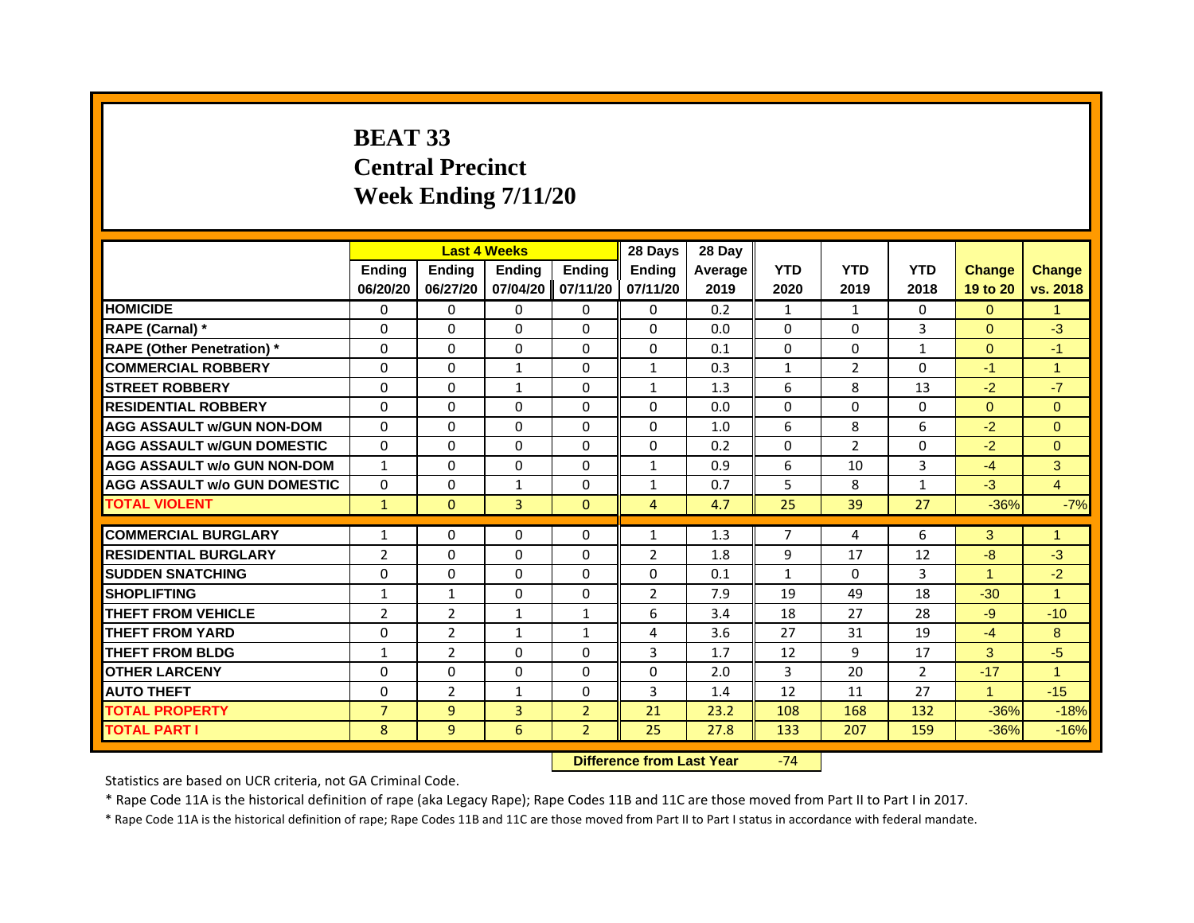# BEAT 33
# Central Precinct
# Week Ending 7/11/20

| | Last 4 Weeks | | | | 28 Days | 28 Day | | | | | |
|---|---|---|---|---|---|---|---|---|---|---|---|
| | Ending 06/20/20 | Ending 06/27/20 | Ending 07/04/20 | Ending 07/11/20 | Ending 07/11/20 | Average 2019 | YTD 2020 | YTD 2019 | YTD 2018 | Change 19 to 20 | Change vs. 2018 |
| HOMICIDE | 0 | 0 | 0 | 0 | 0 | 0.2 | 1 | 1 | 0 | 0 | 1 |
| RAPE (Carnal) * | 0 | 0 | 0 | 0 | 0 | 0.0 | 0 | 0 | 3 | 0 | -3 |
| RAPE (Other Penetration) * | 0 | 0 | 0 | 0 | 0 | 0.1 | 0 | 0 | 1 | 0 | -1 |
| COMMERCIAL ROBBERY | 0 | 0 | 1 | 0 | 1 | 0.3 | 1 | 2 | 0 | -1 | 1 |
| STREET ROBBERY | 0 | 0 | 1 | 0 | 1 | 1.3 | 6 | 8 | 13 | -2 | -7 |
| RESIDENTIAL ROBBERY | 0 | 0 | 0 | 0 | 0 | 0.0 | 0 | 0 | 0 | 0 | 0 |
| AGG ASSAULT w/GUN NON-DOM | 0 | 0 | 0 | 0 | 0 | 1.0 | 6 | 8 | 6 | -2 | 0 |
| AGG ASSAULT w/GUN DOMESTIC | 0 | 0 | 0 | 0 | 0 | 0.2 | 0 | 2 | 0 | -2 | 0 |
| AGG ASSAULT w/o GUN NON-DOM | 1 | 0 | 0 | 0 | 1 | 0.9 | 6 | 10 | 3 | -4 | 3 |
| AGG ASSAULT w/o GUN DOMESTIC | 0 | 0 | 1 | 0 | 1 | 0.7 | 5 | 8 | 1 | -3 | 4 |
| TOTAL VIOLENT | 1 | 0 | 3 | 0 | 4 | 4.7 | 25 | 39 | 27 | -36% | -7% |
| COMMERCIAL BURGLARY | 1 | 0 | 0 | 0 | 1 | 1.3 | 7 | 4 | 6 | 3 | 1 |
| RESIDENTIAL BURGLARY | 2 | 0 | 0 | 0 | 2 | 1.8 | 9 | 17 | 12 | -8 | -3 |
| SUDDEN SNATCHING | 0 | 0 | 0 | 0 | 0 | 0.1 | 1 | 0 | 3 | 1 | -2 |
| SHOPLIFTING | 1 | 1 | 0 | 0 | 2 | 7.9 | 19 | 49 | 18 | -30 | 1 |
| THEFT FROM VEHICLE | 2 | 2 | 1 | 1 | 6 | 3.4 | 18 | 27 | 28 | -9 | -10 |
| THEFT FROM YARD | 0 | 2 | 1 | 1 | 4 | 3.6 | 27 | 31 | 19 | -4 | 8 |
| THEFT FROM BLDG | 1 | 2 | 0 | 0 | 3 | 1.7 | 12 | 9 | 17 | 3 | -5 |
| OTHER LARCENY | 0 | 0 | 0 | 0 | 0 | 2.0 | 3 | 20 | 2 | -17 | 1 |
| AUTO THEFT | 0 | 2 | 1 | 0 | 3 | 1.4 | 12 | 11 | 27 | 1 | -15 |
| TOTAL PROPERTY | 7 | 9 | 3 | 2 | 21 | 23.2 | 108 | 168 | 132 | -36% | -18% |
| TOTAL PART I | 8 | 9 | 6 | 2 | 25 | 27.8 | 133 | 207 | 159 | -36% | -16% |

**Difference from Last Year** -74

Statistics are based on UCR criteria, not GA Criminal Code.

* Rape Code 11A is the historical definition of rape (aka Legacy Rape); Rape Codes 11B and 11C are those moved from Part II to Part I in 2017.

* Rape Code 11A is the historical definition of rape; Rape Codes 11B and 11C are those moved from Part II to Part I status in accordance with federal mandate.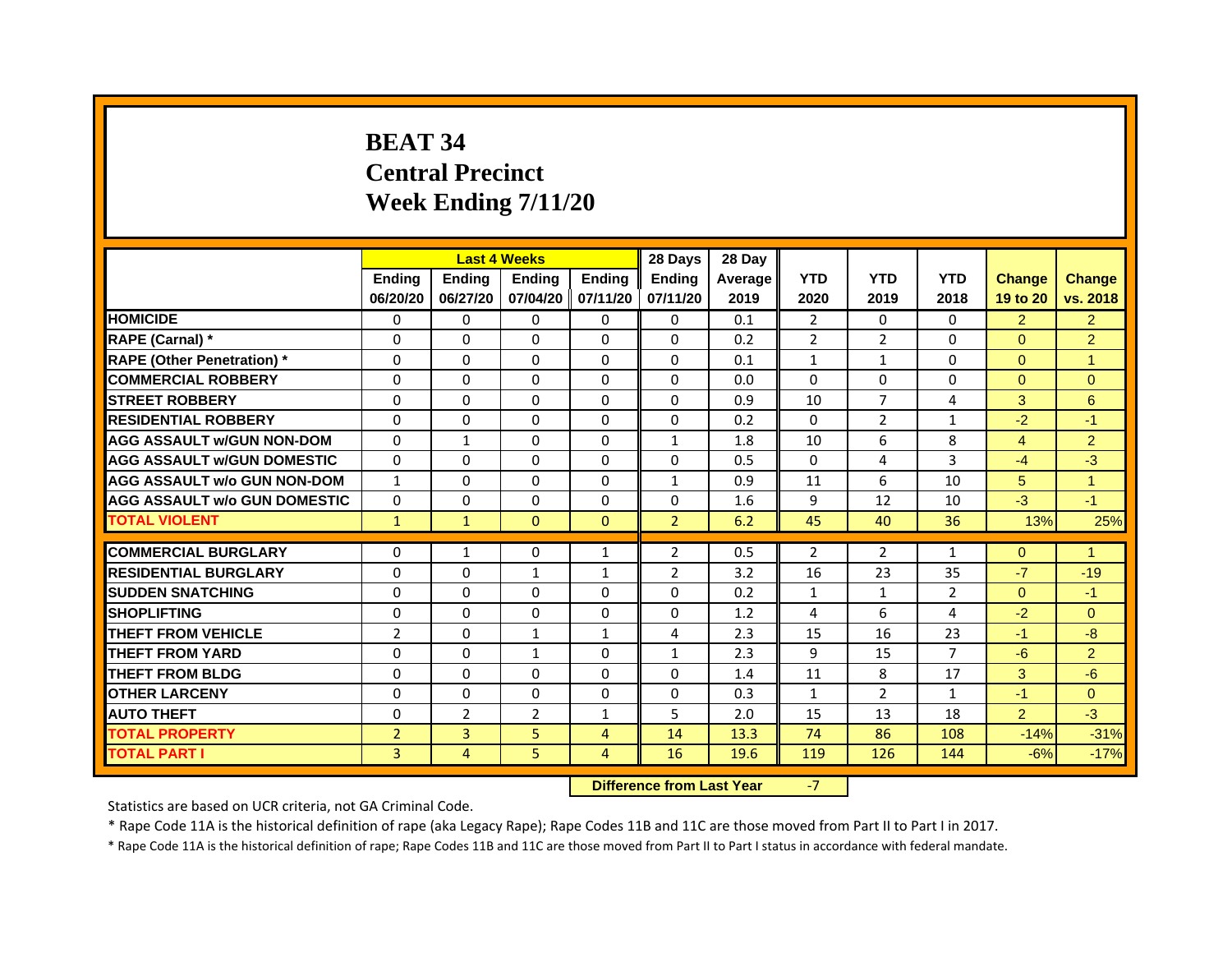# BEAT 34
# Central Precinct
# Week Ending 7/11/20

| | Last 4 Weeks | | | | 28 Days | 28 Day | | | | | |
|---|---|---|---|---|---|---|---|---|---|---|---|
| | Ending 06/20/20 | Ending 06/27/20 | Ending 07/04/20 | Ending 07/11/20 | Ending 07/11/20 | Average 2019 | YTD 2020 | YTD 2019 | YTD 2018 | Change 19 to 20 | Change vs. 2018 |
| HOMICIDE | 0 | 0 | 0 | 0 | 0 | 0.1 | 2 | 0 | 0 | 2 | 2 |
| RAPE (Carnal) * | 0 | 0 | 0 | 0 | 0 | 0.2 | 2 | 2 | 0 | 0 | 2 |
| RAPE (Other Penetration) * | 0 | 0 | 0 | 0 | 0 | 0.1 | 1 | 1 | 0 | 0 | 1 |
| COMMERCIAL ROBBERY | 0 | 0 | 0 | 0 | 0 | 0.0 | 0 | 0 | 0 | 0 | 0 |
| STREET ROBBERY | 0 | 0 | 0 | 0 | 0 | 0.9 | 10 | 7 | 4 | 3 | 6 |
| RESIDENTIAL ROBBERY | 0 | 0 | 0 | 0 | 0 | 0.2 | 0 | 2 | 1 | -2 | -1 |
| AGG ASSAULT w/GUN NON-DOM | 0 | 1 | 0 | 0 | 1 | 1.8 | 10 | 6 | 8 | 4 | 2 |
| AGG ASSAULT w/GUN DOMESTIC | 0 | 0 | 0 | 0 | 0 | 0.5 | 0 | 4 | 3 | -4 | -3 |
| AGG ASSAULT w/o GUN NON-DOM | 1 | 0 | 0 | 0 | 1 | 0.9 | 11 | 6 | 10 | 5 | 1 |
| AGG ASSAULT w/o GUN DOMESTIC | 0 | 0 | 0 | 0 | 0 | 1.6 | 9 | 12 | 10 | -3 | -1 |
| TOTAL VIOLENT | 1 | 1 | 0 | 0 | 2 | 6.2 | 45 | 40 | 36 | 13% | 25% |
| COMMERCIAL BURGLARY | 0 | 1 | 0 | 1 | 2 | 0.5 | 2 | 2 | 1 | 0 | 1 |
| RESIDENTIAL BURGLARY | 0 | 0 | 1 | 1 | 2 | 3.2 | 16 | 23 | 35 | -7 | -19 |
| SUDDEN SNATCHING | 0 | 0 | 0 | 0 | 0 | 0.2 | 1 | 1 | 2 | 0 | -1 |
| SHOPLIFTING | 0 | 0 | 0 | 0 | 0 | 1.2 | 4 | 6 | 4 | -2 | 0 |
| THEFT FROM VEHICLE | 2 | 0 | 1 | 1 | 4 | 2.3 | 15 | 16 | 23 | -1 | -8 |
| THEFT FROM YARD | 0 | 0 | 1 | 0 | 1 | 2.3 | 9 | 15 | 7 | -6 | 2 |
| THEFT FROM BLDG | 0 | 0 | 0 | 0 | 0 | 1.4 | 11 | 8 | 17 | 3 | -6 |
| OTHER LARCENY | 0 | 0 | 0 | 0 | 0 | 0.3 | 1 | 2 | 1 | -1 | 0 |
| AUTO THEFT | 0 | 2 | 2 | 1 | 5 | 2.0 | 15 | 13 | 18 | 2 | -3 |
| TOTAL PROPERTY | 2 | 3 | 5 | 4 | 14 | 13.3 | 74 | 86 | 108 | -14% | -31% |
| TOTAL PART I | 3 | 4 | 5 | 4 | 16 | 19.6 | 119 | 126 | 144 | -6% | -17% |

**Difference from Last Year** -7

Statistics are based on UCR criteria, not GA Criminal Code.

* Rape Code 11A is the historical definition of rape (aka Legacy Rape); Rape Codes 11B and 11C are those moved from Part II to Part I in 2017.

* Rape Code 11A is the historical definition of rape; Rape Codes 11B and 11C are those moved from Part II to Part I status in accordance with federal mandate.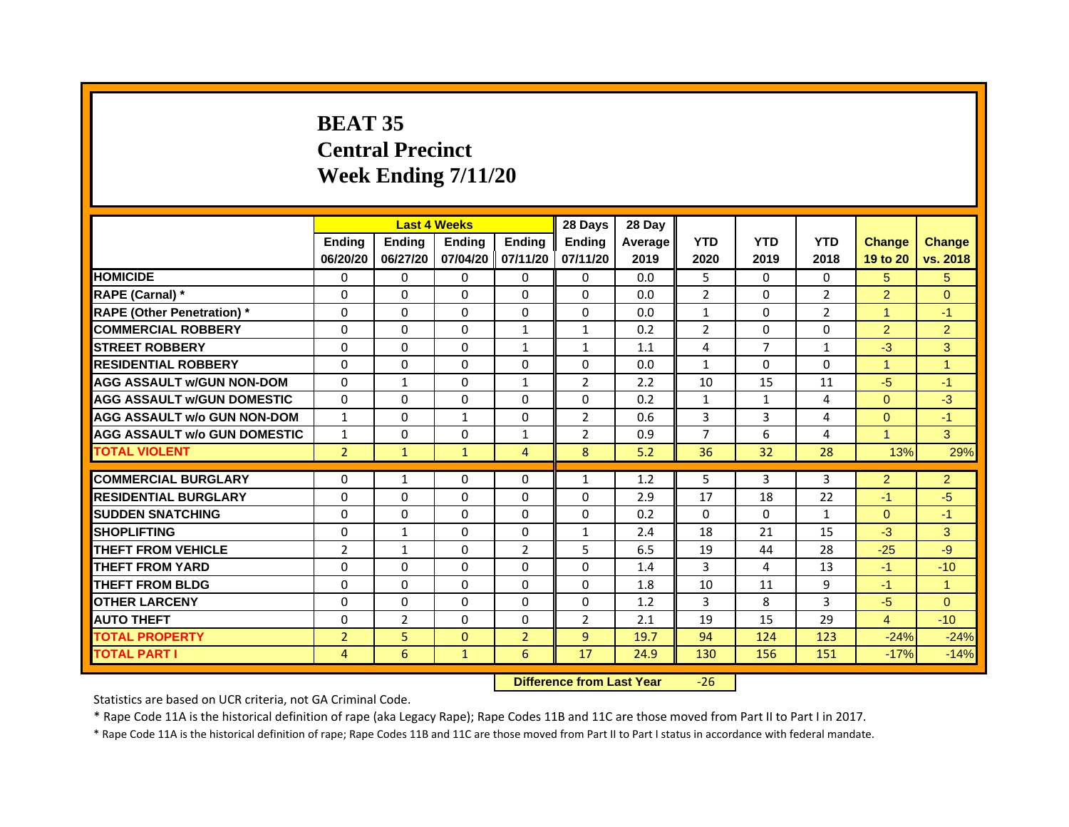# BEAT 35
# Central Precinct
# Week Ending 7/11/20

| | Last 4 Weeks | | | | 28 Days | 28 Day | | | | | |
|---|---|---|---|---|---|---|---|---|---|---|---|
| | Ending 06/20/20 | Ending 06/27/20 | Ending 07/04/20 | Ending 07/11/20 | Ending 07/11/20 | Average 2019 | YTD 2020 | YTD 2019 | YTD 2018 | Change 19 to 20 | Change vs. 2018 |
| HOMICIDE | 0 | 0 | 0 | 0 | 0 | 0.0 | 5 | 0 | 0 | 5 | 5 |
| RAPE (Carnal) * | 0 | 0 | 0 | 0 | 0 | 0.0 | 2 | 0 | 2 | 2 | 0 |
| RAPE (Other Penetration) * | 0 | 0 | 0 | 0 | 0 | 0.0 | 1 | 0 | 2 | 1 | -1 |
| COMMERCIAL ROBBERY | 0 | 0 | 0 | 1 | 1 | 0.2 | 2 | 0 | 0 | 2 | 2 |
| STREET ROBBERY | 0 | 0 | 0 | 1 | 1 | 1.1 | 4 | 7 | 1 | -3 | 3 |
| RESIDENTIAL ROBBERY | 0 | 0 | 0 | 0 | 0 | 0.0 | 1 | 0 | 0 | 1 | 1 |
| AGG ASSAULT w/GUN NON-DOM | 0 | 1 | 0 | 1 | 2 | 2.2 | 10 | 15 | 11 | -5 | -1 |
| AGG ASSAULT w/GUN DOMESTIC | 0 | 0 | 0 | 0 | 0 | 0.2 | 1 | 1 | 4 | 0 | -3 |
| AGG ASSAULT w/o GUN NON-DOM | 1 | 0 | 1 | 0 | 2 | 0.6 | 3 | 3 | 4 | 0 | -1 |
| AGG ASSAULT w/o GUN DOMESTIC | 1 | 0 | 0 | 1 | 2 | 0.9 | 7 | 6 | 4 | 1 | 3 |
| TOTAL VIOLENT | 2 | 1 | 1 | 4 | 8 | 5.2 | 36 | 32 | 28 | 13% | 29% |
| COMMERCIAL BURGLARY | 0 | 1 | 0 | 0 | 1 | 1.2 | 5 | 3 | 3 | 2 | 2 |
| RESIDENTIAL BURGLARY | 0 | 0 | 0 | 0 | 0 | 2.9 | 17 | 18 | 22 | -1 | -5 |
| SUDDEN SNATCHING | 0 | 0 | 0 | 0 | 0 | 0.2 | 0 | 0 | 1 | 0 | -1 |
| SHOPLIFTING | 0 | 1 | 0 | 0 | 1 | 2.4 | 18 | 21 | 15 | -3 | 3 |
| THEFT FROM VEHICLE | 2 | 1 | 0 | 2 | 5 | 6.5 | 19 | 44 | 28 | -25 | -9 |
| THEFT FROM YARD | 0 | 0 | 0 | 0 | 0 | 1.4 | 3 | 4 | 13 | -1 | -10 |
| THEFT FROM BLDG | 0 | 0 | 0 | 0 | 0 | 1.8 | 10 | 11 | 9 | -1 | 1 |
| OTHER LARCENY | 0 | 0 | 0 | 0 | 0 | 1.2 | 3 | 8 | 3 | -5 | 0 |
| AUTO THEFT | 0 | 2 | 0 | 0 | 2 | 2.1 | 19 | 15 | 29 | 4 | -10 |
| TOTAL PROPERTY | 2 | 5 | 0 | 2 | 9 | 19.7 | 94 | 124 | 123 | -24% | -24% |
| TOTAL PART I | 4 | 6 | 1 | 6 | 17 | 24.9 | 130 | 156 | 151 | -17% | -14% |

**Difference from Last Year** -26

Statistics are based on UCR criteria, not GA Criminal Code.

* Rape Code 11A is the historical definition of rape (aka Legacy Rape); Rape Codes 11B and 11C are those moved from Part II to Part I in 2017.

* Rape Code 11A is the historical definition of rape; Rape Codes 11B and 11C are those moved from Part II to Part I status in accordance with federal mandate.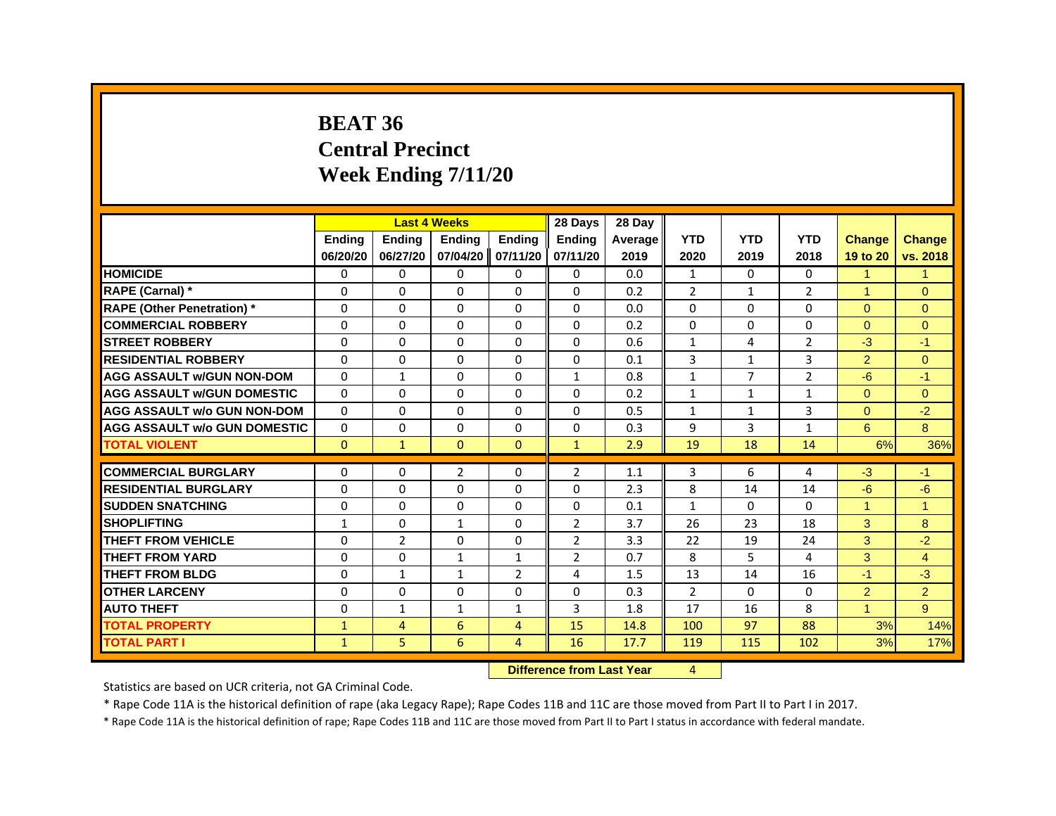# BEAT 36
# Central Precinct
# Week Ending 7/11/20

| | Last 4 Weeks | | | | 28 Days | 28 Day | | | | | |
|---|---|---|---|---|---|---|---|---|---|---|---|
| | Ending 06/20/20 | Ending 06/27/20 | Ending 07/04/20 | Ending 07/11/20 | Ending 07/11/20 | Average 2019 | YTD 2020 | YTD 2019 | YTD 2018 | Change 19 to 20 | Change vs. 2018 |
| HOMICIDE | 0 | 0 | 0 | 0 | 0 | 0.0 | 1 | 0 | 0 | 1 | 1 |
| RAPE (Carnal) * | 0 | 0 | 0 | 0 | 0 | 0.2 | 2 | 1 | 2 | 1 | 0 |
| RAPE (Other Penetration) * | 0 | 0 | 0 | 0 | 0 | 0.0 | 0 | 0 | 0 | 0 | 0 |
| COMMERCIAL ROBBERY | 0 | 0 | 0 | 0 | 0 | 0.2 | 0 | 0 | 0 | 0 | 0 |
| STREET ROBBERY | 0 | 0 | 0 | 0 | 0 | 0.6 | 1 | 4 | 2 | -3 | -1 |
| RESIDENTIAL ROBBERY | 0 | 0 | 0 | 0 | 0 | 0.1 | 3 | 1 | 3 | 2 | 0 |
| AGG ASSAULT w/GUN NON-DOM | 0 | 1 | 0 | 0 | 1 | 0.8 | 1 | 7 | 2 | -6 | -1 |
| AGG ASSAULT w/GUN DOMESTIC | 0 | 0 | 0 | 0 | 0 | 0.2 | 1 | 1 | 1 | 0 | 0 |
| AGG ASSAULT w/o GUN NON-DOM | 0 | 0 | 0 | 0 | 0 | 0.5 | 1 | 1 | 3 | 0 | -2 |
| AGG ASSAULT w/o GUN DOMESTIC | 0 | 0 | 0 | 0 | 0 | 0.3 | 9 | 3 | 1 | 6 | 8 |
| TOTAL VIOLENT | 0 | 1 | 0 | 0 | 1 | 2.9 | 19 | 18 | 14 | 6% | 36% |
| COMMERCIAL BURGLARY | 0 | 0 | 2 | 0 | 2 | 1.1 | 3 | 6 | 4 | -3 | -1 |
| RESIDENTIAL BURGLARY | 0 | 0 | 0 | 0 | 0 | 2.3 | 8 | 14 | 14 | -6 | -6 |
| SUDDEN SNATCHING | 0 | 0 | 0 | 0 | 0 | 0.1 | 1 | 0 | 0 | 1 | 1 |
| SHOPLIFTING | 1 | 0 | 1 | 0 | 2 | 3.7 | 26 | 23 | 18 | 3 | 8 |
| THEFT FROM VEHICLE | 0 | 2 | 0 | 0 | 2 | 3.3 | 22 | 19 | 24 | 3 | -2 |
| THEFT FROM YARD | 0 | 0 | 1 | 1 | 2 | 0.7 | 8 | 5 | 4 | 3 | 4 |
| THEFT FROM BLDG | 0 | 1 | 1 | 2 | 4 | 1.5 | 13 | 14 | 16 | -1 | -3 |
| OTHER LARCENY | 0 | 0 | 0 | 0 | 0 | 0.3 | 2 | 0 | 0 | 2 | 2 |
| AUTO THEFT | 0 | 1 | 1 | 1 | 3 | 1.8 | 17 | 16 | 8 | 1 | 9 |
| TOTAL PROPERTY | 1 | 4 | 6 | 4 | 15 | 14.8 | 100 | 97 | 88 | 3% | 14% |
| TOTAL PART I | 1 | 5 | 6 | 4 | 16 | 17.7 | 119 | 115 | 102 | 3% | 17% |

**Difference from Last Year** 4

Statistics are based on UCR criteria, not GA Criminal Code.

* Rape Code 11A is the historical definition of rape (aka Legacy Rape); Rape Codes 11B and 11C are those moved from Part II to Part I in 2017.

* Rape Code 11A is the historical definition of rape; Rape Codes 11B and 11C are those moved from Part II to Part I status in accordance with federal mandate.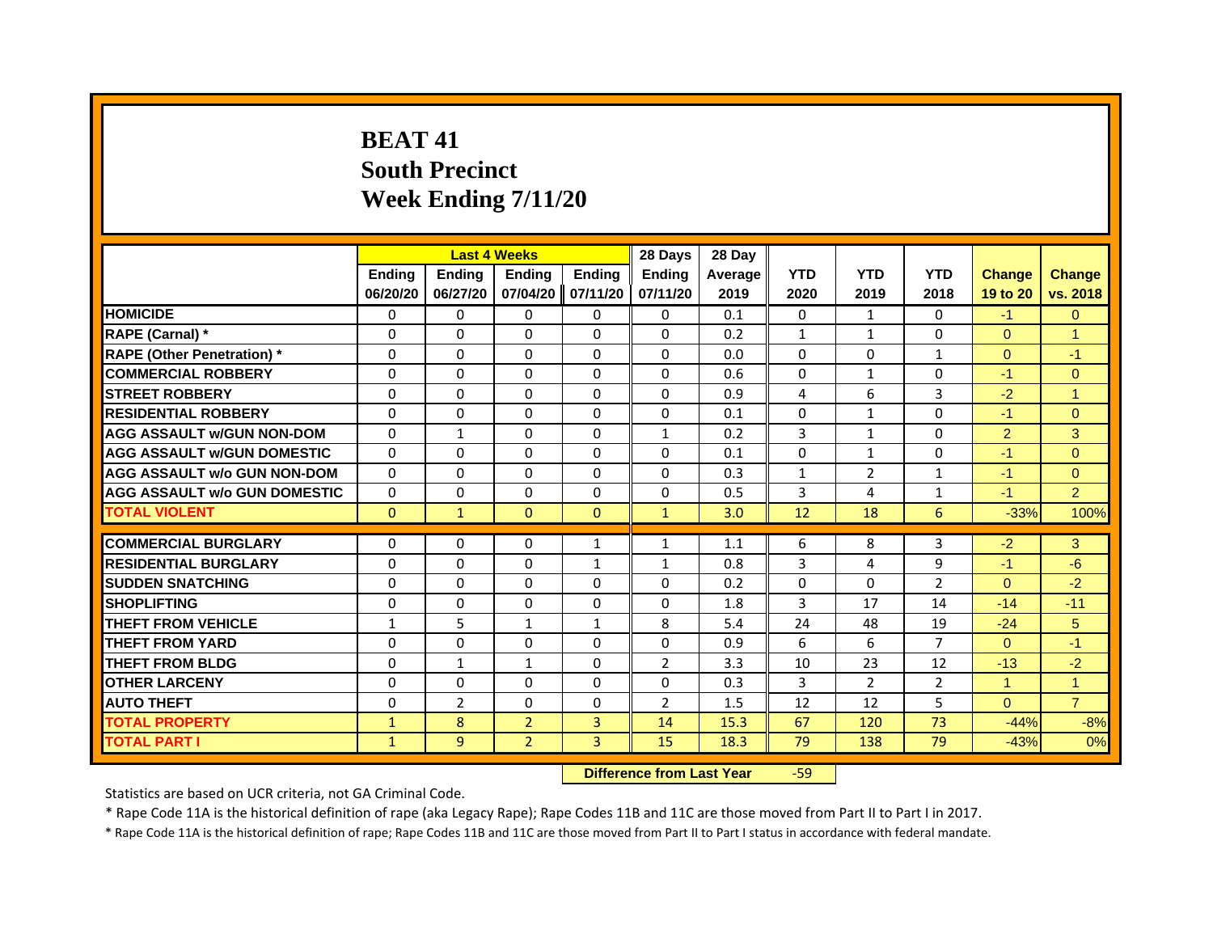# BEAT 41
## South Precinct
## Week Ending 7/11/20

| | Last 4 Weeks | | | | 28 Days | 28 Day | | | | | |
|---|---|---|---|---|---|---|---|---|---|---|---|
| | Ending 06/20/20 | Ending 06/27/20 | Ending 07/04/20 | Ending 07/11/20 | Ending 07/11/20 | Average 2019 | YTD 2020 | YTD 2019 | YTD 2018 | Change 19 to 20 | Change vs. 2018 |
| HOMICIDE | 0 | 0 | 0 | 0 | 0 | 0.1 | 0 | 1 | 0 | -1 | 0 |
| RAPE (Carnal) * | 0 | 0 | 0 | 0 | 0 | 0.2 | 1 | 1 | 0 | 0 | 1 |
| RAPE (Other Penetration) * | 0 | 0 | 0 | 0 | 0 | 0.0 | 0 | 0 | 1 | 0 | -1 |
| COMMERCIAL ROBBERY | 0 | 0 | 0 | 0 | 0 | 0.6 | 0 | 1 | 0 | -1 | 0 |
| STREET ROBBERY | 0 | 0 | 0 | 0 | 0 | 0.9 | 4 | 6 | 3 | -2 | 1 |
| RESIDENTIAL ROBBERY | 0 | 0 | 0 | 0 | 0 | 0.1 | 0 | 1 | 0 | -1 | 0 |
| AGG ASSAULT w/GUN NON-DOM | 0 | 1 | 0 | 0 | 1 | 0.2 | 3 | 1 | 0 | 2 | 3 |
| AGG ASSAULT w/GUN DOMESTIC | 0 | 0 | 0 | 0 | 0 | 0.1 | 0 | 1 | 0 | -1 | 0 |
| AGG ASSAULT w/o GUN NON-DOM | 0 | 0 | 0 | 0 | 0 | 0.3 | 1 | 2 | 1 | -1 | 0 |
| AGG ASSAULT w/o GUN DOMESTIC | 0 | 0 | 0 | 0 | 0 | 0.5 | 3 | 4 | 1 | -1 | 2 |
| TOTAL VIOLENT | 0 | 1 | 0 | 0 | 1 | 3.0 | 12 | 18 | 6 | -33% | 100% |
| COMMERCIAL BURGLARY | 0 | 0 | 0 | 1 | 1 | 1.1 | 6 | 8 | 3 | -2 | 3 |
| RESIDENTIAL BURGLARY | 0 | 0 | 0 | 1 | 1 | 0.8 | 3 | 4 | 9 | -1 | -6 |
| SUDDEN SNATCHING | 0 | 0 | 0 | 0 | 0 | 0.2 | 0 | 0 | 2 | 0 | -2 |
| SHOPLIFTING | 0 | 0 | 0 | 0 | 0 | 1.8 | 3 | 17 | 14 | -14 | -11 |
| THEFT FROM VEHICLE | 1 | 5 | 1 | 1 | 8 | 5.4 | 24 | 48 | 19 | -24 | 5 |
| THEFT FROM YARD | 0 | 0 | 0 | 0 | 0 | 0.9 | 6 | 6 | 7 | 0 | -1 |
| THEFT FROM BLDG | 0 | 1 | 1 | 0 | 2 | 3.3 | 10 | 23 | 12 | -13 | -2 |
| OTHER LARCENY | 0 | 0 | 0 | 0 | 0 | 0.3 | 3 | 2 | 2 | 1 | 1 |
| AUTO THEFT | 0 | 2 | 0 | 0 | 2 | 1.5 | 12 | 12 | 5 | 0 | 7 |
| TOTAL PROPERTY | 1 | 8 | 2 | 3 | 14 | 15.3 | 67 | 120 | 73 | -44% | -8% |
| TOTAL PART I | 1 | 9 | 2 | 3 | 15 | 18.3 | 79 | 138 | 79 | -43% | 0% |

**Difference from Last Year** -59

Statistics are based on UCR criteria, not GA Criminal Code.

* Rape Code 11A is the historical definition of rape (aka Legacy Rape); Rape Codes 11B and 11C are those moved from Part II to Part I in 2017.

* Rape Code 11A is the historical definition of rape; Rape Codes 11B and 11C are those moved from Part II to Part I status in accordance with federal mandate.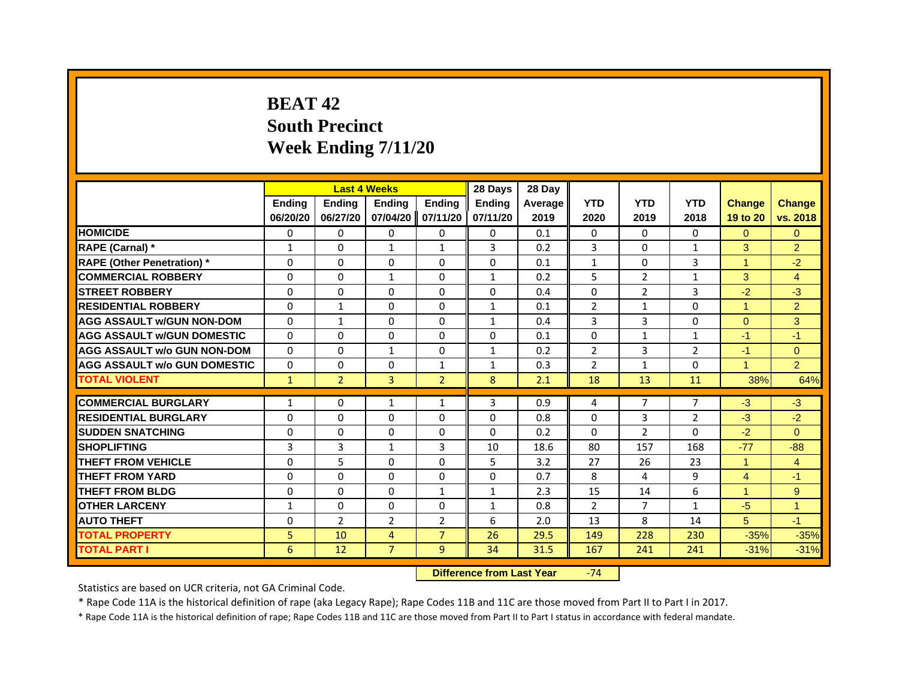# BEAT 42
## South Precinct
## Week Ending 7/11/20

| | Last 4 Weeks | | | | 28 Days | 28 Day | | | | | |
|---|---|---|---|---|---|---|---|---|---|---|---|
| | Ending 06/20/20 | Ending 06/27/20 | Ending 07/04/20 | Ending 07/11/20 | Ending 07/11/20 | Average 2019 | YTD 2020 | YTD 2019 | YTD 2018 | Change 19 to 20 | Change vs. 2018 |
| HOMICIDE | 0 | 0 | 0 | 0 | 0 | 0.1 | 0 | 0 | 0 | 0 | 0 |
| RAPE (Carnal) * | 1 | 0 | 1 | 1 | 3 | 0.2 | 3 | 0 | 1 | 3 | 2 |
| RAPE (Other Penetration) * | 0 | 0 | 0 | 0 | 0 | 0.1 | 1 | 0 | 3 | 1 | -2 |
| COMMERCIAL ROBBERY | 0 | 0 | 1 | 0 | 1 | 0.2 | 5 | 2 | 1 | 3 | 4 |
| STREET ROBBERY | 0 | 0 | 0 | 0 | 0 | 0.4 | 0 | 2 | 3 | -2 | -3 |
| RESIDENTIAL ROBBERY | 0 | 1 | 0 | 0 | 1 | 0.1 | 2 | 1 | 0 | 1 | 2 |
| AGG ASSAULT w/GUN NON-DOM | 0 | 1 | 0 | 0 | 1 | 0.4 | 3 | 3 | 0 | 0 | 3 |
| AGG ASSAULT w/GUN DOMESTIC | 0 | 0 | 0 | 0 | 0 | 0.1 | 0 | 1 | 1 | -1 | -1 |
| AGG ASSAULT w/o GUN NON-DOM | 0 | 0 | 1 | 0 | 1 | 0.2 | 2 | 3 | 2 | -1 | 0 |
| AGG ASSAULT w/o GUN DOMESTIC | 0 | 0 | 0 | 1 | 1 | 0.3 | 2 | 1 | 0 | 1 | 2 |
| TOTAL VIOLENT | 1 | 2 | 3 | 2 | 8 | 2.1 | 18 | 13 | 11 | 38% | 64% |
| COMMERCIAL BURGLARY | 1 | 0 | 1 | 1 | 3 | 0.9 | 4 | 7 | 7 | -3 | -3 |
| RESIDENTIAL BURGLARY | 0 | 0 | 0 | 0 | 0 | 0.8 | 0 | 3 | 2 | -3 | -2 |
| SUDDEN SNATCHING | 0 | 0 | 0 | 0 | 0 | 0.2 | 0 | 2 | 0 | -2 | 0 |
| SHOPLIFTING | 3 | 3 | 1 | 3 | 10 | 18.6 | 80 | 157 | 168 | -77 | -88 |
| THEFT FROM VEHICLE | 0 | 5 | 0 | 0 | 5 | 3.2 | 27 | 26 | 23 | 1 | 4 |
| THEFT FROM YARD | 0 | 0 | 0 | 0 | 0 | 0.7 | 8 | 4 | 9 | 4 | -1 |
| THEFT FROM BLDG | 0 | 0 | 0 | 1 | 1 | 2.3 | 15 | 14 | 6 | 1 | 9 |
| OTHER LARCENY | 1 | 0 | 0 | 0 | 1 | 0.8 | 2 | 7 | 1 | -5 | 1 |
| AUTO THEFT | 0 | 2 | 2 | 2 | 6 | 2.0 | 13 | 8 | 14 | 5 | -1 |
| TOTAL PROPERTY | 5 | 10 | 4 | 7 | 26 | 29.5 | 149 | 228 | 230 | -35% | -35% |
| TOTAL PART I | 6 | 12 | 7 | 9 | 34 | 31.5 | 167 | 241 | 241 | -31% | -31% |

**Difference from Last Year** -74

Statistics are based on UCR criteria, not GA Criminal Code.

* Rape Code 11A is the historical definition of rape (aka Legacy Rape); Rape Codes 11B and 11C are those moved from Part II to Part I in 2017.

* Rape Code 11A is the historical definition of rape; Rape Codes 11B and 11C are those moved from Part II to Part I status in accordance with federal mandate.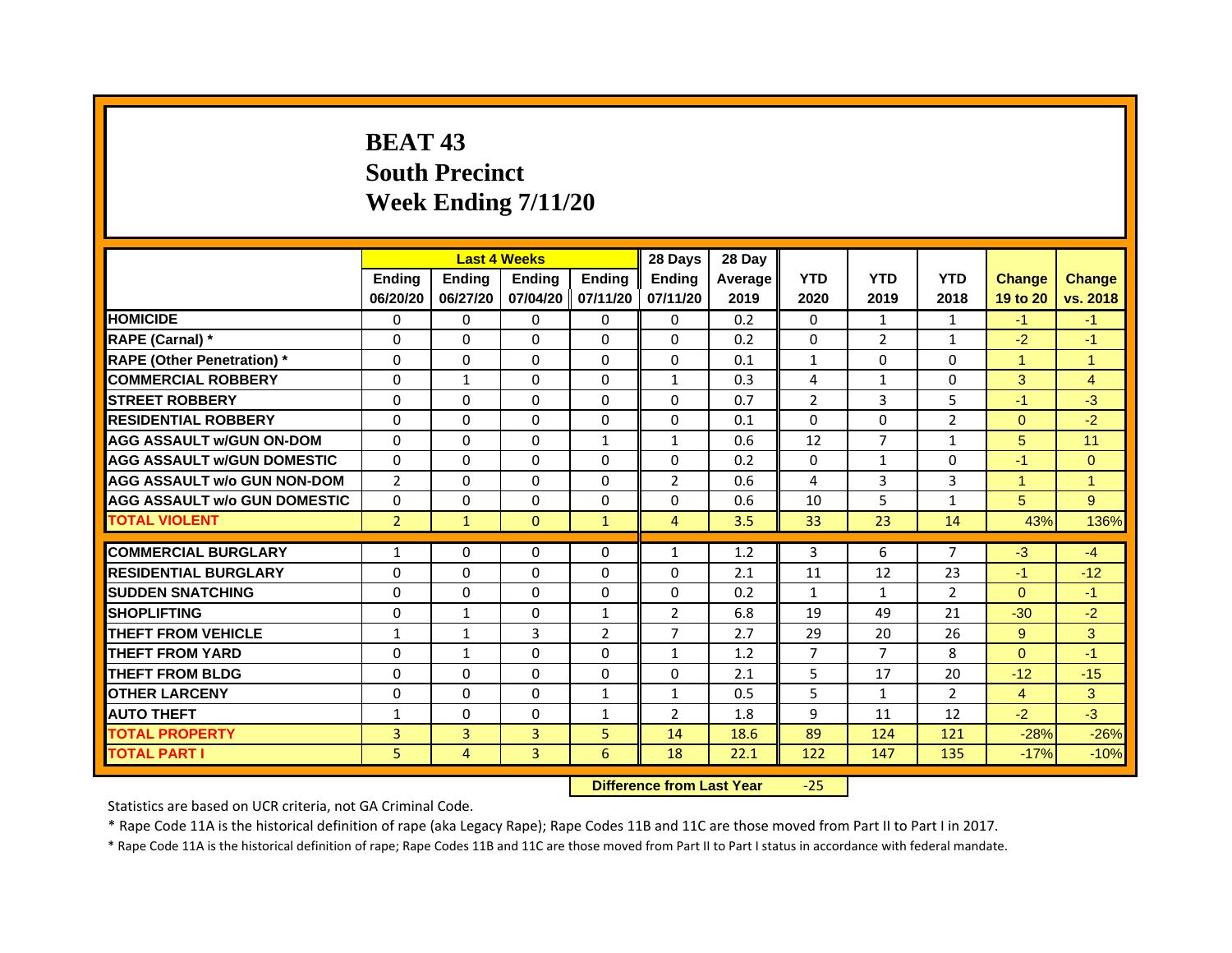# BEAT 43
## South Precinct
## Week Ending 7/11/20

| | Last 4 Weeks | | | | 28 Days | 28 Day | | | | | |
|---|---|---|---|---|---|---|---|---|---|---|---|
| | Ending 06/20/20 | Ending 06/27/20 | Ending 07/04/20 | Ending 07/11/20 | Ending 07/11/20 | Average 2019 | YTD 2020 | YTD 2019 | YTD 2018 | Change 19 to 20 | Change vs. 2018 |
| HOMICIDE | 0 | 0 | 0 | 0 | 0 | 0.2 | 0 | 1 | 1 | -1 | -1 |
| RAPE (Carnal) * | 0 | 0 | 0 | 0 | 0 | 0.2 | 0 | 2 | 1 | -2 | -1 |
| RAPE (Other Penetration) * | 0 | 0 | 0 | 0 | 0 | 0.1 | 1 | 0 | 0 | 1 | 1 |
| COMMERCIAL ROBBERY | 0 | 1 | 0 | 0 | 1 | 0.3 | 4 | 1 | 0 | 3 | 4 |
| STREET ROBBERY | 0 | 0 | 0 | 0 | 0 | 0.7 | 2 | 3 | 5 | -1 | -3 |
| RESIDENTIAL ROBBERY | 0 | 0 | 0 | 0 | 0 | 0.1 | 0 | 0 | 2 | 0 | -2 |
| AGG ASSAULT w/GUN ON-DOM | 0 | 0 | 0 | 1 | 1 | 0.6 | 12 | 7 | 1 | 5 | 11 |
| AGG ASSAULT w/GUN DOMESTIC | 0 | 0 | 0 | 0 | 0 | 0.2 | 0 | 1 | 0 | -1 | 0 |
| AGG ASSAULT w/o GUN NON-DOM | 2 | 0 | 0 | 0 | 2 | 0.6 | 4 | 3 | 3 | 1 | 1 |
| AGG ASSAULT w/o GUN DOMESTIC | 0 | 0 | 0 | 0 | 0 | 0.6 | 10 | 5 | 1 | 5 | 9 |
| TOTAL VIOLENT | 2 | 1 | 0 | 1 | 4 | 3.5 | 33 | 23 | 14 | 43% | 136% |
| COMMERCIAL BURGLARY | 1 | 0 | 0 | 0 | 1 | 1.2 | 3 | 6 | 7 | -3 | -4 |
| RESIDENTIAL BURGLARY | 0 | 0 | 0 | 0 | 0 | 2.1 | 11 | 12 | 23 | -1 | -12 |
| SUDDEN SNATCHING | 0 | 0 | 0 | 0 | 0 | 0.2 | 1 | 1 | 2 | 0 | -1 |
| SHOPLIFTING | 0 | 1 | 0 | 1 | 2 | 6.8 | 19 | 49 | 21 | -30 | -2 |
| THEFT FROM VEHICLE | 1 | 1 | 3 | 2 | 7 | 2.7 | 29 | 20 | 26 | 9 | 3 |
| THEFT FROM YARD | 0 | 1 | 0 | 0 | 1 | 1.2 | 7 | 7 | 8 | 0 | -1 |
| THEFT FROM BLDG | 0 | 0 | 0 | 0 | 0 | 2.1 | 5 | 17 | 20 | -12 | -15 |
| OTHER LARCENY | 0 | 0 | 0 | 1 | 1 | 0.5 | 5 | 1 | 2 | 4 | 3 |
| AUTO THEFT | 1 | 0 | 0 | 1 | 2 | 1.8 | 9 | 11 | 12 | -2 | -3 |
| TOTAL PROPERTY | 3 | 3 | 3 | 5 | 14 | 18.6 | 89 | 124 | 121 | -28% | -26% |
| TOTAL PART I | 5 | 4 | 3 | 6 | 18 | 22.1 | 122 | 147 | 135 | -17% | -10% |

**Difference from Last Year** -25

Statistics are based on UCR criteria, not GA Criminal Code.

* Rape Code 11A is the historical definition of rape (aka Legacy Rape); Rape Codes 11B and 11C are those moved from Part II to Part I in 2017.

* Rape Code 11A is the historical definition of rape; Rape Codes 11B and 11C are those moved from Part II to Part I status in accordance with federal mandate.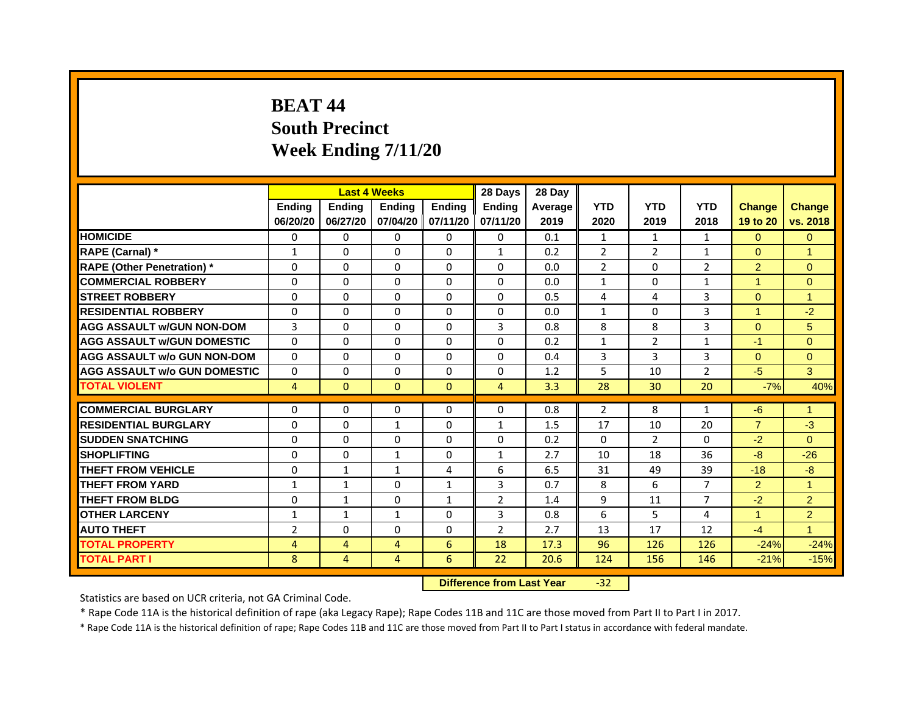# BEAT 44
# South Precinct
# Week Ending 7/11/20

| | Last 4 Weeks | | | | 28 Days | 28 Day | | | | | |
|---|---|---|---|---|---|---|---|---|---|---|---|
| | Ending 06/20/20 | Ending 06/27/20 | Ending 07/04/20 | Ending 07/11/20 | Ending 07/11/20 | Average 2019 | YTD 2020 | YTD 2019 | YTD 2018 | Change 19 to 20 | Change vs. 2018 |
| HOMICIDE | 0 | 0 | 0 | 0 | 0 | 0.1 | 1 | 1 | 1 | 0 | 0 |
| RAPE (Carnal) * | 1 | 0 | 0 | 0 | 1 | 0.2 | 2 | 2 | 1 | 0 | 1 |
| RAPE (Other Penetration) * | 0 | 0 | 0 | 0 | 0 | 0.0 | 2 | 0 | 2 | 2 | 0 |
| COMMERCIAL ROBBERY | 0 | 0 | 0 | 0 | 0 | 0.0 | 1 | 0 | 1 | 1 | 0 |
| STREET ROBBERY | 0 | 0 | 0 | 0 | 0 | 0.5 | 4 | 4 | 3 | 0 | 1 |
| RESIDENTIAL ROBBERY | 0 | 0 | 0 | 0 | 0 | 0.0 | 1 | 0 | 3 | 1 | -2 |
| AGG ASSAULT w/GUN NON-DOM | 3 | 0 | 0 | 0 | 3 | 0.8 | 8 | 8 | 3 | 0 | 5 |
| AGG ASSAULT w/GUN DOMESTIC | 0 | 0 | 0 | 0 | 0 | 0.2 | 1 | 2 | 1 | -1 | 0 |
| AGG ASSAULT w/o GUN NON-DOM | 0 | 0 | 0 | 0 | 0 | 0.4 | 3 | 3 | 3 | 0 | 0 |
| AGG ASSAULT w/o GUN DOMESTIC | 0 | 0 | 0 | 0 | 0 | 1.2 | 5 | 10 | 2 | -5 | 3 |
| TOTAL VIOLENT | 4 | 0 | 0 | 0 | 4 | 3.3 | 28 | 30 | 20 | -7% | 40% |
| COMMERCIAL BURGLARY | 0 | 0 | 0 | 0 | 0 | 0.8 | 2 | 8 | 1 | -6 | 1 |
| RESIDENTIAL BURGLARY | 0 | 0 | 1 | 0 | 1 | 1.5 | 17 | 10 | 20 | 7 | -3 |
| SUDDEN SNATCHING | 0 | 0 | 0 | 0 | 0 | 0.2 | 0 | 2 | 0 | -2 | 0 |
| SHOPLIFTING | 0 | 0 | 1 | 0 | 1 | 2.7 | 10 | 18 | 36 | -8 | -26 |
| THEFT FROM VEHICLE | 0 | 1 | 1 | 4 | 6 | 6.5 | 31 | 49 | 39 | -18 | -8 |
| THEFT FROM YARD | 1 | 1 | 0 | 1 | 3 | 0.7 | 8 | 6 | 7 | 2 | 1 |
| THEFT FROM BLDG | 0 | 1 | 0 | 1 | 2 | 1.4 | 9 | 11 | 7 | -2 | 2 |
| OTHER LARCENY | 1 | 1 | 1 | 0 | 3 | 0.8 | 6 | 5 | 4 | 1 | 2 |
| AUTO THEFT | 2 | 0 | 0 | 0 | 2 | 2.7 | 13 | 17 | 12 | -4 | 1 |
| TOTAL PROPERTY | 4 | 4 | 4 | 6 | 18 | 17.3 | 96 | 126 | 126 | -24% | -24% |
| TOTAL PART I | 8 | 4 | 4 | 6 | 22 | 20.6 | 124 | 156 | 146 | -21% | -15% |

**Difference from Last Year** -32

Statistics are based on UCR criteria, not GA Criminal Code.

* Rape Code 11A is the historical definition of rape (aka Legacy Rape); Rape Codes 11B and 11C are those moved from Part II to Part I in 2017.

* Rape Code 11A is the historical definition of rape; Rape Codes 11B and 11C are those moved from Part II to Part I status in accordance with federal mandate.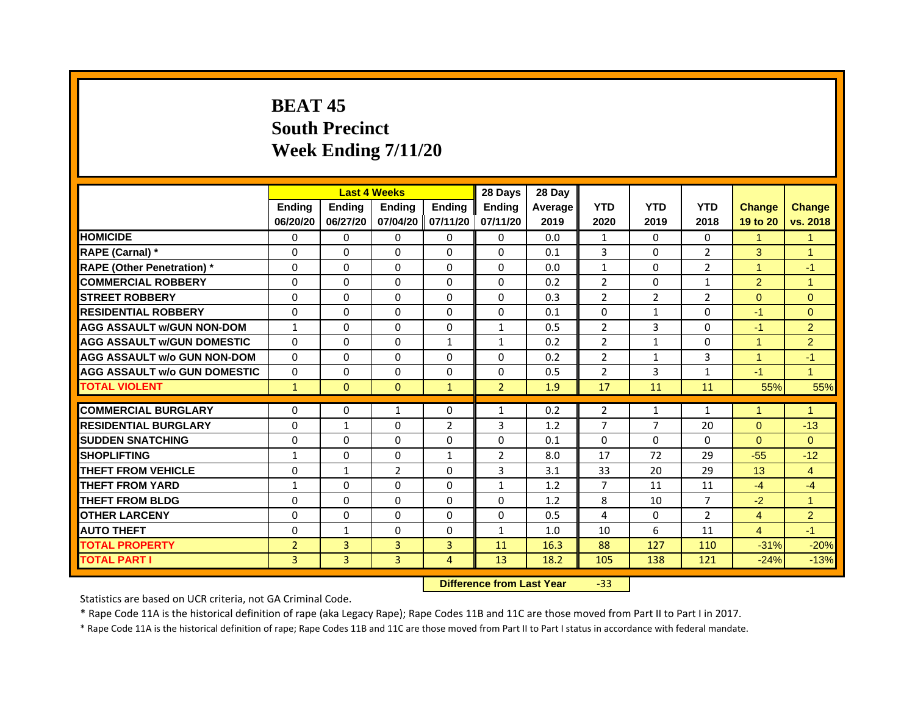# BEAT 45
# South Precinct
# Week Ending 7/11/20

| | Last 4 Weeks | | | | 28 Days | 28 Day | | | | | |
|---|---|---|---|---|---|---|---|---|---|---|---|
| | Ending 06/20/20 | Ending 06/27/20 | Ending 07/04/20 | Ending 07/11/20 | Ending 07/11/20 | Average 2019 | YTD 2020 | YTD 2019 | YTD 2018 | Change 19 to 20 | Change vs. 2018 |
| HOMICIDE | 0 | 0 | 0 | 0 | 0 | 0.0 | 1 | 0 | 0 | 1 | 1 |
| RAPE (Carnal) * | 0 | 0 | 0 | 0 | 0 | 0.1 | 3 | 0 | 2 | 3 | 1 |
| RAPE (Other Penetration) * | 0 | 0 | 0 | 0 | 0 | 0.0 | 1 | 0 | 2 | 1 | -1 |
| COMMERCIAL ROBBERY | 0 | 0 | 0 | 0 | 0 | 0.2 | 2 | 0 | 1 | 2 | 1 |
| STREET ROBBERY | 0 | 0 | 0 | 0 | 0 | 0.3 | 2 | 2 | 2 | 0 | 0 |
| RESIDENTIAL ROBBERY | 0 | 0 | 0 | 0 | 0 | 0.1 | 0 | 1 | 0 | -1 | 0 |
| AGG ASSAULT w/GUN NON-DOM | 1 | 0 | 0 | 0 | 1 | 0.5 | 2 | 3 | 0 | -1 | 2 |
| AGG ASSAULT w/GUN DOMESTIC | 0 | 0 | 0 | 1 | 1 | 0.2 | 2 | 1 | 0 | 1 | 2 |
| AGG ASSAULT w/o GUN NON-DOM | 0 | 0 | 0 | 0 | 0 | 0.2 | 2 | 1 | 3 | 1 | -1 |
| AGG ASSAULT w/o GUN DOMESTIC | 0 | 0 | 0 | 0 | 0 | 0.5 | 2 | 3 | 1 | -1 | 1 |
| TOTAL VIOLENT | 1 | 0 | 0 | 1 | 2 | 1.9 | 17 | 11 | 11 | 55% | 55% |
| COMMERCIAL BURGLARY | 0 | 0 | 1 | 0 | 1 | 0.2 | 2 | 1 | 1 | 1 | 1 |
| RESIDENTIAL BURGLARY | 0 | 1 | 0 | 2 | 3 | 1.2 | 7 | 7 | 20 | 0 | -13 |
| SUDDEN SNATCHING | 0 | 0 | 0 | 0 | 0 | 0.1 | 0 | 0 | 0 | 0 | 0 |
| SHOPLIFTING | 1 | 0 | 0 | 1 | 2 | 8.0 | 17 | 72 | 29 | -55 | -12 |
| THEFT FROM VEHICLE | 0 | 1 | 2 | 0 | 3 | 3.1 | 33 | 20 | 29 | 13 | 4 |
| THEFT FROM YARD | 1 | 0 | 0 | 0 | 1 | 1.2 | 7 | 11 | 11 | -4 | -4 |
| THEFT FROM BLDG | 0 | 0 | 0 | 0 | 0 | 1.2 | 8 | 10 | 7 | -2 | 1 |
| OTHER LARCENY | 0 | 0 | 0 | 0 | 0 | 0.5 | 4 | 0 | 2 | 4 | 2 |
| AUTO THEFT | 0 | 1 | 0 | 0 | 1 | 1.0 | 10 | 6 | 11 | 4 | -1 |
| TOTAL PROPERTY | 2 | 3 | 3 | 3 | 11 | 16.3 | 88 | 127 | 110 | -31% | -20% |
| TOTAL PART I | 3 | 3 | 3 | 4 | 13 | 18.2 | 105 | 138 | 121 | -24% | -13% |

**Difference from Last Year** -33

Statistics are based on UCR criteria, not GA Criminal Code.

* Rape Code 11A is the historical definition of rape (aka Legacy Rape); Rape Codes 11B and 11C are those moved from Part II to Part I in 2017.

* Rape Code 11A is the historical definition of rape; Rape Codes 11B and 11C are those moved from Part II to Part I status in accordance with federal mandate.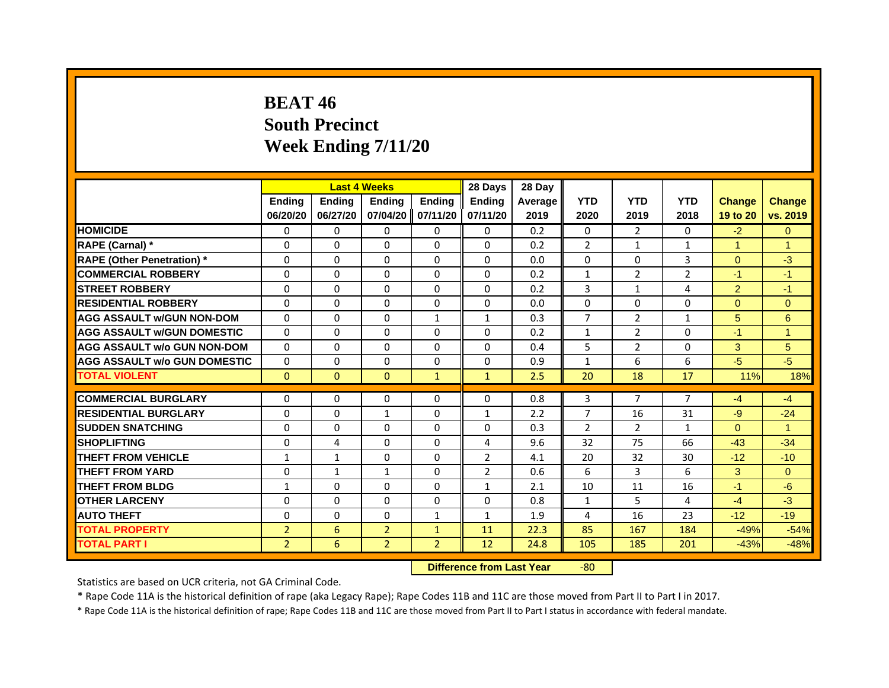# BEAT 46
## South Precinct
## Week Ending 7/11/20

| | Last 4 Weeks | | | | 28 Days | 28 Day | | | | | |
|---|---|---|---|---|---|---|---|---|---|---|---|
| | Ending 06/20/20 | Ending 06/27/20 | Ending 07/04/20 | Ending 07/11/20 | Ending 07/11/20 | Average 2019 | YTD 2020 | YTD 2019 | YTD 2018 | Change 19 to 20 | Change vs. 2019 |
| HOMICIDE | 0 | 0 | 0 | 0 | 0 | 0.2 | 0 | 2 | 0 | -2 | 0 |
| RAPE (Carnal) * | 0 | 0 | 0 | 0 | 0 | 0.2 | 2 | 1 | 1 | 1 | 1 |
| RAPE (Other Penetration) * | 0 | 0 | 0 | 0 | 0 | 0.0 | 0 | 0 | 3 | 0 | -3 |
| COMMERCIAL ROBBERY | 0 | 0 | 0 | 0 | 0 | 0.2 | 1 | 2 | 2 | -1 | -1 |
| STREET ROBBERY | 0 | 0 | 0 | 0 | 0 | 0.2 | 3 | 1 | 4 | 2 | -1 |
| RESIDENTIAL ROBBERY | 0 | 0 | 0 | 0 | 0 | 0.0 | 0 | 0 | 0 | 0 | 0 |
| AGG ASSAULT w/GUN NON-DOM | 0 | 0 | 0 | 1 | 1 | 0.3 | 7 | 2 | 1 | 5 | 6 |
| AGG ASSAULT w/GUN DOMESTIC | 0 | 0 | 0 | 0 | 0 | 0.2 | 1 | 2 | 0 | -1 | 1 |
| AGG ASSAULT w/o GUN NON-DOM | 0 | 0 | 0 | 0 | 0 | 0.4 | 5 | 2 | 0 | 3 | 5 |
| AGG ASSAULT w/o GUN DOMESTIC | 0 | 0 | 0 | 0 | 0 | 0.9 | 1 | 6 | 6 | -5 | -5 |
| TOTAL VIOLENT | 0 | 0 | 0 | 1 | 1 | 2.5 | 20 | 18 | 17 | 11% | 18% |
| COMMERCIAL BURGLARY | 0 | 0 | 0 | 0 | 0 | 0.8 | 3 | 7 | 7 | -4 | -4 |
| RESIDENTIAL BURGLARY | 0 | 0 | 1 | 0 | 1 | 2.2 | 7 | 16 | 31 | -9 | -24 |
| SUDDEN SNATCHING | 0 | 0 | 0 | 0 | 0 | 0.3 | 2 | 2 | 1 | 0 | 1 |
| SHOPLIFTING | 0 | 4 | 0 | 0 | 4 | 9.6 | 32 | 75 | 66 | -43 | -34 |
| THEFT FROM VEHICLE | 1 | 1 | 0 | 0 | 2 | 4.1 | 20 | 32 | 30 | -12 | -10 |
| THEFT FROM YARD | 0 | 1 | 1 | 0 | 2 | 0.6 | 6 | 3 | 6 | 3 | 0 |
| THEFT FROM BLDG | 1 | 0 | 0 | 0 | 1 | 2.1 | 10 | 11 | 16 | -1 | -6 |
| OTHER LARCENY | 0 | 0 | 0 | 0 | 0 | 0.8 | 1 | 5 | 4 | -4 | -3 |
| AUTO THEFT | 0 | 0 | 0 | 1 | 1 | 1.9 | 4 | 16 | 23 | -12 | -19 |
| TOTAL PROPERTY | 2 | 6 | 2 | 1 | 11 | 22.3 | 85 | 167 | 184 | -49% | -54% |
| TOTAL PART I | 2 | 6 | 2 | 2 | 12 | 24.8 | 105 | 185 | 201 | -43% | -48% |

**Difference from Last Year** -80

Statistics are based on UCR criteria, not GA Criminal Code.

* Rape Code 11A is the historical definition of rape (aka Legacy Rape); Rape Codes 11B and 11C are those moved from Part II to Part I in 2017.

* Rape Code 11A is the historical definition of rape; Rape Codes 11B and 11C are those moved from Part II to Part I status in accordance with federal mandate.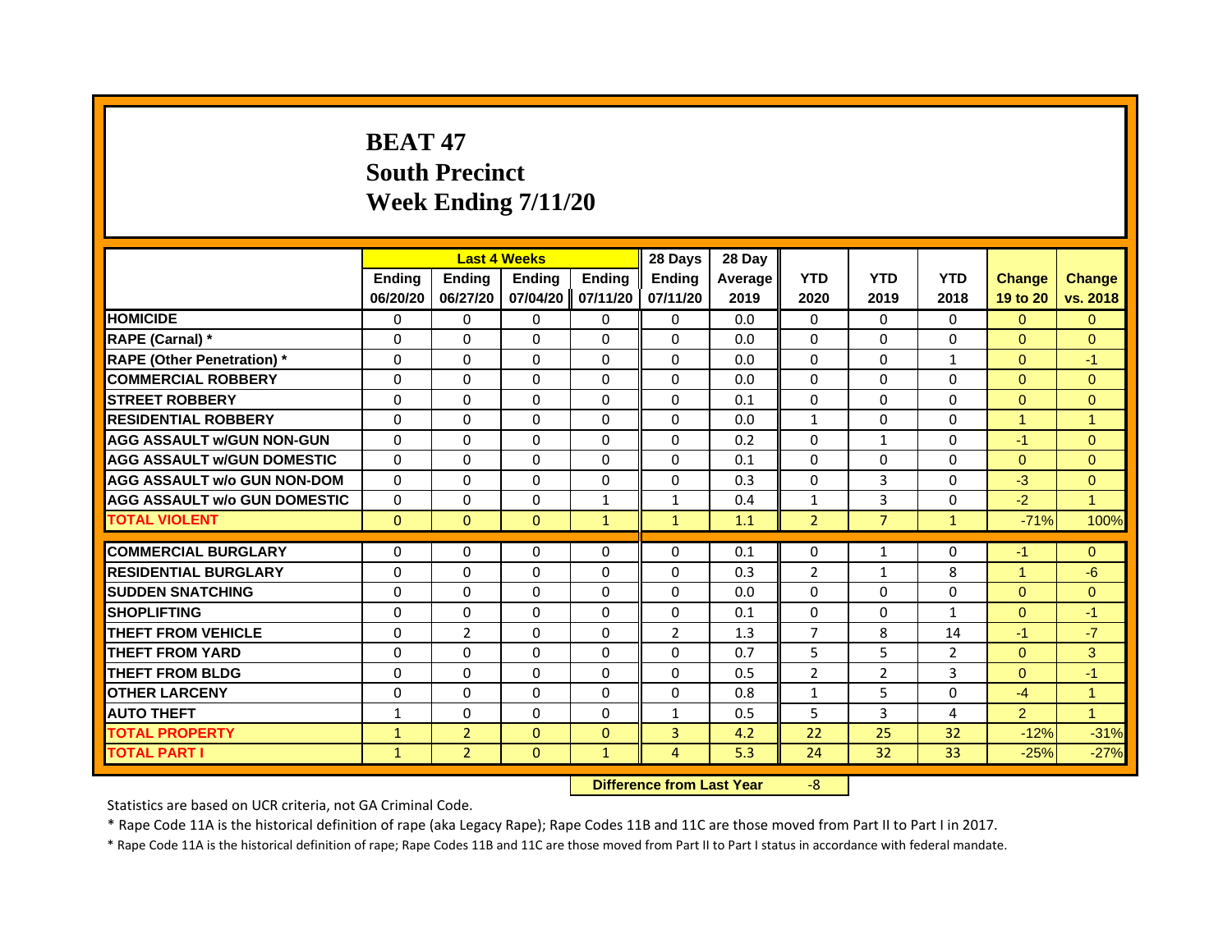# BEAT 47
## South Precinct
## Week Ending 7/11/20

| | Last 4 Weeks | | | | 28 Days | 28 Day | | | | | |
|---|---|---|---|---|---|---|---|---|---|---|---|
| | Ending 06/20/20 | Ending 06/27/20 | Ending 07/04/20 | Ending 07/11/20 | Ending 07/11/20 | Average 2019 | YTD 2020 | YTD 2019 | YTD 2018 | Change 19 to 20 | Change vs. 2018 |
| HOMICIDE | 0 | 0 | 0 | 0 | 0 | 0.0 | 0 | 0 | 0 | 0 | 0 |
| RAPE (Carnal) * | 0 | 0 | 0 | 0 | 0 | 0.0 | 0 | 0 | 0 | 0 | 0 |
| RAPE (Other Penetration) * | 0 | 0 | 0 | 0 | 0 | 0.0 | 0 | 0 | 1 | 0 | -1 |
| COMMERCIAL ROBBERY | 0 | 0 | 0 | 0 | 0 | 0.0 | 0 | 0 | 0 | 0 | 0 |
| STREET ROBBERY | 0 | 0 | 0 | 0 | 0 | 0.1 | 0 | 0 | 0 | 0 | 0 |
| RESIDENTIAL ROBBERY | 0 | 0 | 0 | 0 | 0 | 0.0 | 1 | 0 | 0 | 1 | 1 |
| AGG ASSAULT w/GUN NON-GUN | 0 | 0 | 0 | 0 | 0 | 0.2 | 0 | 1 | 0 | -1 | 0 |
| AGG ASSAULT w/GUN DOMESTIC | 0 | 0 | 0 | 0 | 0 | 0.1 | 0 | 0 | 0 | 0 | 0 |
| AGG ASSAULT w/o GUN NON-DOM | 0 | 0 | 0 | 0 | 0 | 0.3 | 0 | 3 | 0 | -3 | 0 |
| AGG ASSAULT w/o GUN DOMESTIC | 0 | 0 | 0 | 1 | 1 | 0.4 | 1 | 3 | 0 | -2 | 1 |
| TOTAL VIOLENT | 0 | 0 | 0 | 1 | 1 | 1.1 | 2 | 7 | 1 | -71% | 100% |
| COMMERCIAL BURGLARY | 0 | 0 | 0 | 0 | 0 | 0.1 | 0 | 1 | 0 | -1 | 0 |
| RESIDENTIAL BURGLARY | 0 | 0 | 0 | 0 | 0 | 0.3 | 2 | 1 | 8 | 1 | -6 |
| SUDDEN SNATCHING | 0 | 0 | 0 | 0 | 0 | 0.0 | 0 | 0 | 0 | 0 | 0 |
| SHOPLIFTING | 0 | 0 | 0 | 0 | 0 | 0.1 | 0 | 0 | 1 | 0 | -1 |
| THEFT FROM VEHICLE | 0 | 2 | 0 | 0 | 2 | 1.3 | 7 | 8 | 14 | -1 | -7 |
| THEFT FROM YARD | 0 | 0 | 0 | 0 | 0 | 0.7 | 5 | 5 | 2 | 0 | 3 |
| THEFT FROM BLDG | 0 | 0 | 0 | 0 | 0 | 0.5 | 2 | 2 | 3 | 0 | -1 |
| OTHER LARCENY | 0 | 0 | 0 | 0 | 0 | 0.8 | 1 | 5 | 0 | -4 | 1 |
| AUTO THEFT | 1 | 0 | 0 | 0 | 1 | 0.5 | 5 | 3 | 4 | 2 | 1 |
| TOTAL PROPERTY | 1 | 2 | 0 | 0 | 3 | 4.2 | 22 | 25 | 32 | -12% | -31% |
| TOTAL PART I | 1 | 2 | 0 | 1 | 4 | 5.3 | 24 | 32 | 33 | -25% | -27% |

**Difference from Last Year** -8

Statistics are based on UCR criteria, not GA Criminal Code.

* Rape Code 11A is the historical definition of rape (aka Legacy Rape); Rape Codes 11B and 11C are those moved from Part II to Part I in 2017.

* Rape Code 11A is the historical definition of rape; Rape Codes 11B and 11C are those moved from Part II to Part I status in accordance with federal mandate.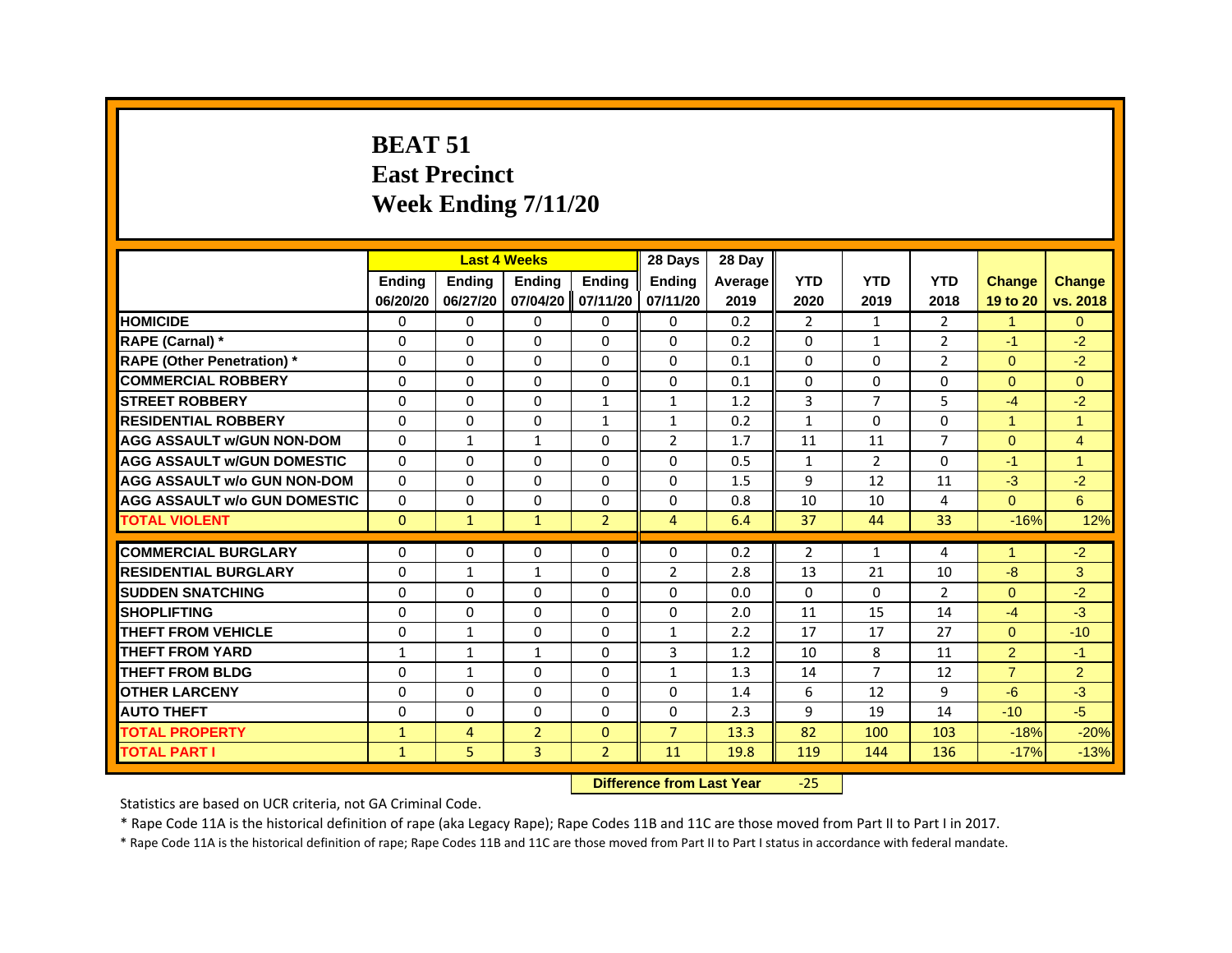# BEAT 51
## East Precinct
## Week Ending 7/11/20

| | Last 4 Weeks | | | | 28 Days | 28 Day | | | | | |
|---|---|---|---|---|---|---|---|---|---|---|---|
| | Ending 06/20/20 | Ending 06/27/20 | Ending 07/04/20 | Ending 07/11/20 | Ending 07/11/20 | Average 2019 | YTD 2020 | YTD 2019 | YTD 2018 | Change 19 to 20 | Change vs. 2018 |
| **HOMICIDE** | 0 | 0 | 0 | 0 | 0 | 0.2 | 2 | 1 | 2 | 1 | 0 |
| **RAPE (Carnal) *** | 0 | 0 | 0 | 0 | 0 | 0.2 | 0 | 1 | 2 | -1 | -2 |
| **RAPE (Other Penetration) *** | 0 | 0 | 0 | 0 | 0 | 0.1 | 0 | 0 | 2 | 0 | -2 |
| **COMMERCIAL ROBBERY** | 0 | 0 | 0 | 0 | 0 | 0.1 | 0 | 0 | 0 | 0 | 0 |
| **STREET ROBBERY** | 0 | 0 | 0 | 1 | 1 | 1.2 | 3 | 7 | 5 | -4 | -2 |
| **RESIDENTIAL ROBBERY** | 0 | 0 | 0 | 1 | 1 | 0.2 | 1 | 0 | 0 | 1 | 1 |
| **AGG ASSAULT w/GUN NON-DOM** | 0 | 1 | 1 | 0 | 2 | 1.7 | 11 | 11 | 7 | 0 | 4 |
| **AGG ASSAULT w/GUN DOMESTIC** | 0 | 0 | 0 | 0 | 0 | 0.5 | 1 | 2 | 0 | -1 | 1 |
| **AGG ASSAULT w/o GUN NON-DOM** | 0 | 0 | 0 | 0 | 0 | 1.5 | 9 | 12 | 11 | -3 | -2 |
| **AGG ASSAULT w/o GUN DOMESTIC** | 0 | 0 | 0 | 0 | 0 | 0.8 | 10 | 10 | 4 | 0 | 6 |
| **TOTAL VIOLENT** | 0 | 1 | 1 | 2 | 4 | 6.4 | 37 | 44 | 33 | -16% | 12% |
| **COMMERCIAL BURGLARY** | 0 | 0 | 0 | 0 | 0 | 0.2 | 2 | 1 | 4 | 1 | -2 |
| **RESIDENTIAL BURGLARY** | 0 | 1 | 1 | 0 | 2 | 2.8 | 13 | 21 | 10 | -8 | 3 |
| **SUDDEN SNATCHING** | 0 | 0 | 0 | 0 | 0 | 0.0 | 0 | 0 | 2 | 0 | -2 |
| **SHOPLIFTING** | 0 | 0 | 0 | 0 | 0 | 2.0 | 11 | 15 | 14 | -4 | -3 |
| **THEFT FROM VEHICLE** | 0 | 1 | 0 | 0 | 1 | 2.2 | 17 | 17 | 27 | 0 | -10 |
| **THEFT FROM YARD** | 1 | 1 | 1 | 0 | 3 | 1.2 | 10 | 8 | 11 | 2 | -1 |
| **THEFT FROM BLDG** | 0 | 1 | 0 | 0 | 1 | 1.3 | 14 | 7 | 12 | 7 | 2 |
| **OTHER LARCENY** | 0 | 0 | 0 | 0 | 0 | 1.4 | 6 | 12 | 9 | -6 | -3 |
| **AUTO THEFT** | 0 | 0 | 0 | 0 | 0 | 2.3 | 9 | 19 | 14 | -10 | -5 |
| **TOTAL PROPERTY** | 1 | 4 | 2 | 0 | 7 | 13.3 | 82 | 100 | 103 | -18% | -20% |
| **TOTAL PART I** | 1 | 5 | 3 | 2 | 11 | 19.8 | 119 | 144 | 136 | -17% | -13% |

**Difference from Last Year** -25

Statistics are based on UCR criteria, not GA Criminal Code.

* Rape Code 11A is the historical definition of rape (aka Legacy Rape); Rape Codes 11B and 11C are those moved from Part II to Part I in 2017.

* Rape Code 11A is the historical definition of rape; Rape Codes 11B and 11C are those moved from Part II to Part I status in accordance with federal mandate.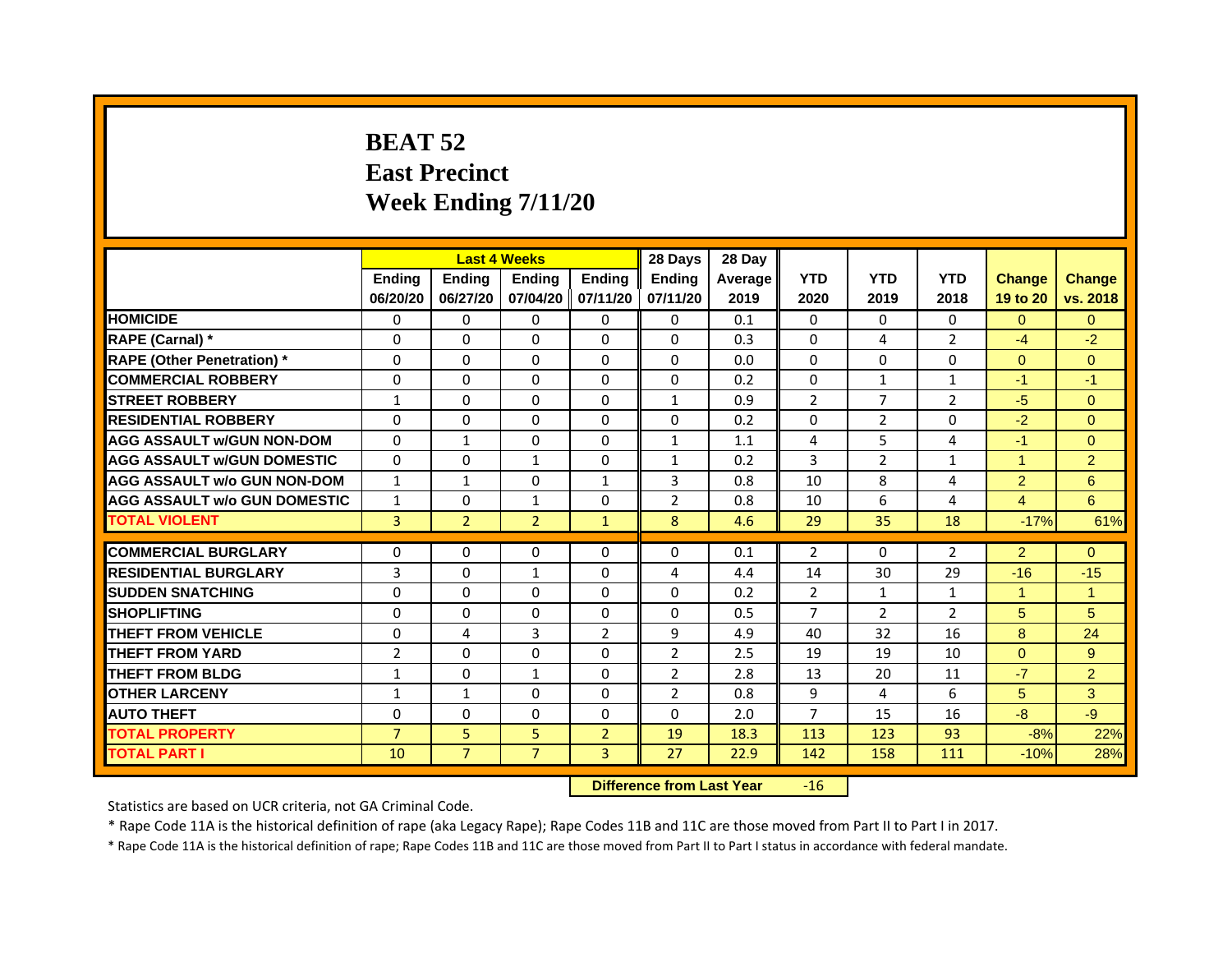# BEAT 52
# East Precinct
# Week Ending 7/11/20

| | Last 4 Weeks | | | | 28 Days | 28 Day | | | | | |
|---|---|---|---|---|---|---|---|---|---|---|---|
| | Ending 06/20/20 | Ending 06/27/20 | Ending 07/04/20 | Ending 07/11/20 | Ending 07/11/20 | Average 2019 | YTD 2020 | YTD 2019 | YTD 2018 | Change 19 to 20 | Change vs. 2018 |
| HOMICIDE | 0 | 0 | 0 | 0 | 0 | 0.1 | 0 | 0 | 0 | 0 | 0 |
| RAPE (Carnal) * | 0 | 0 | 0 | 0 | 0 | 0.3 | 0 | 4 | 2 | -4 | -2 |
| RAPE (Other Penetration) * | 0 | 0 | 0 | 0 | 0 | 0.0 | 0 | 0 | 0 | 0 | 0 |
| COMMERCIAL ROBBERY | 0 | 0 | 0 | 0 | 0 | 0.2 | 0 | 1 | 1 | -1 | -1 |
| STREET ROBBERY | 1 | 0 | 0 | 0 | 1 | 0.9 | 2 | 7 | 2 | -5 | 0 |
| RESIDENTIAL ROBBERY | 0 | 0 | 0 | 0 | 0 | 0.2 | 0 | 2 | 0 | -2 | 0 |
| AGG ASSAULT w/GUN NON-DOM | 0 | 1 | 0 | 0 | 1 | 1.1 | 4 | 5 | 4 | -1 | 0 |
| AGG ASSAULT w/GUN DOMESTIC | 0 | 0 | 1 | 0 | 1 | 0.2 | 3 | 2 | 1 | 1 | 2 |
| AGG ASSAULT w/o GUN NON-DOM | 1 | 1 | 0 | 1 | 3 | 0.8 | 10 | 8 | 4 | 2 | 6 |
| AGG ASSAULT w/o GUN DOMESTIC | 1 | 0 | 1 | 0 | 2 | 0.8 | 10 | 6 | 4 | 4 | 6 |
| TOTAL VIOLENT | 3 | 2 | 2 | 1 | 8 | 4.6 | 29 | 35 | 18 | -17% | 61% |
| COMMERCIAL BURGLARY | 0 | 0 | 0 | 0 | 0 | 0.1 | 2 | 0 | 2 | 2 | 0 |
| RESIDENTIAL BURGLARY | 3 | 0 | 1 | 0 | 4 | 4.4 | 14 | 30 | 29 | -16 | -15 |
| SUDDEN SNATCHING | 0 | 0 | 0 | 0 | 0 | 0.2 | 2 | 1 | 1 | 1 | 1 |
| SHOPLIFTING | 0 | 0 | 0 | 0 | 0 | 0.5 | 7 | 2 | 2 | 5 | 5 |
| THEFT FROM VEHICLE | 0 | 4 | 3 | 2 | 9 | 4.9 | 40 | 32 | 16 | 8 | 24 |
| THEFT FROM YARD | 2 | 0 | 0 | 0 | 2 | 2.5 | 19 | 19 | 10 | 0 | 9 |
| THEFT FROM BLDG | 1 | 0 | 1 | 0 | 2 | 2.8 | 13 | 20 | 11 | -7 | 2 |
| OTHER LARCENY | 1 | 1 | 0 | 0 | 2 | 0.8 | 9 | 4 | 6 | 5 | 3 |
| AUTO THEFT | 0 | 0 | 0 | 0 | 0 | 2.0 | 7 | 15 | 16 | -8 | -9 |
| TOTAL PROPERTY | 7 | 5 | 5 | 2 | 19 | 18.3 | 113 | 123 | 93 | -8% | 22% |
| TOTAL PART I | 10 | 7 | 7 | 3 | 27 | 22.9 | 142 | 158 | 111 | -10% | 28% |

**Difference from Last Year** -16

Statistics are based on UCR criteria, not GA Criminal Code.

* Rape Code 11A is the historical definition of rape (aka Legacy Rape); Rape Codes 11B and 11C are those moved from Part II to Part I in 2017.

* Rape Code 11A is the historical definition of rape; Rape Codes 11B and 11C are those moved from Part II to Part I status in accordance with federal mandate.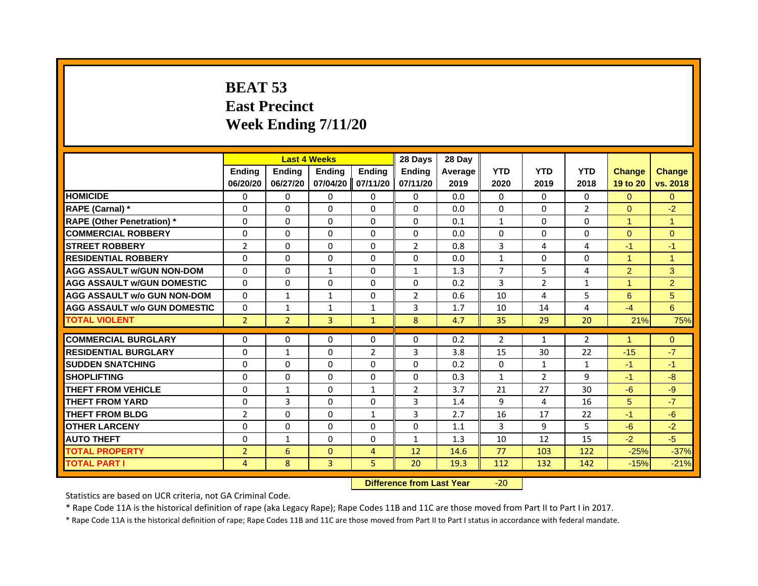# BEAT 53
## East Precinct
## Week Ending 7/11/20

| | Last 4 Weeks | | | | 28 Days | 28 Day | | | | | |
|---|---|---|---|---|---|---|---|---|---|---|---|
| | Ending 06/20/20 | Ending 06/27/20 | Ending 07/04/20 | Ending 07/11/20 | Ending 07/11/20 | Average 2019 | YTD 2020 | YTD 2019 | YTD 2018 | Change 19 to 20 | Change vs. 2018 |
| HOMICIDE | 0 | 0 | 0 | 0 | 0 | 0.0 | 0 | 0 | 0 | 0 | 0 |
| RAPE (Carnal) * | 0 | 0 | 0 | 0 | 0 | 0.0 | 0 | 0 | 2 | 0 | -2 |
| RAPE (Other Penetration) * | 0 | 0 | 0 | 0 | 0 | 0.1 | 1 | 0 | 0 | 1 | 1 |
| COMMERCIAL ROBBERY | 0 | 0 | 0 | 0 | 0 | 0.0 | 0 | 0 | 0 | 0 | 0 |
| STREET ROBBERY | 2 | 0 | 0 | 0 | 2 | 0.8 | 3 | 4 | 4 | -1 | -1 |
| RESIDENTIAL ROBBERY | 0 | 0 | 0 | 0 | 0 | 0.0 | 1 | 0 | 0 | 1 | 1 |
| AGG ASSAULT w/GUN NON-DOM | 0 | 0 | 1 | 0 | 1 | 1.3 | 7 | 5 | 4 | 2 | 3 |
| AGG ASSAULT w/GUN DOMESTIC | 0 | 0 | 0 | 0 | 0 | 0.2 | 3 | 2 | 1 | 1 | 2 |
| AGG ASSAULT w/o GUN NON-DOM | 0 | 1 | 1 | 0 | 2 | 0.6 | 10 | 4 | 5 | 6 | 5 |
| AGG ASSAULT w/o GUN DOMESTIC | 0 | 1 | 1 | 1 | 3 | 1.7 | 10 | 14 | 4 | -4 | 6 |
| TOTAL VIOLENT | 2 | 2 | 3 | 1 | 8 | 4.7 | 35 | 29 | 20 | 21% | 75% |
| COMMERCIAL BURGLARY | 0 | 0 | 0 | 0 | 0 | 0.2 | 2 | 1 | 2 | 1 | 0 |
| RESIDENTIAL BURGLARY | 0 | 1 | 0 | 2 | 3 | 3.8 | 15 | 30 | 22 | -15 | -7 |
| SUDDEN SNATCHING | 0 | 0 | 0 | 0 | 0 | 0.2 | 0 | 1 | 1 | -1 | -1 |
| SHOPLIFTING | 0 | 0 | 0 | 0 | 0 | 0.3 | 1 | 2 | 9 | -1 | -8 |
| THEFT FROM VEHICLE | 0 | 1 | 0 | 1 | 2 | 3.7 | 21 | 27 | 30 | -6 | -9 |
| THEFT FROM YARD | 0 | 3 | 0 | 0 | 3 | 1.4 | 9 | 4 | 16 | 5 | -7 |
| THEFT FROM BLDG | 2 | 0 | 0 | 1 | 3 | 2.7 | 16 | 17 | 22 | -1 | -6 |
| OTHER LARCENY | 0 | 0 | 0 | 0 | 0 | 1.1 | 3 | 9 | 5 | -6 | -2 |
| AUTO THEFT | 0 | 1 | 0 | 0 | 1 | 1.3 | 10 | 12 | 15 | -2 | -5 |
| TOTAL PROPERTY | 2 | 6 | 0 | 4 | 12 | 14.6 | 77 | 103 | 122 | -25% | -37% |
| TOTAL PART I | 4 | 8 | 3 | 5 | 20 | 19.3 | 112 | 132 | 142 | -15% | -21% |

**Difference from Last Year** -20

Statistics are based on UCR criteria, not GA Criminal Code.

* Rape Code 11A is the historical definition of rape (aka Legacy Rape); Rape Codes 11B and 11C are those moved from Part II to Part I in 2017.

* Rape Code 11A is the historical definition of rape; Rape Codes 11B and 11C are those moved from Part II to Part I status in accordance with federal mandate.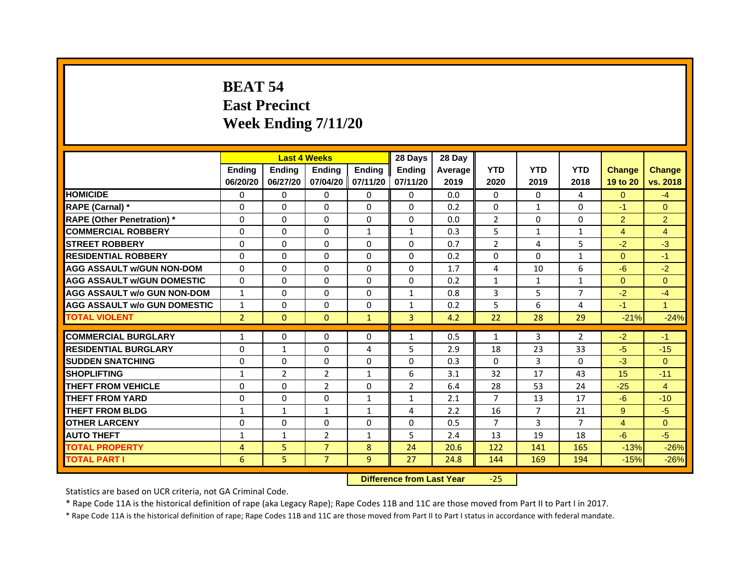# BEAT 54
# East Precinct
# Week Ending 7/11/20

| | Last 4 Weeks | | | | 28 Days | 28 Day | | | | | |
|---|---|---|---|---|---|---|---|---|---|---|---|
| | Ending 06/20/20 | Ending 06/27/20 | Ending 07/04/20 | Ending 07/11/20 | Ending 07/11/20 | Average 2019 | YTD 2020 | YTD 2019 | YTD 2018 | Change 19 to 20 | Change vs. 2018 |
| HOMICIDE | 0 | 0 | 0 | 0 | 0 | 0.0 | 0 | 0 | 4 | 0 | -4 |
| RAPE (Carnal) * | 0 | 0 | 0 | 0 | 0 | 0.2 | 0 | 1 | 0 | -1 | 0 |
| RAPE (Other Penetration) * | 0 | 0 | 0 | 0 | 0 | 0.0 | 2 | 0 | 0 | 2 | 2 |
| COMMERCIAL ROBBERY | 0 | 0 | 0 | 1 | 1 | 0.3 | 5 | 1 | 1 | 4 | 4 |
| STREET ROBBERY | 0 | 0 | 0 | 0 | 0 | 0.7 | 2 | 4 | 5 | -2 | -3 |
| RESIDENTIAL ROBBERY | 0 | 0 | 0 | 0 | 0 | 0.2 | 0 | 0 | 1 | 0 | -1 |
| AGG ASSAULT w/GUN NON-DOM | 0 | 0 | 0 | 0 | 0 | 1.7 | 4 | 10 | 6 | -6 | -2 |
| AGG ASSAULT w/GUN DOMESTIC | 0 | 0 | 0 | 0 | 0 | 0.2 | 1 | 1 | 1 | 0 | 0 |
| AGG ASSAULT w/o GUN NON-DOM | 1 | 0 | 0 | 0 | 1 | 0.8 | 3 | 5 | 7 | -2 | -4 |
| AGG ASSAULT w/o GUN DOMESTIC | 1 | 0 | 0 | 0 | 1 | 0.2 | 5 | 6 | 4 | -1 | 1 |
| TOTAL VIOLENT | 2 | 0 | 0 | 1 | 3 | 4.2 | 22 | 28 | 29 | -21% | -24% |
| COMMERCIAL BURGLARY | 1 | 0 | 0 | 0 | 1 | 0.5 | 1 | 3 | 2 | -2 | -1 |
| RESIDENTIAL BURGLARY | 0 | 1 | 0 | 4 | 5 | 2.9 | 18 | 23 | 33 | -5 | -15 |
| SUDDEN SNATCHING | 0 | 0 | 0 | 0 | 0 | 0.3 | 0 | 3 | 0 | -3 | 0 |
| SHOPLIFTING | 1 | 2 | 2 | 1 | 6 | 3.1 | 32 | 17 | 43 | 15 | -11 |
| THEFT FROM VEHICLE | 0 | 0 | 2 | 0 | 2 | 6.4 | 28 | 53 | 24 | -25 | 4 |
| THEFT FROM YARD | 0 | 0 | 0 | 1 | 1 | 2.1 | 7 | 13 | 17 | -6 | -10 |
| THEFT FROM BLDG | 1 | 1 | 1 | 1 | 4 | 2.2 | 16 | 7 | 21 | 9 | -5 |
| OTHER LARCENY | 0 | 0 | 0 | 0 | 0 | 0.5 | 7 | 3 | 7 | 4 | 0 |
| AUTO THEFT | 1 | 1 | 2 | 1 | 5 | 2.4 | 13 | 19 | 18 | -6 | -5 |
| TOTAL PROPERTY | 4 | 5 | 7 | 8 | 24 | 20.6 | 122 | 141 | 165 | -13% | -26% |
| TOTAL PART I | 6 | 5 | 7 | 9 | 27 | 24.8 | 144 | 169 | 194 | -15% | -26% |

**Difference from Last Year** -25

Statistics are based on UCR criteria, not GA Criminal Code.

* Rape Code 11A is the historical definition of rape (aka Legacy Rape); Rape Codes 11B and 11C are those moved from Part II to Part I in 2017.

* Rape Code 11A is the historical definition of rape; Rape Codes 11B and 11C are those moved from Part II to Part I status in accordance with federal mandate.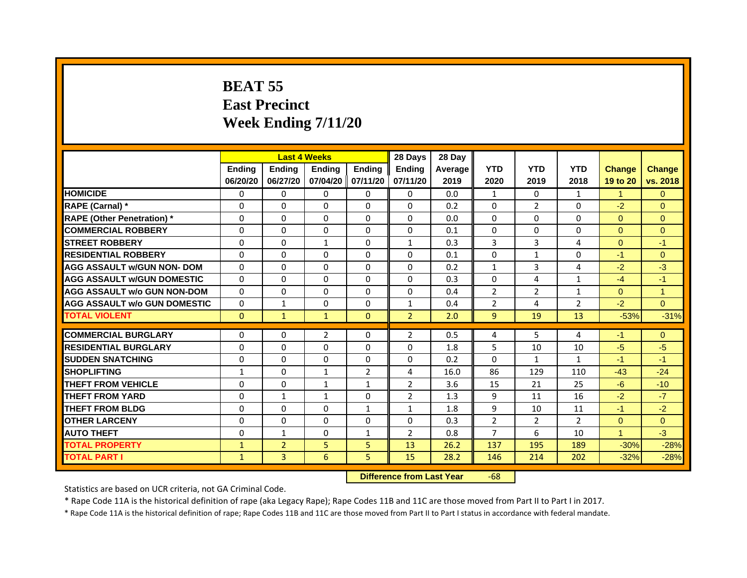# BEAT 55
## East Precinct
## Week Ending 7/11/20

| | Last 4 Weeks | | | | 28 Days | 28 Day | | | | | |
|---|---|---|---|---|---|---|---|---|---|---|---|
| | Ending 06/20/20 | Ending 06/27/20 | Ending 07/04/20 | Ending 07/11/20 | Ending 07/11/20 | Average 2019 | YTD 2020 | YTD 2019 | YTD 2018 | Change 19 to 20 | Change vs. 2018 |
| HOMICIDE | 0 | 0 | 0 | 0 | 0 | 0.0 | 1 | 0 | 1 | 1 | 0 |
| RAPE (Carnal) * | 0 | 0 | 0 | 0 | 0 | 0.2 | 0 | 2 | 0 | -2 | 0 |
| RAPE (Other Penetration) * | 0 | 0 | 0 | 0 | 0 | 0.0 | 0 | 0 | 0 | 0 | 0 |
| COMMERCIAL ROBBERY | 0 | 0 | 0 | 0 | 0 | 0.1 | 0 | 0 | 0 | 0 | 0 |
| STREET ROBBERY | 0 | 0 | 1 | 0 | 1 | 0.3 | 3 | 3 | 4 | 0 | -1 |
| RESIDENTIAL ROBBERY | 0 | 0 | 0 | 0 | 0 | 0.1 | 0 | 1 | 0 | -1 | 0 |
| AGG ASSAULT w/GUN NON- DOM | 0 | 0 | 0 | 0 | 0 | 0.2 | 1 | 3 | 4 | -2 | -3 |
| AGG ASSAULT w/GUN DOMESTIC | 0 | 0 | 0 | 0 | 0 | 0.3 | 0 | 4 | 1 | -4 | -1 |
| AGG ASSAULT w/o GUN NON-DOM | 0 | 0 | 0 | 0 | 0 | 0.4 | 2 | 2 | 1 | 0 | 1 |
| AGG ASSAULT w/o GUN DOMESTIC | 0 | 1 | 0 | 0 | 1 | 0.4 | 2 | 4 | 2 | -2 | 0 |
| TOTAL VIOLENT | 0 | 1 | 1 | 0 | 2 | 2.0 | 9 | 19 | 13 | -53% | -31% |
| COMMERCIAL BURGLARY | 0 | 0 | 2 | 0 | 2 | 0.5 | 4 | 5 | 4 | -1 | 0 |
| RESIDENTIAL BURGLARY | 0 | 0 | 0 | 0 | 0 | 1.8 | 5 | 10 | 10 | -5 | -5 |
| SUDDEN SNATCHING | 0 | 0 | 0 | 0 | 0 | 0.2 | 0 | 1 | 1 | -1 | -1 |
| SHOPLIFTING | 1 | 0 | 1 | 2 | 4 | 16.0 | 86 | 129 | 110 | -43 | -24 |
| THEFT FROM VEHICLE | 0 | 0 | 1 | 1 | 2 | 3.6 | 15 | 21 | 25 | -6 | -10 |
| THEFT FROM YARD | 0 | 1 | 1 | 0 | 2 | 1.3 | 9 | 11 | 16 | -2 | -7 |
| THEFT FROM BLDG | 0 | 0 | 0 | 1 | 1 | 1.8 | 9 | 10 | 11 | -1 | -2 |
| OTHER LARCENY | 0 | 0 | 0 | 0 | 0 | 0.3 | 2 | 2 | 2 | 0 | 0 |
| AUTO THEFT | 0 | 1 | 0 | 1 | 2 | 0.8 | 7 | 6 | 10 | 1 | -3 |
| TOTAL PROPERTY | 1 | 2 | 5 | 5 | 13 | 26.2 | 137 | 195 | 189 | -30% | -28% |
| TOTAL PART I | 1 | 3 | 6 | 5 | 15 | 28.2 | 146 | 214 | 202 | -32% | -28% |

**Difference from Last Year** -68

Statistics are based on UCR criteria, not GA Criminal Code.

* Rape Code 11A is the historical definition of rape (aka Legacy Rape); Rape Codes 11B and 11C are those moved from Part II to Part I in 2017.

* Rape Code 11A is the historical definition of rape; Rape Codes 11B and 11C are those moved from Part II to Part I status in accordance with federal mandate.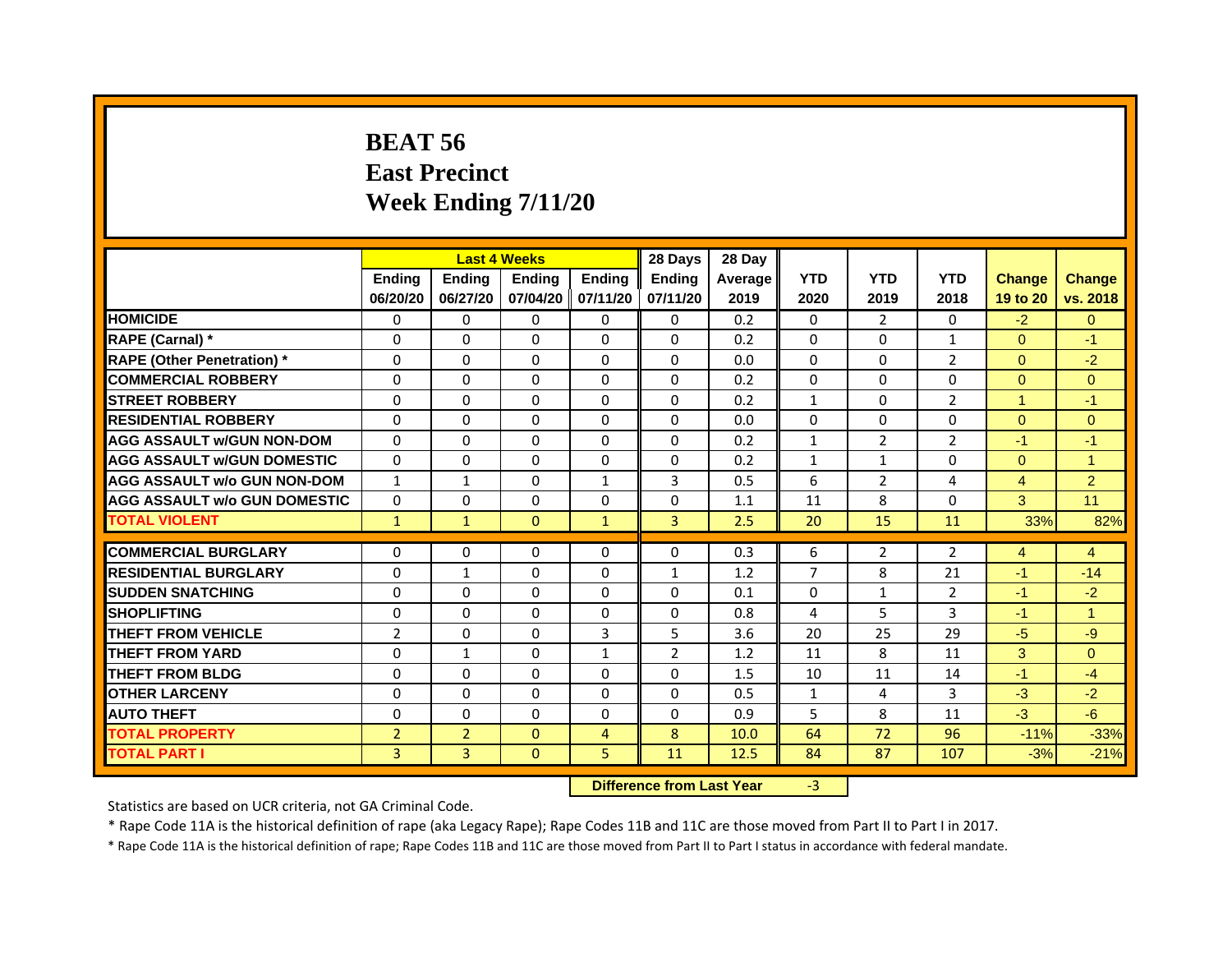# BEAT 56
# East Precinct
# Week Ending 7/11/20

| | Last 4 Weeks | | | | 28 Days | 28 Day | | | | | |
|---|---|---|---|---|---|---|---|---|---|---|---|
| | Ending 06/20/20 | Ending 06/27/20 | Ending 07/04/20 | Ending 07/11/20 | Ending 07/11/20 | Average 2019 | YTD 2020 | YTD 2019 | YTD 2018 | Change 19 to 20 | Change vs. 2018 |
| HOMICIDE | 0 | 0 | 0 | 0 | 0 | 0.2 | 0 | 2 | 0 | -2 | 0 |
| RAPE (Carnal) * | 0 | 0 | 0 | 0 | 0 | 0.2 | 0 | 0 | 1 | 0 | -1 |
| RAPE (Other Penetration) * | 0 | 0 | 0 | 0 | 0 | 0.0 | 0 | 0 | 2 | 0 | -2 |
| COMMERCIAL ROBBERY | 0 | 0 | 0 | 0 | 0 | 0.2 | 0 | 0 | 0 | 0 | 0 |
| STREET ROBBERY | 0 | 0 | 0 | 0 | 0 | 0.2 | 1 | 0 | 2 | 1 | -1 |
| RESIDENTIAL ROBBERY | 0 | 0 | 0 | 0 | 0 | 0.0 | 0 | 0 | 0 | 0 | 0 |
| AGG ASSAULT w/GUN NON-DOM | 0 | 0 | 0 | 0 | 0 | 0.2 | 1 | 2 | 2 | -1 | -1 |
| AGG ASSAULT w/GUN DOMESTIC | 0 | 0 | 0 | 0 | 0 | 0.2 | 1 | 1 | 0 | 0 | 1 |
| AGG ASSAULT w/o GUN NON-DOM | 1 | 1 | 0 | 1 | 3 | 0.5 | 6 | 2 | 4 | 4 | 2 |
| AGG ASSAULT w/o GUN DOMESTIC | 0 | 0 | 0 | 0 | 0 | 1.1 | 11 | 8 | 0 | 3 | 11 |
| TOTAL VIOLENT | 1 | 1 | 0 | 1 | 3 | 2.5 | 20 | 15 | 11 | 33% | 82% |
| COMMERCIAL BURGLARY | 0 | 0 | 0 | 0 | 0 | 0.3 | 6 | 2 | 2 | 4 | 4 |
| RESIDENTIAL BURGLARY | 0 | 1 | 0 | 0 | 1 | 1.2 | 7 | 8 | 21 | -1 | -14 |
| SUDDEN SNATCHING | 0 | 0 | 0 | 0 | 0 | 0.1 | 0 | 1 | 2 | -1 | -2 |
| SHOPLIFTING | 0 | 0 | 0 | 0 | 0 | 0.8 | 4 | 5 | 3 | -1 | 1 |
| THEFT FROM VEHICLE | 2 | 0 | 0 | 3 | 5 | 3.6 | 20 | 25 | 29 | -5 | -9 |
| THEFT FROM YARD | 0 | 1 | 0 | 1 | 2 | 1.2 | 11 | 8 | 11 | 3 | 0 |
| THEFT FROM BLDG | 0 | 0 | 0 | 0 | 0 | 1.5 | 10 | 11 | 14 | -1 | -4 |
| OTHER LARCENY | 0 | 0 | 0 | 0 | 0 | 0.5 | 1 | 4 | 3 | -3 | -2 |
| AUTO THEFT | 0 | 0 | 0 | 0 | 0 | 0.9 | 5 | 8 | 11 | -3 | -6 |
| TOTAL PROPERTY | 2 | 2 | 0 | 4 | 8 | 10.0 | 64 | 72 | 96 | -11% | -33% |
| TOTAL PART I | 3 | 3 | 0 | 5 | 11 | 12.5 | 84 | 87 | 107 | -3% | -21% |

**Difference from Last Year** -3

Statistics are based on UCR criteria, not GA Criminal Code.

* Rape Code 11A is the historical definition of rape (aka Legacy Rape); Rape Codes 11B and 11C are those moved from Part II to Part I in 2017.

* Rape Code 11A is the historical definition of rape; Rape Codes 11B and 11C are those moved from Part II to Part I status in accordance with federal mandate.